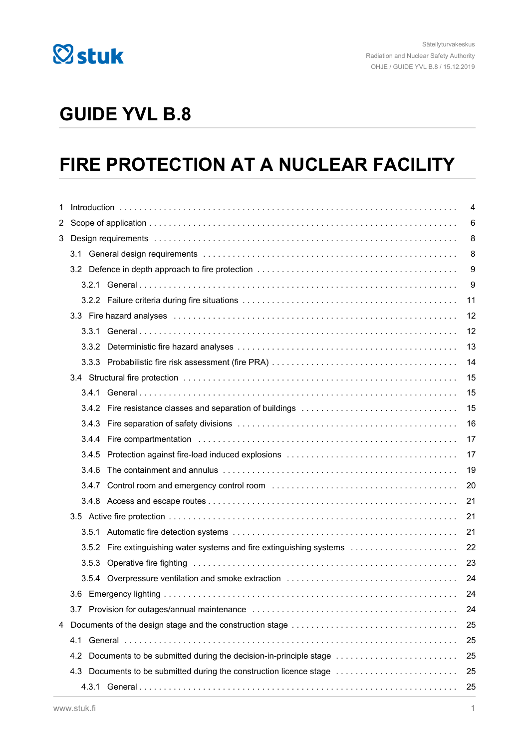# GUIDE YVL B.8

# FIRE PROTECTION AT A NUCLEAR FACILITY

| | |
|---|---|
| 1 Introduction | 4 |
| 2 Scope of application | 6 |
| 3 Design requirements | 8 |
| 3.1 General design requirements | 8 |
| 3.2 Defence in depth approach to fire protection | 9 |
| 3.2.1 General | 9 |
| 3.2.2 Failure criteria during fire situations | 11 |
| 3.3 Fire hazard analyses | 12 |
| 3.3.1 General | 12 |
| 3.3.2 Deterministic fire hazard analyses | 13 |
| 3.3.3 Probabilistic fire risk assessment (fire PRA) | 14 |
| 3.4 Structural fire protection | 15 |
| 3.4.1 General | 15 |
| 3.4.2 Fire resistance classes and separation of buildings | 15 |
| 3.4.3 Fire separation of safety divisions | 16 |
| 3.4.4 Fire compartmentation | 17 |
| 3.4.5 Protection against fire-load induced explosions | 17 |
| 3.4.6 The containment and annulus | 19 |
| 3.4.7 Control room and emergency control room | 20 |
| 3.4.8 Access and escape routes | 21 |
| 3.5 Active fire protection | 21 |
| 3.5.1 Automatic fire detection systems | 21 |
| 3.5.2 Fire extinguishing water systems and fire extinguishing systems | 22 |
| 3.5.3 Operative fire fighting | 23 |
| 3.5.4 Overpressure ventilation and smoke extraction | 24 |
| 3.6 Emergency lighting | 24 |
| 3.7 Provision for outages/annual maintenance | 24 |
| 4 Documents of the design stage and the construction stage | 25 |
| 4.1 General | 25 |
| 4.2 Documents to be submitted during the decision-in-principle stage | 25 |
| 4.3 Documents to be submitted during the construction licence stage | 25 |
| 4.3.1 General | 25 |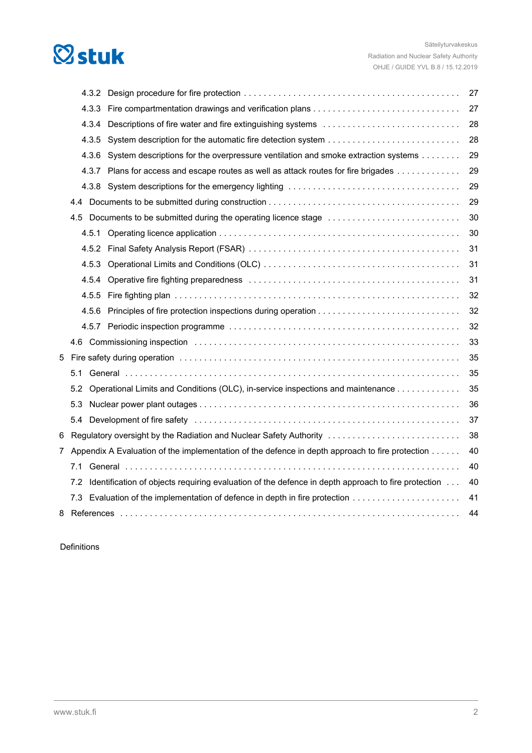4.3.2 Design procedure for fire protection . . . 27
4.3.3 Fire compartmentation drawings and verification plans . . . 27
4.3.4 Descriptions of fire water and fire extinguishing systems . . . 28
4.3.5 System description for the automatic fire detection system . . . 28
4.3.6 System descriptions for the overpressure ventilation and smoke extraction systems . . . 29
4.3.7 Plans for access and escape routes as well as attack routes for fire brigades . . . 29
4.3.8 System descriptions for the emergency lighting . . . 29
4.4 Documents to be submitted during construction . . . 29
4.5 Documents to be submitted during the operating licence stage . . . 30
4.5.1 Operating licence application . . . 30
4.5.2 Final Safety Analysis Report (FSAR) . . . 31
4.5.3 Operational Limits and Conditions (OLC) . . . 31
4.5.4 Operative fire fighting preparedness . . . 31
4.5.5 Fire fighting plan . . . 32
4.5.6 Principles of fire protection inspections during operation . . . 32
4.5.7 Periodic inspection programme . . . 32
4.6 Commissioning inspection . . . 33
5 Fire safety during operation . . . 35
5.1 General . . . 35
5.2 Operational Limits and Conditions (OLC), in-service inspections and maintenance . . . 35
5.3 Nuclear power plant outages . . . 36
5.4 Development of fire safety . . . 37
6 Regulatory oversight by the Radiation and Nuclear Safety Authority . . . 38
7 Appendix A Evaluation of the implementation of the defence in depth approach to fire protection . . . 40
7.1 General . . . 40
7.2 Identification of objects requiring evaluation of the defence in depth approach to fire protection . . . 40
7.3 Evaluation of the implementation of defence in depth in fire protection . . . 41
8 References . . . 44

Definitions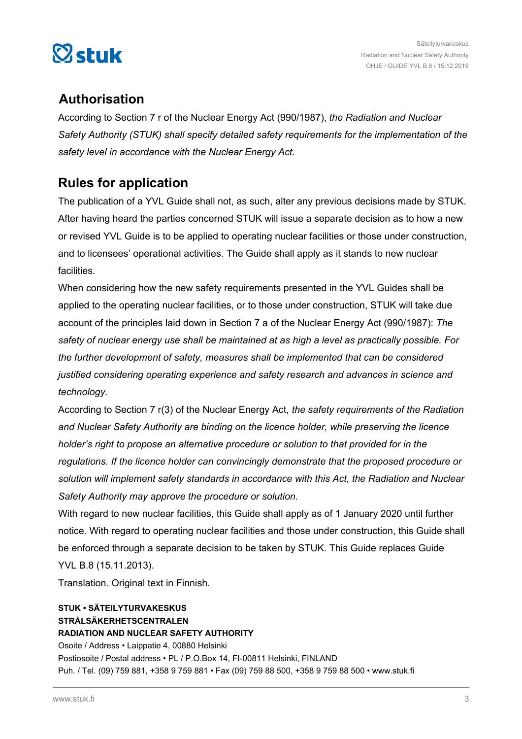## Authorisation

According to Section 7 r of the Nuclear Energy Act (990/1987), *the Radiation and Nuclear Safety Authority (STUK) shall specify detailed safety requirements for the implementation of the safety level in accordance with the Nuclear Energy Act.*

## Rules for application

The publication of a YVL Guide shall not, as such, alter any previous decisions made by STUK. After having heard the parties concerned STUK will issue a separate decision as to how a new or revised YVL Guide is to be applied to operating nuclear facilities or those under construction, and to licensees' operational activities. The Guide shall apply as it stands to new nuclear facilities.

When considering how the new safety requirements presented in the YVL Guides shall be applied to the operating nuclear facilities, or to those under construction, STUK will take due account of the principles laid down in Section 7 a of the Nuclear Energy Act (990/1987): *The safety of nuclear energy use shall be maintained at as high a level as practically possible. For the further development of safety, measures shall be implemented that can be considered justified considering operating experience and safety research and advances in science and technology.*

According to Section 7 r(3) of the Nuclear Energy Act, *the safety requirements of the Radiation and Nuclear Safety Authority are binding on the licence holder, while preserving the licence holder's right to propose an alternative procedure or solution to that provided for in the regulations. If the licence holder can convincingly demonstrate that the proposed procedure or solution will implement safety standards in accordance with this Act, the Radiation and Nuclear Safety Authority may approve the procedure or solution.*

With regard to new nuclear facilities, this Guide shall apply as of 1 January 2020 until further notice. With regard to operating nuclear facilities and those under construction, this Guide shall be enforced through a separate decision to be taken by STUK. This Guide replaces Guide YVL B.8 (15.11.2013).

Translation. Original text in Finnish.

**STUK • SÄTEILYTURVAKESKUS**
**STRÅLSÄKERHETSCENTRALEN**
**RADIATION AND NUCLEAR SAFETY AUTHORITY**
Osoite / Address • Laippatie 4, 00880 Helsinki
Postiosoite / Postal address • PL / P.O.Box 14, FI-00811 Helsinki, FINLAND
Puh. / Tel. (09) 759 881, +358 9 759 881 • Fax (09) 759 88 500, +358 9 759 88 500 • www.stuk.fi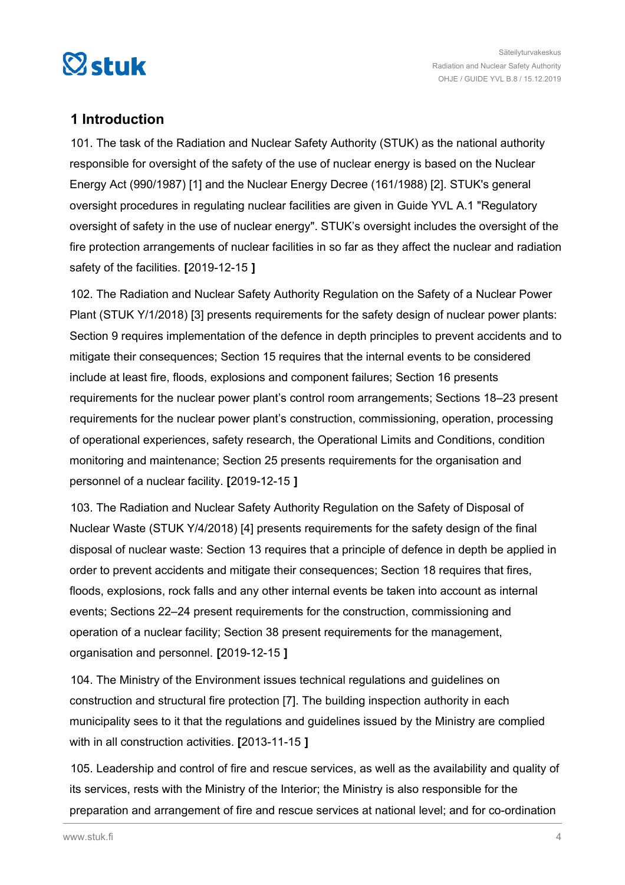## 1 Introduction

101. The task of the Radiation and Nuclear Safety Authority (STUK) as the national authority responsible for oversight of the safety of the use of nuclear energy is based on the Nuclear Energy Act (990/1987) [1] and the Nuclear Energy Decree (161/1988) [2]. STUK's general oversight procedures in regulating nuclear facilities are given in Guide YVL A.1 "Regulatory oversight of safety in the use of nuclear energy". STUK's oversight includes the oversight of the fire protection arrangements of nuclear facilities in so far as they affect the nuclear and radiation safety of the facilities. **[**2019-12-15 **]**

102. The Radiation and Nuclear Safety Authority Regulation on the Safety of a Nuclear Power Plant (STUK Y/1/2018) [3] presents requirements for the safety design of nuclear power plants: Section 9 requires implementation of the defence in depth principles to prevent accidents and to mitigate their consequences; Section 15 requires that the internal events to be considered include at least fire, floods, explosions and component failures; Section 16 presents requirements for the nuclear power plant's control room arrangements; Sections 18–23 present requirements for the nuclear power plant's construction, commissioning, operation, processing of operational experiences, safety research, the Operational Limits and Conditions, condition monitoring and maintenance; Section 25 presents requirements for the organisation and personnel of a nuclear facility. **[**2019-12-15 **]**

103. The Radiation and Nuclear Safety Authority Regulation on the Safety of Disposal of Nuclear Waste (STUK Y/4/2018) [4] presents requirements for the safety design of the final disposal of nuclear waste: Section 13 requires that a principle of defence in depth be applied in order to prevent accidents and mitigate their consequences; Section 18 requires that fires, floods, explosions, rock falls and any other internal events be taken into account as internal events; Sections 22–24 present requirements for the construction, commissioning and operation of a nuclear facility; Section 38 present requirements for the management, organisation and personnel. **[**2019-12-15 **]**

104. The Ministry of the Environment issues technical regulations and guidelines on construction and structural fire protection [7]. The building inspection authority in each municipality sees to it that the regulations and guidelines issued by the Ministry are complied with in all construction activities. **[**2013-11-15 **]**

105. Leadership and control of fire and rescue services, as well as the availability and quality of its services, rests with the Ministry of the Interior; the Ministry is also responsible for the preparation and arrangement of fire and rescue services at national level; and for co-ordination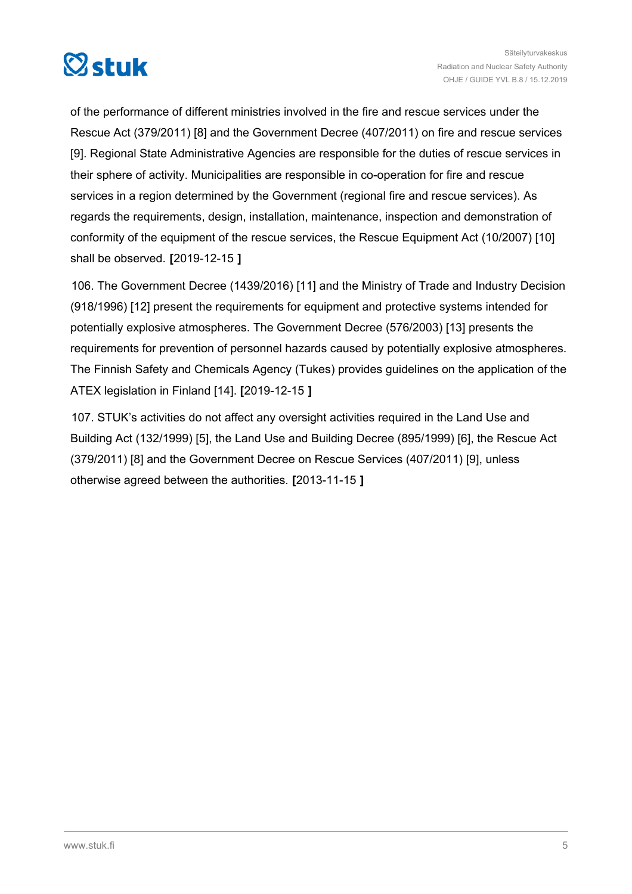of the performance of different ministries involved in the fire and rescue services under the Rescue Act (379/2011) [8] and the Government Decree (407/2011) on fire and rescue services [9]. Regional State Administrative Agencies are responsible for the duties of rescue services in their sphere of activity. Municipalities are responsible in co-operation for fire and rescue services in a region determined by the Government (regional fire and rescue services). As regards the requirements, design, installation, maintenance, inspection and demonstration of conformity of the equipment of the rescue services, the Rescue Equipment Act (10/2007) [10] shall be observed. **[**2019-12-15 **]**

106. The Government Decree (1439/2016) [11] and the Ministry of Trade and Industry Decision (918/1996) [12] present the requirements for equipment and protective systems intended for potentially explosive atmospheres. The Government Decree (576/2003) [13] presents the requirements for prevention of personnel hazards caused by potentially explosive atmospheres. The Finnish Safety and Chemicals Agency (Tukes) provides guidelines on the application of the ATEX legislation in Finland [14]. **[**2019-12-15 **]**

107. STUK's activities do not affect any oversight activities required in the Land Use and Building Act (132/1999) [5], the Land Use and Building Decree (895/1999) [6], the Rescue Act (379/2011) [8] and the Government Decree on Rescue Services (407/2011) [9], unless otherwise agreed between the authorities. **[**2013-11-15 **]**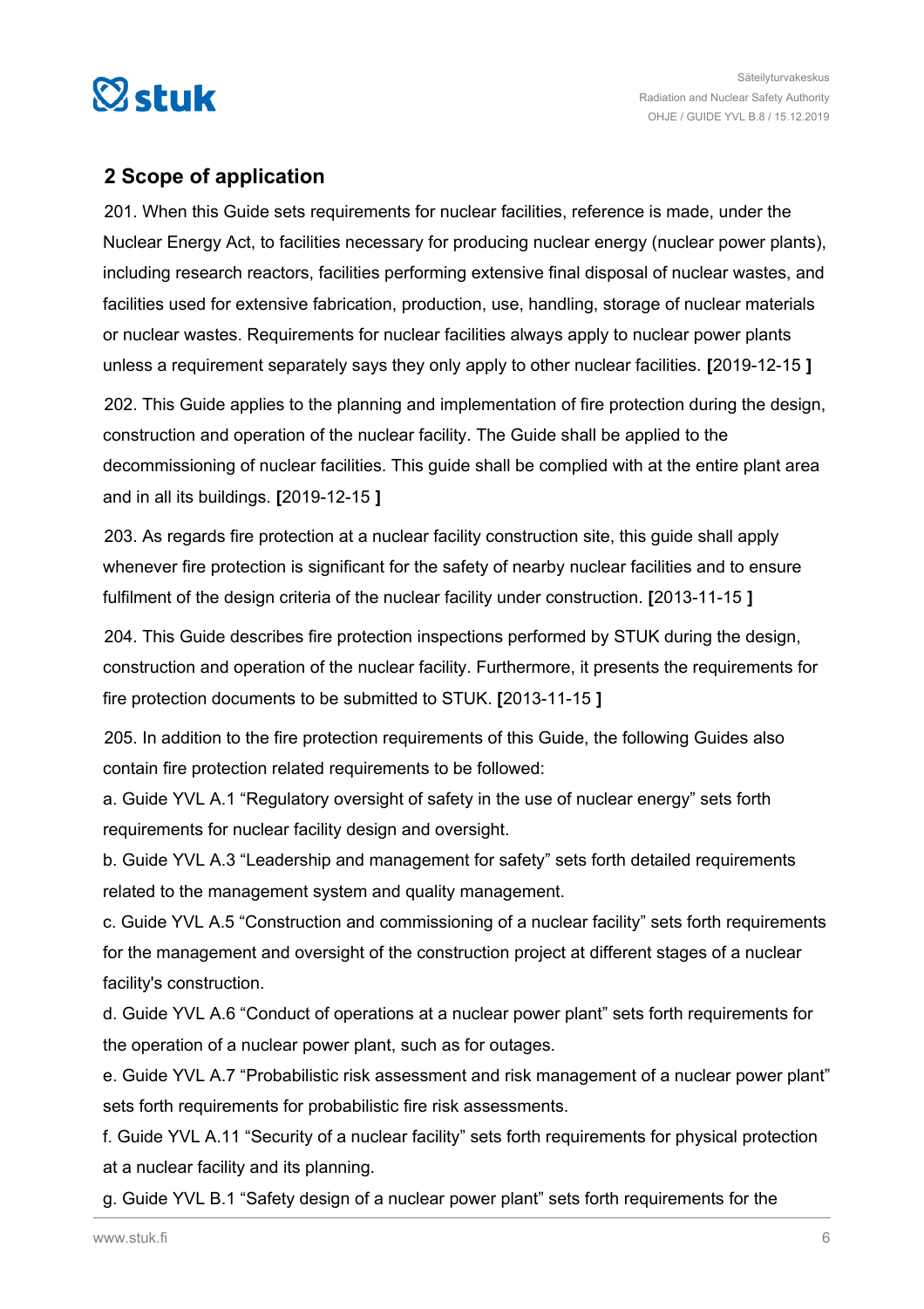## 2 Scope of application

201. When this Guide sets requirements for nuclear facilities, reference is made, under the Nuclear Energy Act, to facilities necessary for producing nuclear energy (nuclear power plants), including research reactors, facilities performing extensive final disposal of nuclear wastes, and facilities used for extensive fabrication, production, use, handling, storage of nuclear materials or nuclear wastes. Requirements for nuclear facilities always apply to nuclear power plants unless a requirement separately says they only apply to other nuclear facilities. **[**2019-12-15 **]**

202. This Guide applies to the planning and implementation of fire protection during the design, construction and operation of the nuclear facility. The Guide shall be applied to the decommissioning of nuclear facilities. This guide shall be complied with at the entire plant area and in all its buildings. **[**2019-12-15 **]**

203. As regards fire protection at a nuclear facility construction site, this guide shall apply whenever fire protection is significant for the safety of nearby nuclear facilities and to ensure fulfilment of the design criteria of the nuclear facility under construction. **[**2013-11-15 **]**

204. This Guide describes fire protection inspections performed by STUK during the design, construction and operation of the nuclear facility. Furthermore, it presents the requirements for fire protection documents to be submitted to STUK. **[**2013-11-15 **]**

205. In addition to the fire protection requirements of this Guide, the following Guides also contain fire protection related requirements to be followed:

a. Guide YVL A.1 “Regulatory oversight of safety in the use of nuclear energy” sets forth requirements for nuclear facility design and oversight.

b. Guide YVL A.3 “Leadership and management for safety” sets forth detailed requirements related to the management system and quality management.

c. Guide YVL A.5 “Construction and commissioning of a nuclear facility” sets forth requirements for the management and oversight of the construction project at different stages of a nuclear facility's construction.

d. Guide YVL A.6 “Conduct of operations at a nuclear power plant” sets forth requirements for the operation of a nuclear power plant, such as for outages.

e. Guide YVL A.7 “Probabilistic risk assessment and risk management of a nuclear power plant” sets forth requirements for probabilistic fire risk assessments.

f. Guide YVL A.11 “Security of a nuclear facility” sets forth requirements for physical protection at a nuclear facility and its planning.

g. Guide YVL B.1 “Safety design of a nuclear power plant” sets forth requirements for the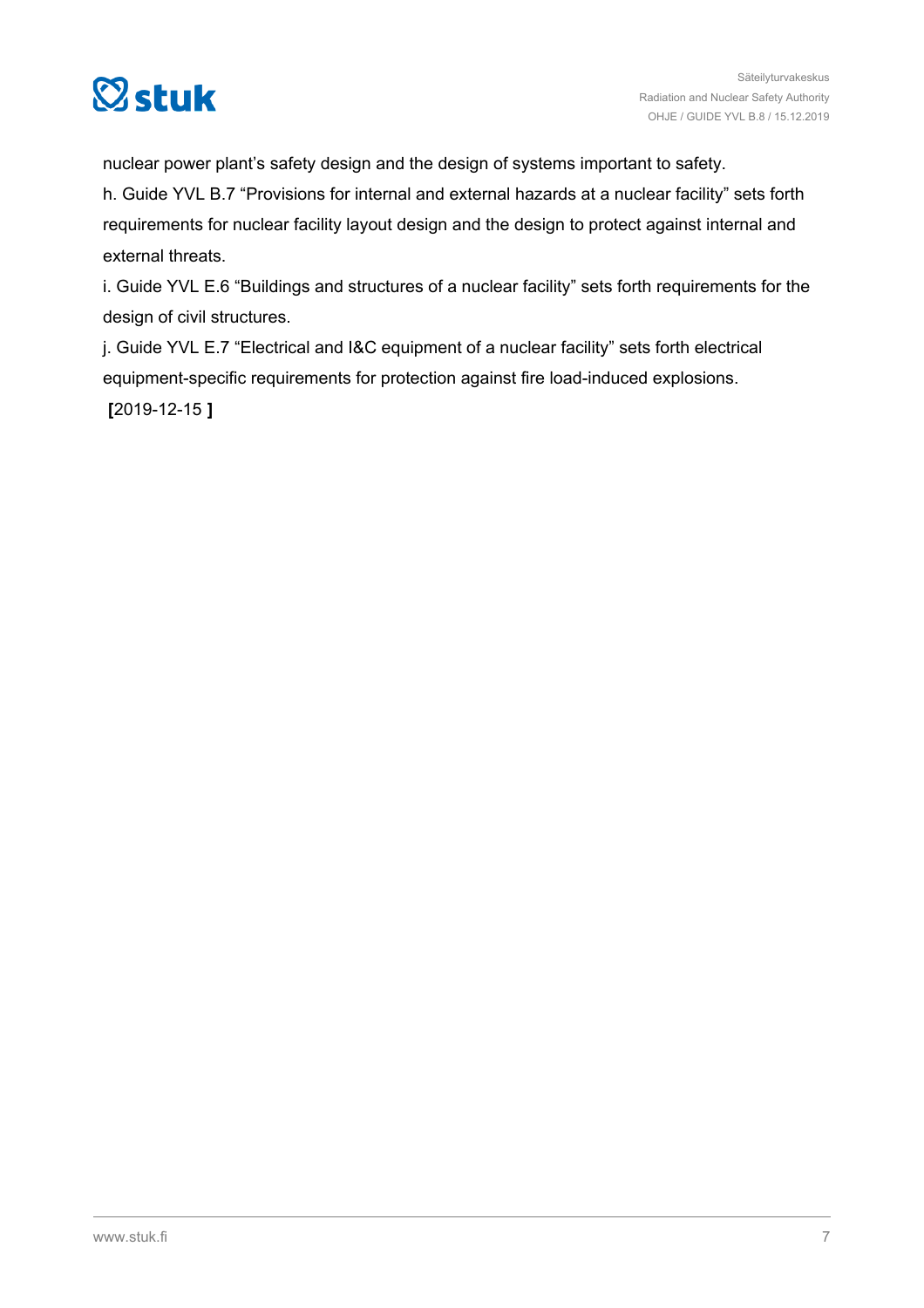nuclear power plant’s safety design and the design of systems important to safety.

h. Guide YVL B.7 “Provisions for internal and external hazards at a nuclear facility” sets forth requirements for nuclear facility layout design and the design to protect against internal and external threats.

i. Guide YVL E.6 “Buildings and structures of a nuclear facility” sets forth requirements for the design of civil structures.

j. Guide YVL E.7 “Electrical and I&C equipment of a nuclear facility” sets forth electrical equipment-specific requirements for protection against fire load-induced explosions.

**[**2019-12-15 **]**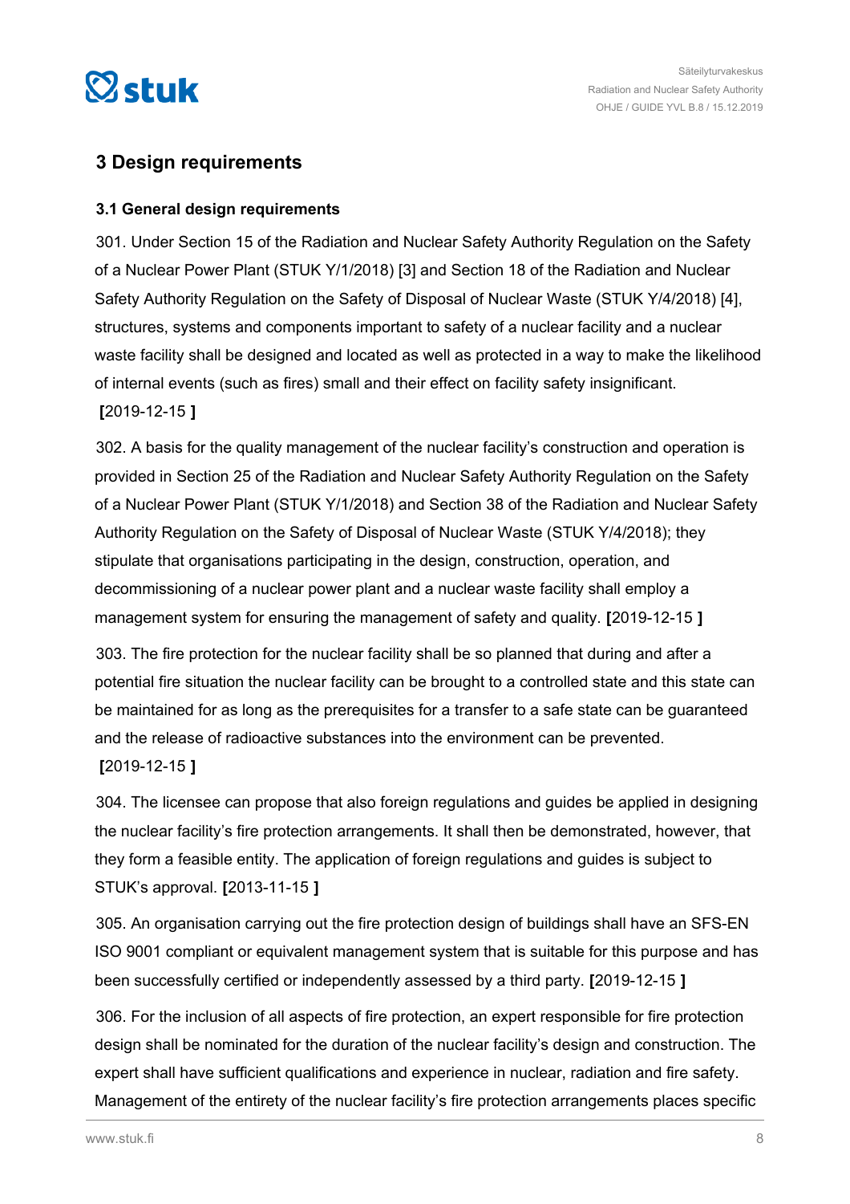## 3 Design requirements

### 3.1 General design requirements

301. Under Section 15 of the Radiation and Nuclear Safety Authority Regulation on the Safety of a Nuclear Power Plant (STUK Y/1/2018) [3] and Section 18 of the Radiation and Nuclear Safety Authority Regulation on the Safety of Disposal of Nuclear Waste (STUK Y/4/2018) [4], structures, systems and components important to safety of a nuclear facility and a nuclear waste facility shall be designed and located as well as protected in a way to make the likelihood of internal events (such as fires) small and their effect on facility safety insignificant. **[**2019-12-15 **]**

302. A basis for the quality management of the nuclear facility's construction and operation is provided in Section 25 of the Radiation and Nuclear Safety Authority Regulation on the Safety of a Nuclear Power Plant (STUK Y/1/2018) and Section 38 of the Radiation and Nuclear Safety Authority Regulation on the Safety of Disposal of Nuclear Waste (STUK Y/4/2018); they stipulate that organisations participating in the design, construction, operation, and decommissioning of a nuclear power plant and a nuclear waste facility shall employ a management system for ensuring the management of safety and quality. **[**2019-12-15 **]**

303. The fire protection for the nuclear facility shall be so planned that during and after a potential fire situation the nuclear facility can be brought to a controlled state and this state can be maintained for as long as the prerequisites for a transfer to a safe state can be guaranteed and the release of radioactive substances into the environment can be prevented. **[**2019-12-15 **]**

304. The licensee can propose that also foreign regulations and guides be applied in designing the nuclear facility's fire protection arrangements. It shall then be demonstrated, however, that they form a feasible entity. The application of foreign regulations and guides is subject to STUK's approval. **[**2013-11-15 **]**

305. An organisation carrying out the fire protection design of buildings shall have an SFS-EN ISO 9001 compliant or equivalent management system that is suitable for this purpose and has been successfully certified or independently assessed by a third party. **[**2019-12-15 **]**

306. For the inclusion of all aspects of fire protection, an expert responsible for fire protection design shall be nominated for the duration of the nuclear facility's design and construction. The expert shall have sufficient qualifications and experience in nuclear, radiation and fire safety. Management of the entirety of the nuclear facility's fire protection arrangements places specific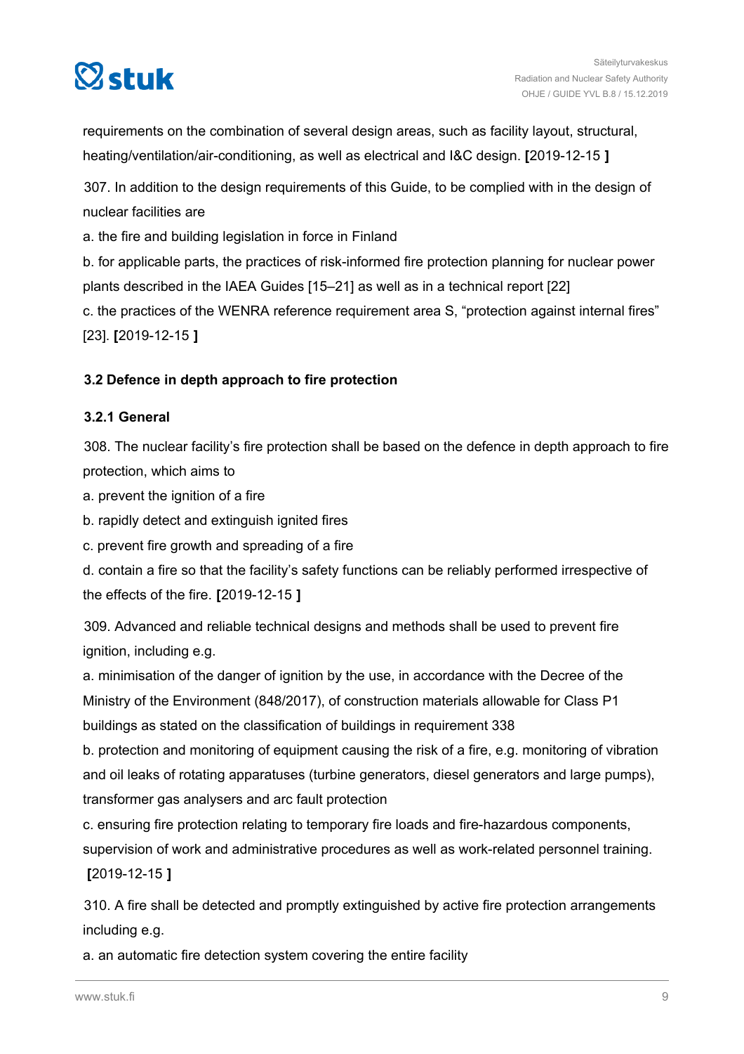requirements on the combination of several design areas, such as facility layout, structural, heating/ventilation/air-conditioning, as well as electrical and I&C design. **[**2019-12-15 **]**

307. In addition to the design requirements of this Guide, to be complied with in the design of nuclear facilities are

a. the fire and building legislation in force in Finland

b. for applicable parts, the practices of risk-informed fire protection planning for nuclear power plants described in the IAEA Guides [15–21] as well as in a technical report [22]

c. the practices of the WENRA reference requirement area S, “protection against internal fires” [23]. **[**2019-12-15 **]**

### 3.2 Defence in depth approach to fire protection

#### 3.2.1 General

308. The nuclear facility’s fire protection shall be based on the defence in depth approach to fire protection, which aims to

a. prevent the ignition of a fire

b. rapidly detect and extinguish ignited fires

c. prevent fire growth and spreading of a fire

d. contain a fire so that the facility’s safety functions can be reliably performed irrespective of the effects of the fire. **[**2019-12-15 **]**

309. Advanced and reliable technical designs and methods shall be used to prevent fire ignition, including e.g.

a. minimisation of the danger of ignition by the use, in accordance with the Decree of the Ministry of the Environment (848/2017), of construction materials allowable for Class P1 buildings as stated on the classification of buildings in requirement 338

b. protection and monitoring of equipment causing the risk of a fire, e.g. monitoring of vibration and oil leaks of rotating apparatuses (turbine generators, diesel generators and large pumps), transformer gas analysers and arc fault protection

c. ensuring fire protection relating to temporary fire loads and fire-hazardous components, supervision of work and administrative procedures as well as work-related personnel training. **[**2019-12-15 **]**

310. A fire shall be detected and promptly extinguished by active fire protection arrangements including e.g.

a. an automatic fire detection system covering the entire facility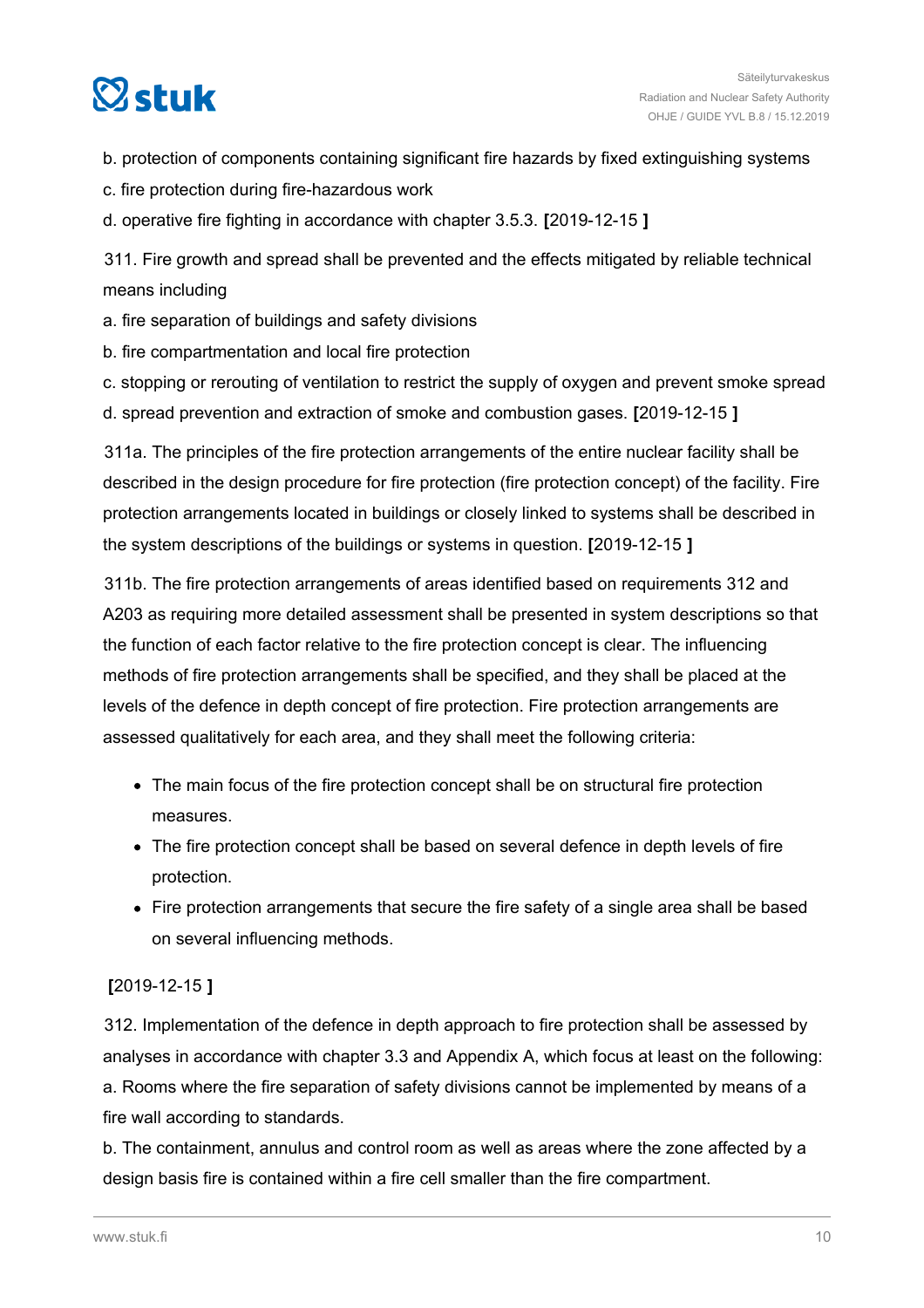b. protection of components containing significant fire hazards by fixed extinguishing systems

c. fire protection during fire-hazardous work

d. operative fire fighting in accordance with chapter 3.5.3. **[**2019-12-15 **]**

311. Fire growth and spread shall be prevented and the effects mitigated by reliable technical means including

a. fire separation of buildings and safety divisions

b. fire compartmentation and local fire protection

c. stopping or rerouting of ventilation to restrict the supply of oxygen and prevent smoke spread

d. spread prevention and extraction of smoke and combustion gases. **[**2019-12-15 **]**

311a. The principles of the fire protection arrangements of the entire nuclear facility shall be described in the design procedure for fire protection (fire protection concept) of the facility. Fire protection arrangements located in buildings or closely linked to systems shall be described in the system descriptions of the buildings or systems in question. **[**2019-12-15 **]**

311b. The fire protection arrangements of areas identified based on requirements 312 and A203 as requiring more detailed assessment shall be presented in system descriptions so that the function of each factor relative to the fire protection concept is clear. The influencing methods of fire protection arrangements shall be specified, and they shall be placed at the levels of the defence in depth concept of fire protection. Fire protection arrangements are assessed qualitatively for each area, and they shall meet the following criteria:

- The main focus of the fire protection concept shall be on structural fire protection measures.
- The fire protection concept shall be based on several defence in depth levels of fire protection.
- Fire protection arrangements that secure the fire safety of a single area shall be based on several influencing methods.

**[**2019-12-15 **]**

312. Implementation of the defence in depth approach to fire protection shall be assessed by analyses in accordance with chapter 3.3 and Appendix A, which focus at least on the following:

a. Rooms where the fire separation of safety divisions cannot be implemented by means of a fire wall according to standards.

b. The containment, annulus and control room as well as areas where the zone affected by a design basis fire is contained within a fire cell smaller than the fire compartment.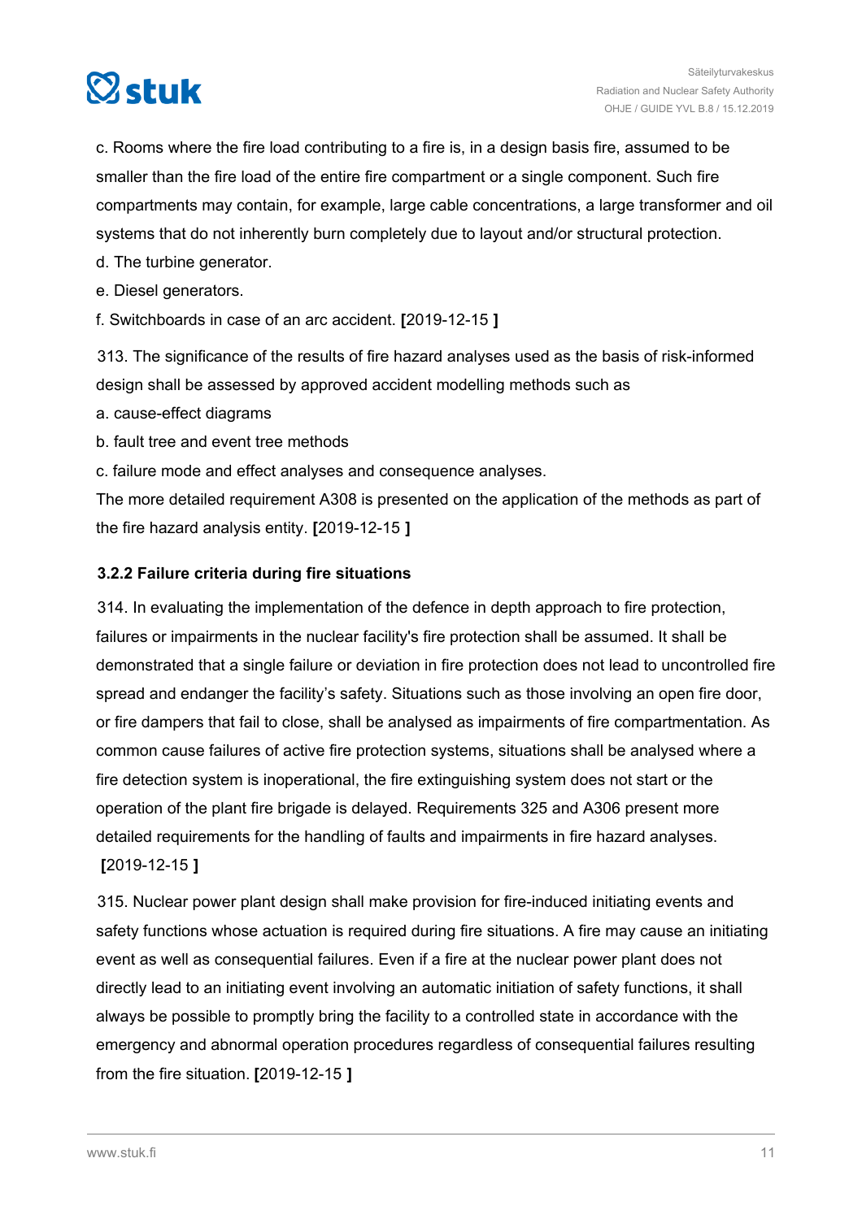c. Rooms where the fire load contributing to a fire is, in a design basis fire, assumed to be smaller than the fire load of the entire fire compartment or a single component. Such fire compartments may contain, for example, large cable concentrations, a large transformer and oil systems that do not inherently burn completely due to layout and/or structural protection.

d. The turbine generator.

e. Diesel generators.

f. Switchboards in case of an arc accident. **[**2019-12-15 **]**

313. The significance of the results of fire hazard analyses used as the basis of risk-informed design shall be assessed by approved accident modelling methods such as

a. cause-effect diagrams

b. fault tree and event tree methods

c. failure mode and effect analyses and consequence analyses.

The more detailed requirement A308 is presented on the application of the methods as part of the fire hazard analysis entity. **[**2019-12-15 **]**

### 3.2.2 Failure criteria during fire situations

314. In evaluating the implementation of the defence in depth approach to fire protection, failures or impairments in the nuclear facility's fire protection shall be assumed. It shall be demonstrated that a single failure or deviation in fire protection does not lead to uncontrolled fire spread and endanger the facility's safety. Situations such as those involving an open fire door, or fire dampers that fail to close, shall be analysed as impairments of fire compartmentation. As common cause failures of active fire protection systems, situations shall be analysed where a fire detection system is inoperational, the fire extinguishing system does not start or the operation of the plant fire brigade is delayed. Requirements 325 and A306 present more detailed requirements for the handling of faults and impairments in fire hazard analyses. **[**2019-12-15 **]**

315. Nuclear power plant design shall make provision for fire-induced initiating events and safety functions whose actuation is required during fire situations. A fire may cause an initiating event as well as consequential failures. Even if a fire at the nuclear power plant does not directly lead to an initiating event involving an automatic initiation of safety functions, it shall always be possible to promptly bring the facility to a controlled state in accordance with the emergency and abnormal operation procedures regardless of consequential failures resulting from the fire situation. **[**2019-12-15 **]**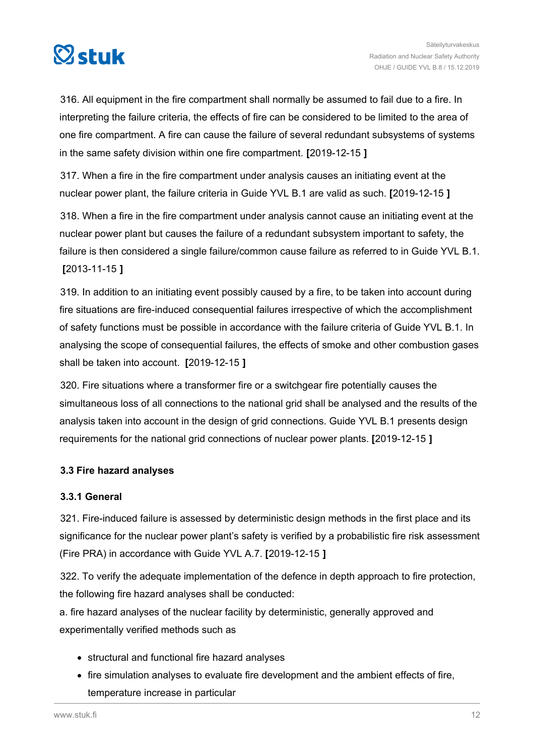316. All equipment in the fire compartment shall normally be assumed to fail due to a fire. In interpreting the failure criteria, the effects of fire can be considered to be limited to the area of one fire compartment. A fire can cause the failure of several redundant subsystems of systems in the same safety division within one fire compartment. **[**2019-12-15 **]**

317. When a fire in the fire compartment under analysis causes an initiating event at the nuclear power plant, the failure criteria in Guide YVL B.1 are valid as such. **[**2019-12-15 **]**

318. When a fire in the fire compartment under analysis cannot cause an initiating event at the nuclear power plant but causes the failure of a redundant subsystem important to safety, the failure is then considered a single failure/common cause failure as referred to in Guide YVL B.1. **[**2013-11-15 **]**

319. In addition to an initiating event possibly caused by a fire, to be taken into account during fire situations are fire-induced consequential failures irrespective of which the accomplishment of safety functions must be possible in accordance with the failure criteria of Guide YVL B.1. In analysing the scope of consequential failures, the effects of smoke and other combustion gases shall be taken into account. **[**2019-12-15 **]**

320. Fire situations where a transformer fire or a switchgear fire potentially causes the simultaneous loss of all connections to the national grid shall be analysed and the results of the analysis taken into account in the design of grid connections. Guide YVL B.1 presents design requirements for the national grid connections of nuclear power plants. **[**2019-12-15 **]**

### 3.3 Fire hazard analyses

#### 3.3.1 General

321. Fire-induced failure is assessed by deterministic design methods in the first place and its significance for the nuclear power plant's safety is verified by a probabilistic fire risk assessment (Fire PRA) in accordance with Guide YVL A.7. **[**2019-12-15 **]**

322. To verify the adequate implementation of the defence in depth approach to fire protection, the following fire hazard analyses shall be conducted:

a. fire hazard analyses of the nuclear facility by deterministic, generally approved and experimentally verified methods such as

- structural and functional fire hazard analyses
- fire simulation analyses to evaluate fire development and the ambient effects of fire, temperature increase in particular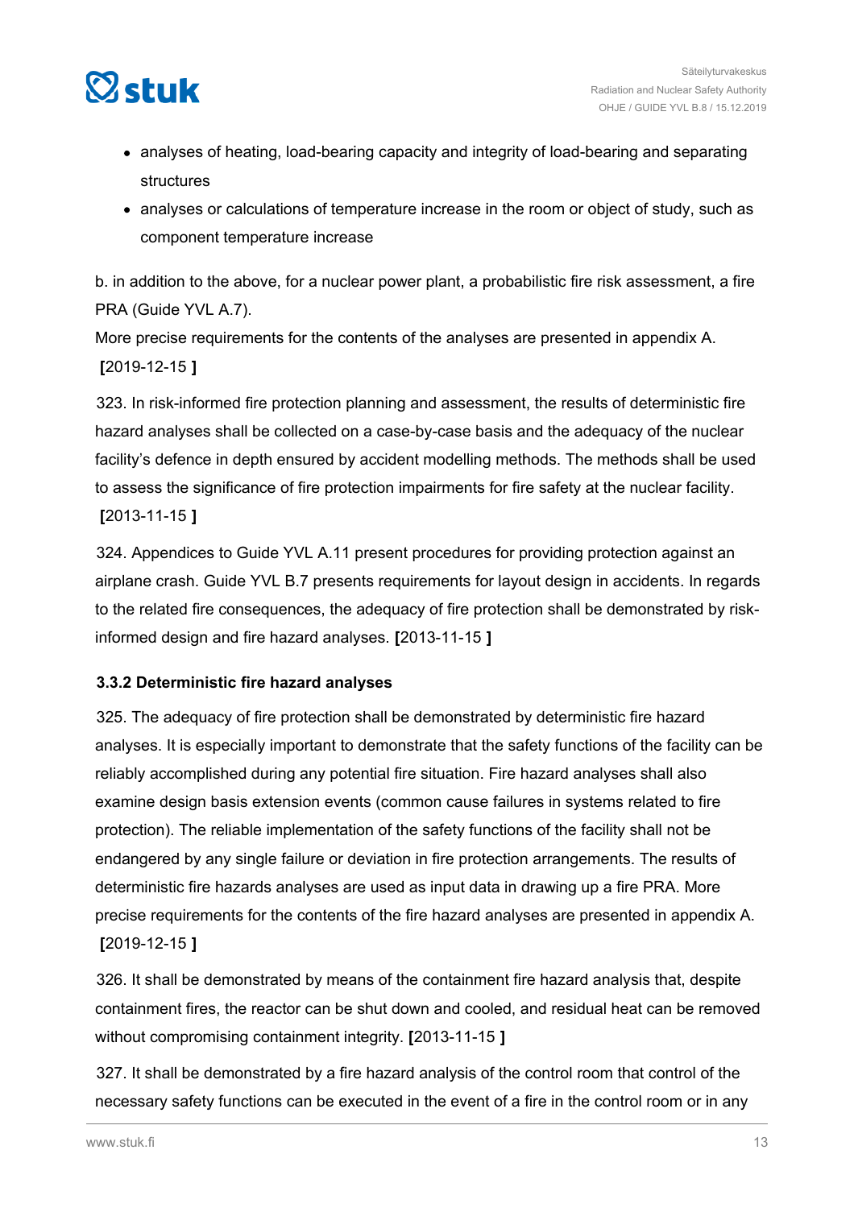- analyses of heating, load-bearing capacity and integrity of load-bearing and separating structures
- analyses or calculations of temperature increase in the room or object of study, such as component temperature increase

b. in addition to the above, for a nuclear power plant, a probabilistic fire risk assessment, a fire PRA (Guide YVL A.7).

More precise requirements for the contents of the analyses are presented in appendix A. **[**2019-12-15 **]**

323. In risk-informed fire protection planning and assessment, the results of deterministic fire hazard analyses shall be collected on a case-by-case basis and the adequacy of the nuclear facility's defence in depth ensured by accident modelling methods. The methods shall be used to assess the significance of fire protection impairments for fire safety at the nuclear facility. **[**2013-11-15 **]**

324. Appendices to Guide YVL A.11 present procedures for providing protection against an airplane crash. Guide YVL B.7 presents requirements for layout design in accidents. In regards to the related fire consequences, the adequacy of fire protection shall be demonstrated by risk-informed design and fire hazard analyses. **[**2013-11-15 **]**

### 3.3.2 Deterministic fire hazard analyses

325. The adequacy of fire protection shall be demonstrated by deterministic fire hazard analyses. It is especially important to demonstrate that the safety functions of the facility can be reliably accomplished during any potential fire situation. Fire hazard analyses shall also examine design basis extension events (common cause failures in systems related to fire protection). The reliable implementation of the safety functions of the facility shall not be endangered by any single failure or deviation in fire protection arrangements. The results of deterministic fire hazards analyses are used as input data in drawing up a fire PRA. More precise requirements for the contents of the fire hazard analyses are presented in appendix A. **[**2019-12-15 **]**

326. It shall be demonstrated by means of the containment fire hazard analysis that, despite containment fires, the reactor can be shut down and cooled, and residual heat can be removed without compromising containment integrity. **[**2013-11-15 **]**

327. It shall be demonstrated by a fire hazard analysis of the control room that control of the necessary safety functions can be executed in the event of a fire in the control room or in any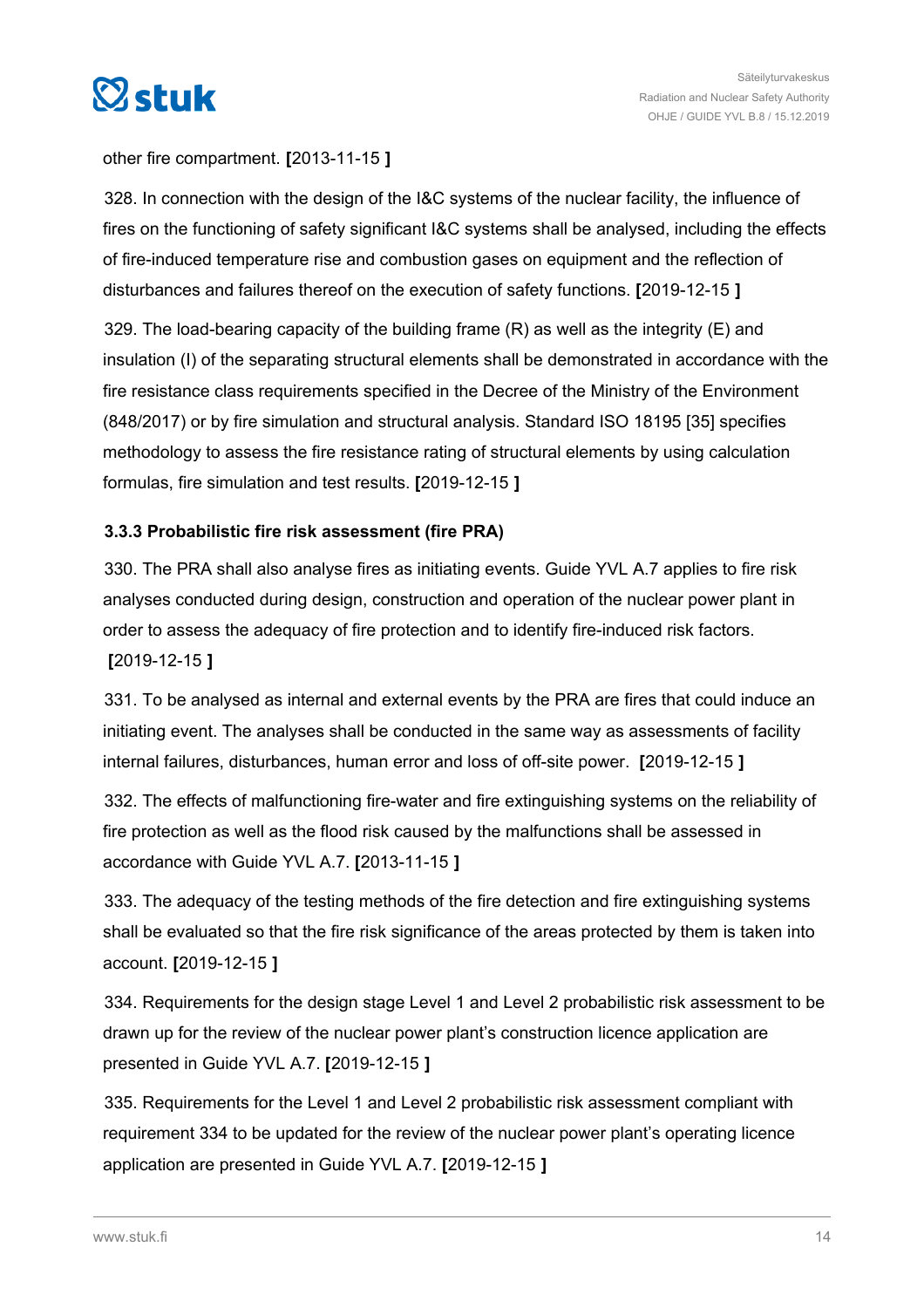other fire compartment. **[**2013-11-15 **]**

328. In connection with the design of the I&C systems of the nuclear facility, the influence of fires on the functioning of safety significant I&C systems shall be analysed, including the effects of fire-induced temperature rise and combustion gases on equipment and the reflection of disturbances and failures thereof on the execution of safety functions. **[**2019-12-15 **]**

329. The load-bearing capacity of the building frame (R) as well as the integrity (E) and insulation (I) of the separating structural elements shall be demonstrated in accordance with the fire resistance class requirements specified in the Decree of the Ministry of the Environment (848/2017) or by fire simulation and structural analysis. Standard ISO 18195 [35] specifies methodology to assess the fire resistance rating of structural elements by using calculation formulas, fire simulation and test results. **[**2019-12-15 **]**

### 3.3.3 Probabilistic fire risk assessment (fire PRA)

330. The PRA shall also analyse fires as initiating events. Guide YVL A.7 applies to fire risk analyses conducted during design, construction and operation of the nuclear power plant in order to assess the adequacy of fire protection and to identify fire-induced risk factors. **[**2019-12-15 **]**

331. To be analysed as internal and external events by the PRA are fires that could induce an initiating event. The analyses shall be conducted in the same way as assessments of facility internal failures, disturbances, human error and loss of off-site power. **[**2019-12-15 **]**

332. The effects of malfunctioning fire-water and fire extinguishing systems on the reliability of fire protection as well as the flood risk caused by the malfunctions shall be assessed in accordance with Guide YVL A.7. **[**2013-11-15 **]**

333. The adequacy of the testing methods of the fire detection and fire extinguishing systems shall be evaluated so that the fire risk significance of the areas protected by them is taken into account. **[**2019-12-15 **]**

334. Requirements for the design stage Level 1 and Level 2 probabilistic risk assessment to be drawn up for the review of the nuclear power plant's construction licence application are presented in Guide YVL A.7. **[**2019-12-15 **]**

335. Requirements for the Level 1 and Level 2 probabilistic risk assessment compliant with requirement 334 to be updated for the review of the nuclear power plant's operating licence application are presented in Guide YVL A.7. **[**2019-12-15 **]**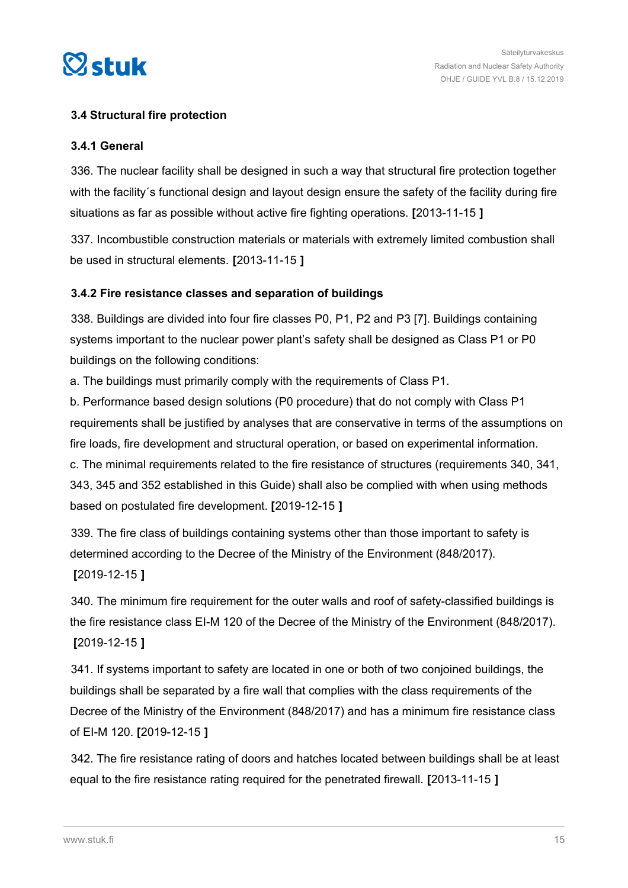### 3.4 Structural fire protection

#### 3.4.1 General

336. The nuclear facility shall be designed in such a way that structural fire protection together with the facility´s functional design and layout design ensure the safety of the facility during fire situations as far as possible without active fire fighting operations. **[**2013-11-15 **]**

337. Incombustible construction materials or materials with extremely limited combustion shall be used in structural elements. **[**2013-11-15 **]**

#### 3.4.2 Fire resistance classes and separation of buildings

338. Buildings are divided into four fire classes P0, P1, P2 and P3 [7]. Buildings containing systems important to the nuclear power plant's safety shall be designed as Class P1 or P0 buildings on the following conditions:

a. The buildings must primarily comply with the requirements of Class P1.

b. Performance based design solutions (P0 procedure) that do not comply with Class P1 requirements shall be justified by analyses that are conservative in terms of the assumptions on fire loads, fire development and structural operation, or based on experimental information.

c. The minimal requirements related to the fire resistance of structures (requirements 340, 341, 343, 345 and 352 established in this Guide) shall also be complied with when using methods based on postulated fire development. **[**2019-12-15 **]**

339. The fire class of buildings containing systems other than those important to safety is determined according to the Decree of the Ministry of the Environment (848/2017). **[**2019-12-15 **]**

340. The minimum fire requirement for the outer walls and roof of safety-classified buildings is the fire resistance class EI-M 120 of the Decree of the Ministry of the Environment (848/2017). **[**2019-12-15 **]**

341. If systems important to safety are located in one or both of two conjoined buildings, the buildings shall be separated by a fire wall that complies with the class requirements of the Decree of the Ministry of the Environment (848/2017) and has a minimum fire resistance class of EI-M 120. **[**2019-12-15 **]**

342. The fire resistance rating of doors and hatches located between buildings shall be at least equal to the fire resistance rating required for the penetrated firewall. **[**2013-11-15 **]**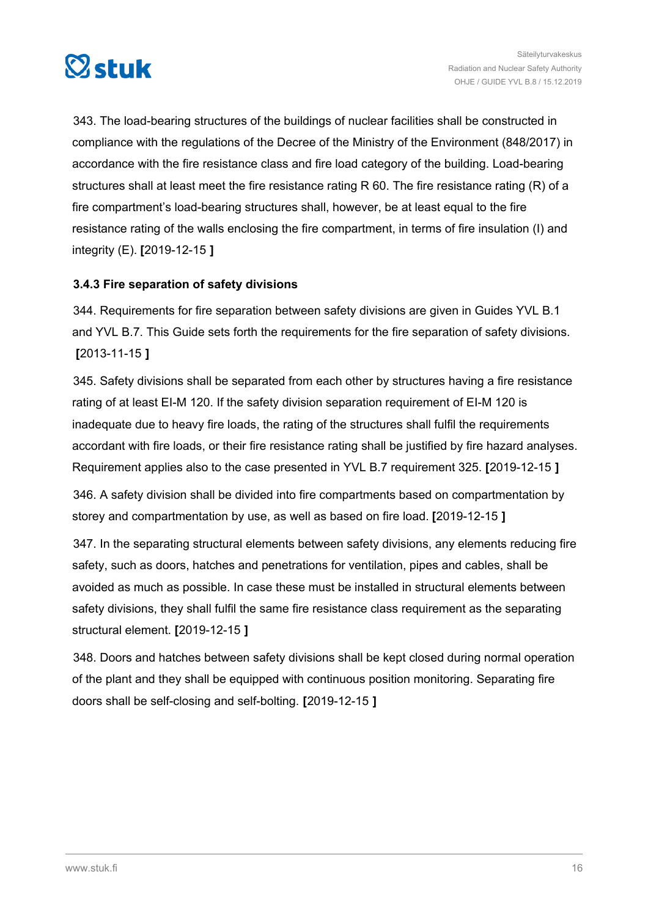343. The load-bearing structures of the buildings of nuclear facilities shall be constructed in compliance with the regulations of the Decree of the Ministry of the Environment (848/2017) in accordance with the fire resistance class and fire load category of the building. Load-bearing structures shall at least meet the fire resistance rating R 60. The fire resistance rating (R) of a fire compartment's load-bearing structures shall, however, be at least equal to the fire resistance rating of the walls enclosing the fire compartment, in terms of fire insulation (I) and integrity (E). **[**2019-12-15 **]**

### 3.4.3 Fire separation of safety divisions

344. Requirements for fire separation between safety divisions are given in Guides YVL B.1 and YVL B.7. This Guide sets forth the requirements for the fire separation of safety divisions. **[**2013-11-15 **]**

345. Safety divisions shall be separated from each other by structures having a fire resistance rating of at least EI-M 120. If the safety division separation requirement of EI-M 120 is inadequate due to heavy fire loads, the rating of the structures shall fulfil the requirements accordant with fire loads, or their fire resistance rating shall be justified by fire hazard analyses. Requirement applies also to the case presented in YVL B.7 requirement 325. **[**2019-12-15 **]**

346. A safety division shall be divided into fire compartments based on compartmentation by storey and compartmentation by use, as well as based on fire load. **[**2019-12-15 **]**

347. In the separating structural elements between safety divisions, any elements reducing fire safety, such as doors, hatches and penetrations for ventilation, pipes and cables, shall be avoided as much as possible. In case these must be installed in structural elements between safety divisions, they shall fulfil the same fire resistance class requirement as the separating structural element. **[**2019-12-15 **]**

348. Doors and hatches between safety divisions shall be kept closed during normal operation of the plant and they shall be equipped with continuous position monitoring. Separating fire doors shall be self-closing and self-bolting. **[**2019-12-15 **]**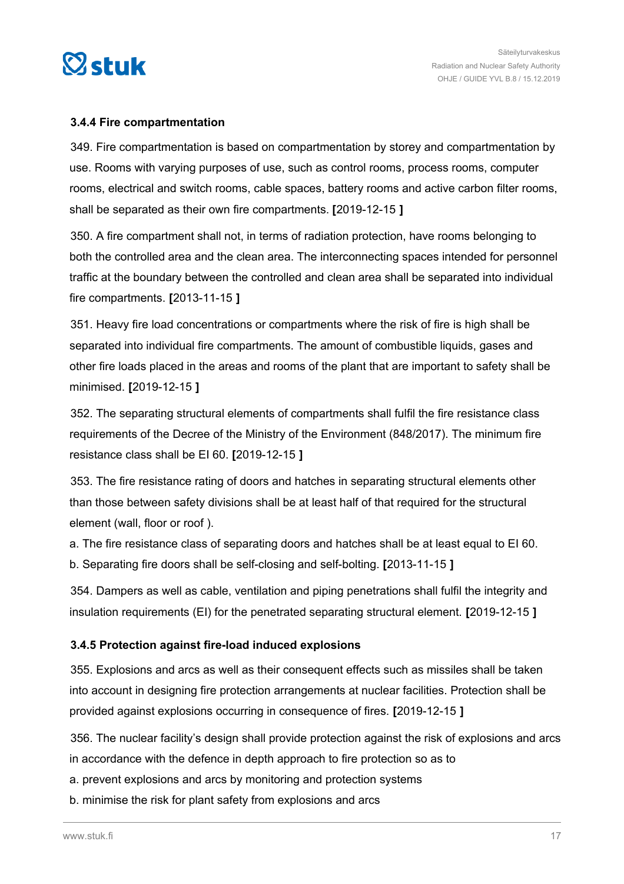### 3.4.4 Fire compartmentation

349. Fire compartmentation is based on compartmentation by storey and compartmentation by use. Rooms with varying purposes of use, such as control rooms, process rooms, computer rooms, electrical and switch rooms, cable spaces, battery rooms and active carbon filter rooms, shall be separated as their own fire compartments. **[**2019-12-15 **]**

350. A fire compartment shall not, in terms of radiation protection, have rooms belonging to both the controlled area and the clean area. The interconnecting spaces intended for personnel traffic at the boundary between the controlled and clean area shall be separated into individual fire compartments. **[**2013-11-15 **]**

351. Heavy fire load concentrations or compartments where the risk of fire is high shall be separated into individual fire compartments. The amount of combustible liquids, gases and other fire loads placed in the areas and rooms of the plant that are important to safety shall be minimised. **[**2019-12-15 **]**

352. The separating structural elements of compartments shall fulfil the fire resistance class requirements of the Decree of the Ministry of the Environment (848/2017). The minimum fire resistance class shall be EI 60. **[**2019-12-15 **]**

353. The fire resistance rating of doors and hatches in separating structural elements other than those between safety divisions shall be at least half of that required for the structural element (wall, floor or roof ).

a. The fire resistance class of separating doors and hatches shall be at least equal to EI 60.
b. Separating fire doors shall be self-closing and self-bolting. **[**2013-11-15 **]**

354. Dampers as well as cable, ventilation and piping penetrations shall fulfil the integrity and insulation requirements (EI) for the penetrated separating structural element. **[**2019-12-15 **]**

### 3.4.5 Protection against fire-load induced explosions

355. Explosions and arcs as well as their consequent effects such as missiles shall be taken into account in designing fire protection arrangements at nuclear facilities. Protection shall be provided against explosions occurring in consequence of fires. **[**2019-12-15 **]**

356. The nuclear facility's design shall provide protection against the risk of explosions and arcs in accordance with the defence in depth approach to fire protection so as to

a. prevent explosions and arcs by monitoring and protection systems
b. minimise the risk for plant safety from explosions and arcs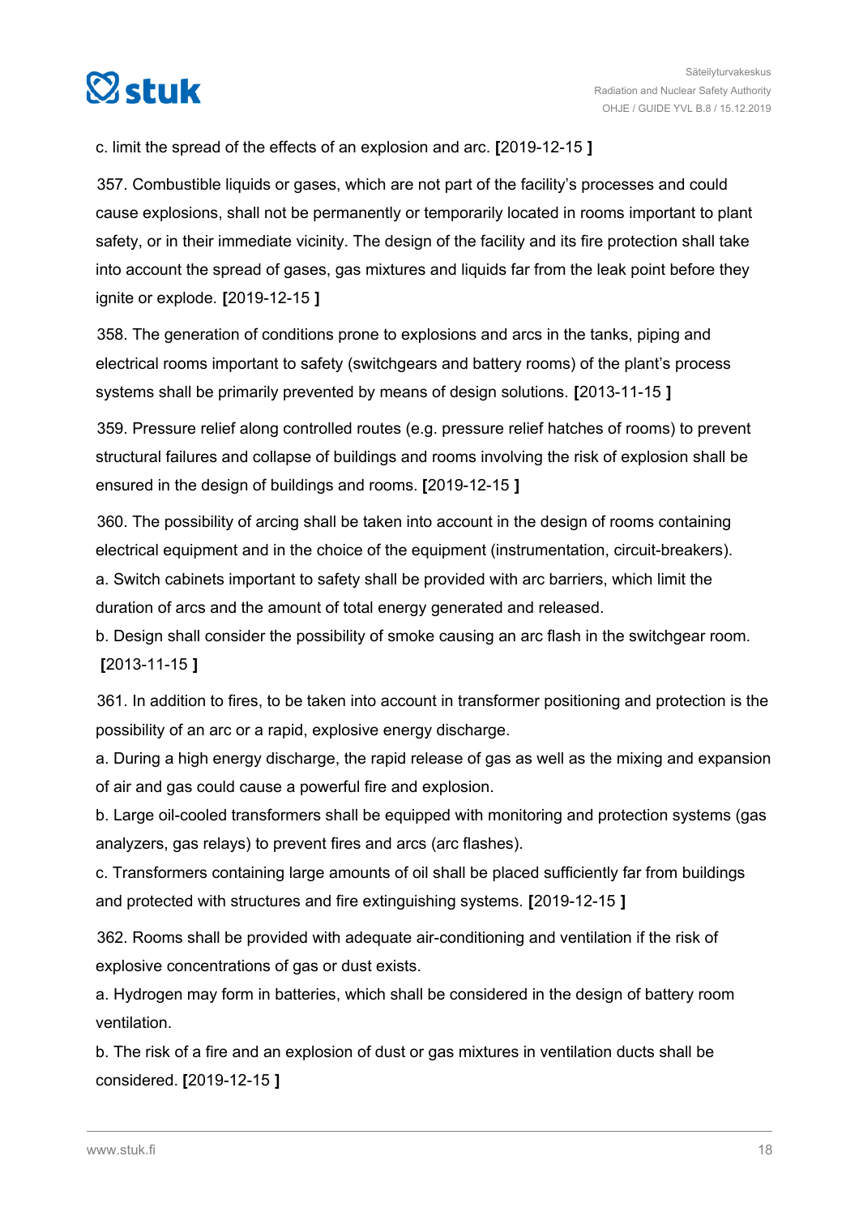c. limit the spread of the effects of an explosion and arc. [2019-12-15 ]

357. Combustible liquids or gases, which are not part of the facility's processes and could cause explosions, shall not be permanently or temporarily located in rooms important to plant safety, or in their immediate vicinity. The design of the facility and its fire protection shall take into account the spread of gases, gas mixtures and liquids far from the leak point before they ignite or explode. [2019-12-15 ]

358. The generation of conditions prone to explosions and arcs in the tanks, piping and electrical rooms important to safety (switchgears and battery rooms) of the plant's process systems shall be primarily prevented by means of design solutions. [2013-11-15 ]

359. Pressure relief along controlled routes (e.g. pressure relief hatches of rooms) to prevent structural failures and collapse of buildings and rooms involving the risk of explosion shall be ensured in the design of buildings and rooms. [2019-12-15 ]

360. The possibility of arcing shall be taken into account in the design of rooms containing electrical equipment and in the choice of the equipment (instrumentation, circuit-breakers).

a. Switch cabinets important to safety shall be provided with arc barriers, which limit the duration of arcs and the amount of total energy generated and released.

b. Design shall consider the possibility of smoke causing an arc flash in the switchgear room. [2013-11-15 ]

361. In addition to fires, to be taken into account in transformer positioning and protection is the possibility of an arc or a rapid, explosive energy discharge.

a. During a high energy discharge, the rapid release of gas as well as the mixing and expansion of air and gas could cause a powerful fire and explosion.

b. Large oil-cooled transformers shall be equipped with monitoring and protection systems (gas analyzers, gas relays) to prevent fires and arcs (arc flashes).

c. Transformers containing large amounts of oil shall be placed sufficiently far from buildings and protected with structures and fire extinguishing systems. [2019-12-15 ]

362. Rooms shall be provided with adequate air-conditioning and ventilation if the risk of explosive concentrations of gas or dust exists.

a. Hydrogen may form in batteries, which shall be considered in the design of battery room ventilation.

b. The risk of a fire and an explosion of dust or gas mixtures in ventilation ducts shall be considered. [2019-12-15 ]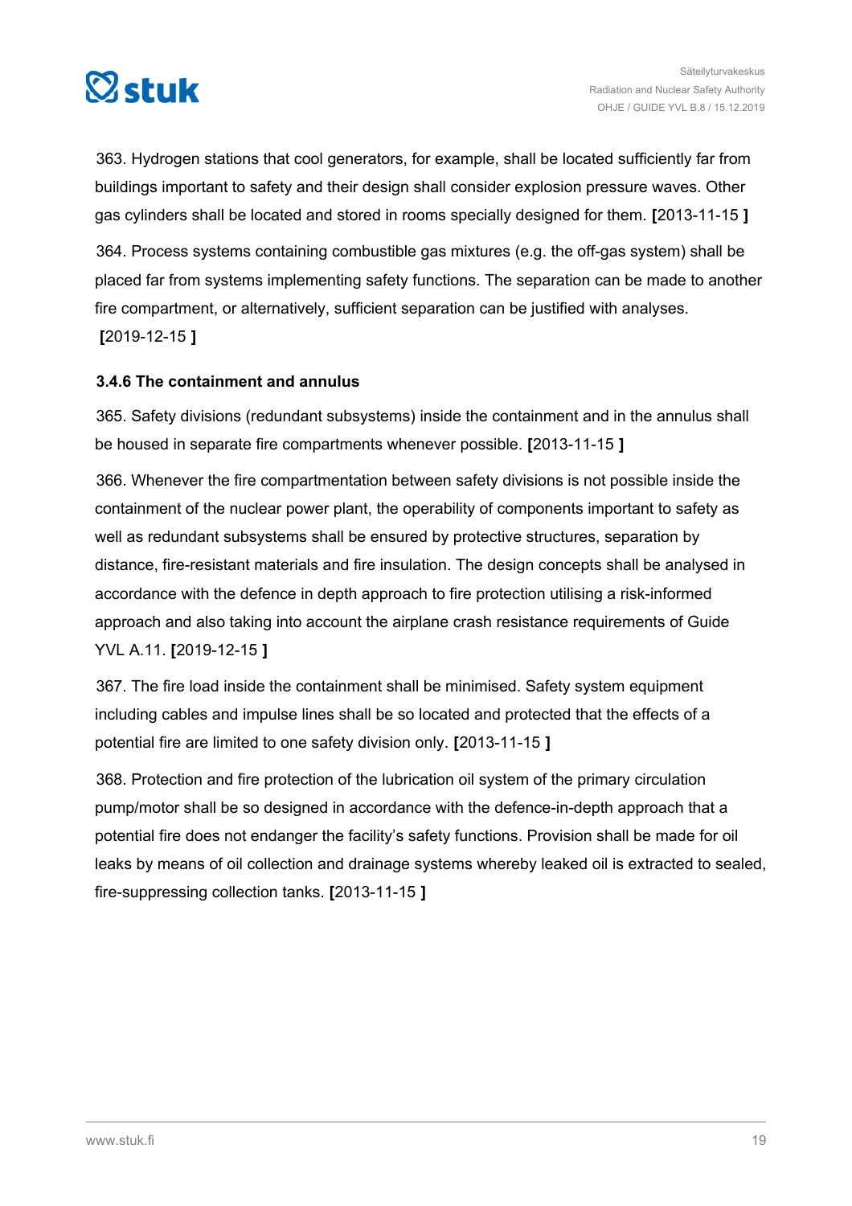363. Hydrogen stations that cool generators, for example, shall be located sufficiently far from buildings important to safety and their design shall consider explosion pressure waves. Other gas cylinders shall be located and stored in rooms specially designed for them. [2013-11-15 ]

364. Process systems containing combustible gas mixtures (e.g. the off-gas system) shall be placed far from systems implementing safety functions. The separation can be made to another fire compartment, or alternatively, sufficient separation can be justified with analyses. [2019-12-15 ]

### 3.4.6 The containment and annulus

365. Safety divisions (redundant subsystems) inside the containment and in the annulus shall be housed in separate fire compartments whenever possible. [2013-11-15 ]

366. Whenever the fire compartmentation between safety divisions is not possible inside the containment of the nuclear power plant, the operability of components important to safety as well as redundant subsystems shall be ensured by protective structures, separation by distance, fire-resistant materials and fire insulation. The design concepts shall be analysed in accordance with the defence in depth approach to fire protection utilising a risk-informed approach and also taking into account the airplane crash resistance requirements of Guide YVL A.11. [2019-12-15 ]

367. The fire load inside the containment shall be minimised. Safety system equipment including cables and impulse lines shall be so located and protected that the effects of a potential fire are limited to one safety division only. [2013-11-15 ]

368. Protection and fire protection of the lubrication oil system of the primary circulation pump/motor shall be so designed in accordance with the defence-in-depth approach that a potential fire does not endanger the facility's safety functions. Provision shall be made for oil leaks by means of oil collection and drainage systems whereby leaked oil is extracted to sealed, fire-suppressing collection tanks. [2013-11-15 ]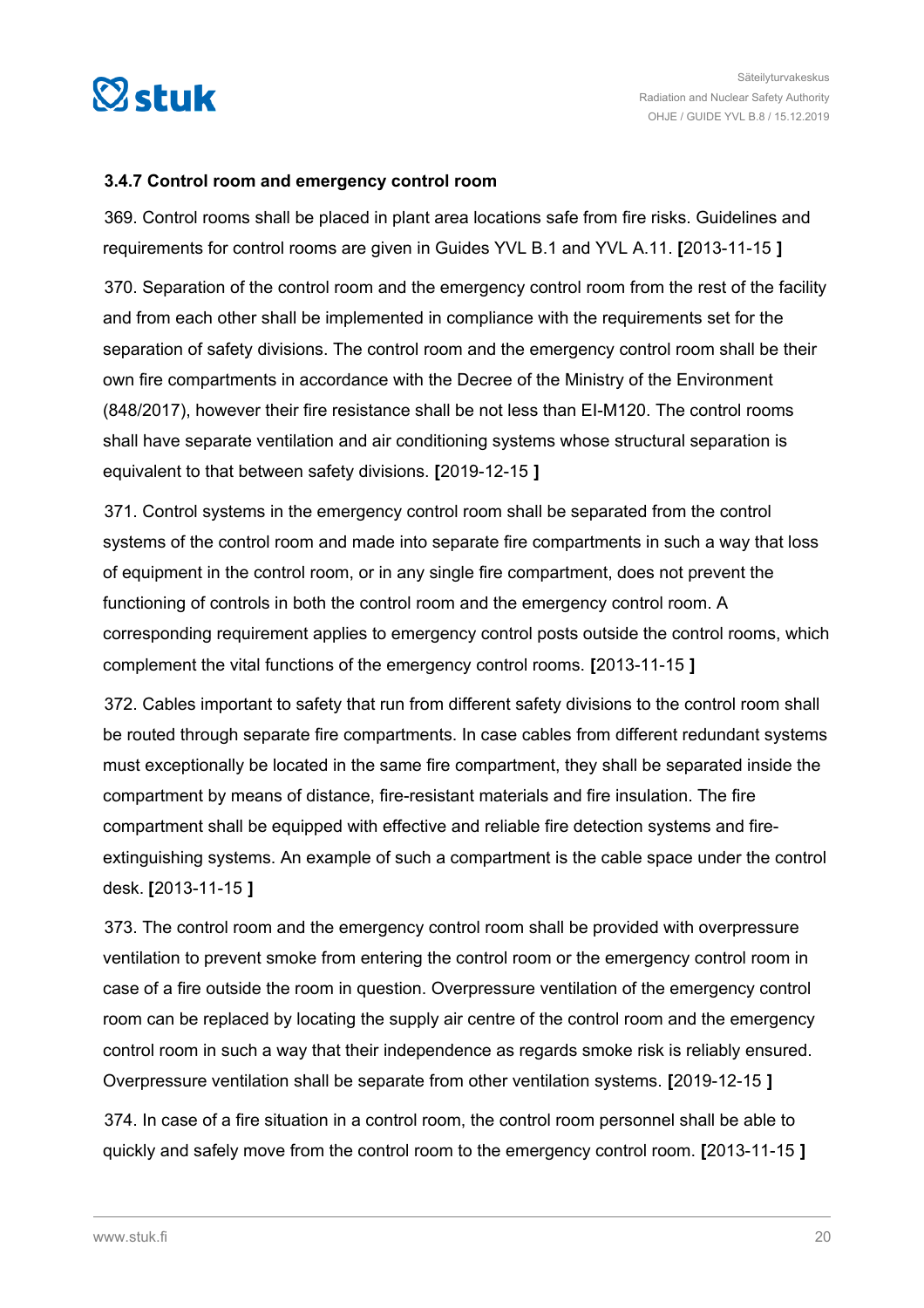### 3.4.7 Control room and emergency control room

369. Control rooms shall be placed in plant area locations safe from fire risks. Guidelines and requirements for control rooms are given in Guides YVL B.1 and YVL A.11. **[**2013-11-15 **]**

370. Separation of the control room and the emergency control room from the rest of the facility and from each other shall be implemented in compliance with the requirements set for the separation of safety divisions. The control room and the emergency control room shall be their own fire compartments in accordance with the Decree of the Ministry of the Environment (848/2017), however their fire resistance shall be not less than EI-M120. The control rooms shall have separate ventilation and air conditioning systems whose structural separation is equivalent to that between safety divisions. **[**2019-12-15 **]**

371. Control systems in the emergency control room shall be separated from the control systems of the control room and made into separate fire compartments in such a way that loss of equipment in the control room, or in any single fire compartment, does not prevent the functioning of controls in both the control room and the emergency control room. A corresponding requirement applies to emergency control posts outside the control rooms, which complement the vital functions of the emergency control rooms. **[**2013-11-15 **]**

372. Cables important to safety that run from different safety divisions to the control room shall be routed through separate fire compartments. In case cables from different redundant systems must exceptionally be located in the same fire compartment, they shall be separated inside the compartment by means of distance, fire-resistant materials and fire insulation. The fire compartment shall be equipped with effective and reliable fire detection systems and fire-extinguishing systems. An example of such a compartment is the cable space under the control desk. **[**2013-11-15 **]**

373. The control room and the emergency control room shall be provided with overpressure ventilation to prevent smoke from entering the control room or the emergency control room in case of a fire outside the room in question. Overpressure ventilation of the emergency control room can be replaced by locating the supply air centre of the control room and the emergency control room in such a way that their independence as regards smoke risk is reliably ensured. Overpressure ventilation shall be separate from other ventilation systems. **[**2019-12-15 **]**

374. In case of a fire situation in a control room, the control room personnel shall be able to quickly and safely move from the control room to the emergency control room. **[**2013-11-15 **]**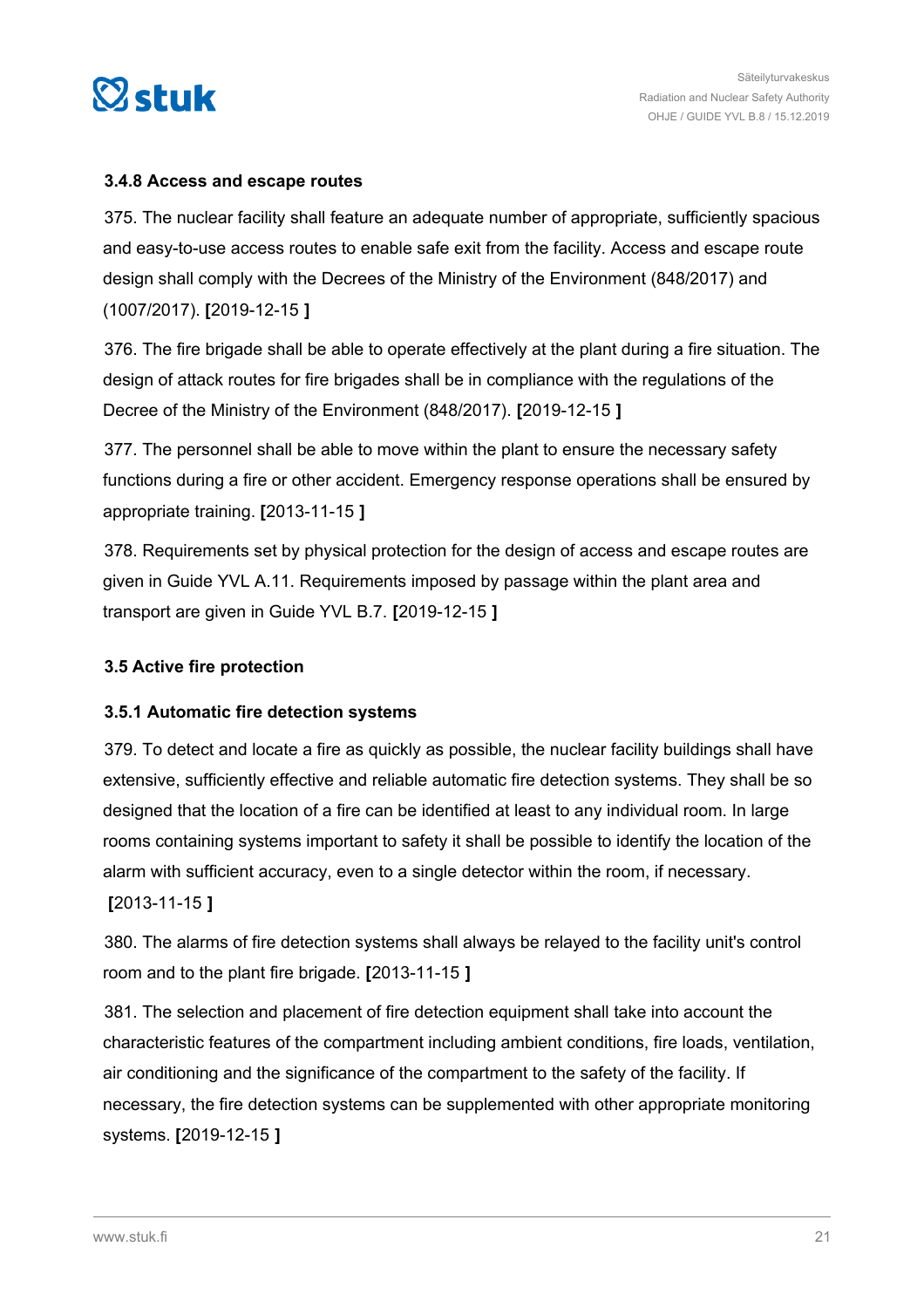### 3.4.8 Access and escape routes

375. The nuclear facility shall feature an adequate number of appropriate, sufficiently spacious and easy-to-use access routes to enable safe exit from the facility. Access and escape route design shall comply with the Decrees of the Ministry of the Environment (848/2017) and (1007/2017). **[**2019-12-15 **]**

376. The fire brigade shall be able to operate effectively at the plant during a fire situation. The design of attack routes for fire brigades shall be in compliance with the regulations of the Decree of the Ministry of the Environment (848/2017). **[**2019-12-15 **]**

377. The personnel shall be able to move within the plant to ensure the necessary safety functions during a fire or other accident. Emergency response operations shall be ensured by appropriate training. **[**2013-11-15 **]**

378. Requirements set by physical protection for the design of access and escape routes are given in Guide YVL A.11. Requirements imposed by passage within the plant area and transport are given in Guide YVL B.7. **[**2019-12-15 **]**

### 3.5 Active fire protection

### 3.5.1 Automatic fire detection systems

379. To detect and locate a fire as quickly as possible, the nuclear facility buildings shall have extensive, sufficiently effective and reliable automatic fire detection systems. They shall be so designed that the location of a fire can be identified at least to any individual room. In large rooms containing systems important to safety it shall be possible to identify the location of the alarm with sufficient accuracy, even to a single detector within the room, if necessary. **[**2013-11-15 **]**

380. The alarms of fire detection systems shall always be relayed to the facility unit's control room and to the plant fire brigade. **[**2013-11-15 **]**

381. The selection and placement of fire detection equipment shall take into account the characteristic features of the compartment including ambient conditions, fire loads, ventilation, air conditioning and the significance of the compartment to the safety of the facility. If necessary, the fire detection systems can be supplemented with other appropriate monitoring systems. **[**2019-12-15 **]**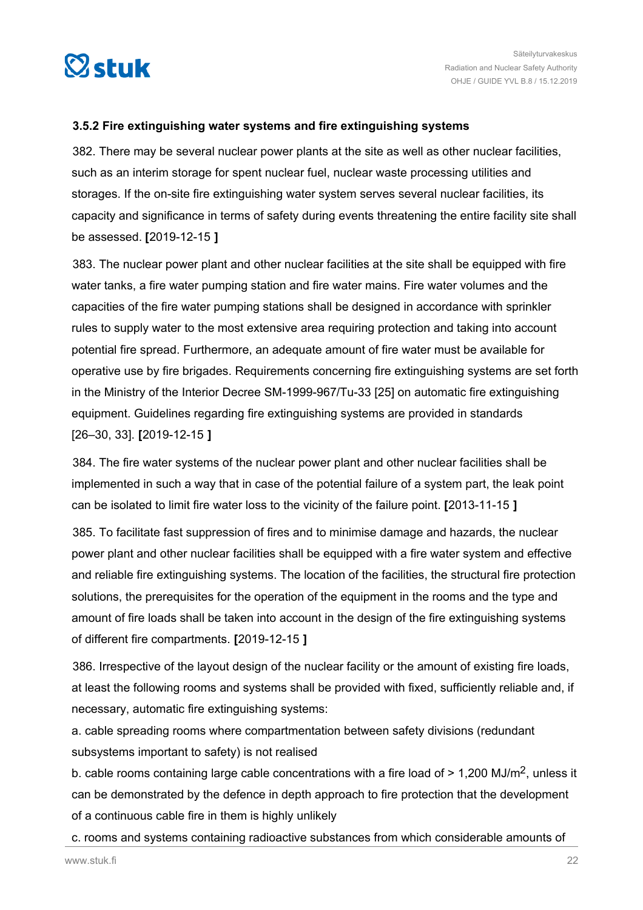### 3.5.2 Fire extinguishing water systems and fire extinguishing systems

382. There may be several nuclear power plants at the site as well as other nuclear facilities, such as an interim storage for spent nuclear fuel, nuclear waste processing utilities and storages. If the on-site fire extinguishing water system serves several nuclear facilities, its capacity and significance in terms of safety during events threatening the entire facility site shall be assessed. **[**2019-12-15 **]**

383. The nuclear power plant and other nuclear facilities at the site shall be equipped with fire water tanks, a fire water pumping station and fire water mains. Fire water volumes and the capacities of the fire water pumping stations shall be designed in accordance with sprinkler rules to supply water to the most extensive area requiring protection and taking into account potential fire spread. Furthermore, an adequate amount of fire water must be available for operative use by fire brigades. Requirements concerning fire extinguishing systems are set forth in the Ministry of the Interior Decree SM-1999-967/Tu-33 [25] on automatic fire extinguishing equipment. Guidelines regarding fire extinguishing systems are provided in standards [26–30, 33]. **[**2019-12-15 **]**

384. The fire water systems of the nuclear power plant and other nuclear facilities shall be implemented in such a way that in case of the potential failure of a system part, the leak point can be isolated to limit fire water loss to the vicinity of the failure point. **[**2013-11-15 **]**

385. To facilitate fast suppression of fires and to minimise damage and hazards, the nuclear power plant and other nuclear facilities shall be equipped with a fire water system and effective and reliable fire extinguishing systems. The location of the facilities, the structural fire protection solutions, the prerequisites for the operation of the equipment in the rooms and the type and amount of fire loads shall be taken into account in the design of the fire extinguishing systems of different fire compartments. **[**2019-12-15 **]**

386. Irrespective of the layout design of the nuclear facility or the amount of existing fire loads, at least the following rooms and systems shall be provided with fixed, sufficiently reliable and, if necessary, automatic fire extinguishing systems:

a. cable spreading rooms where compartmentation between safety divisions (redundant subsystems important to safety) is not realised

b. cable rooms containing large cable concentrations with a fire load of > 1,200 MJ/m$^2$, unless it can be demonstrated by the defence in depth approach to fire protection that the development of a continuous cable fire in them is highly unlikely

c. rooms and systems containing radioactive substances from which considerable amounts of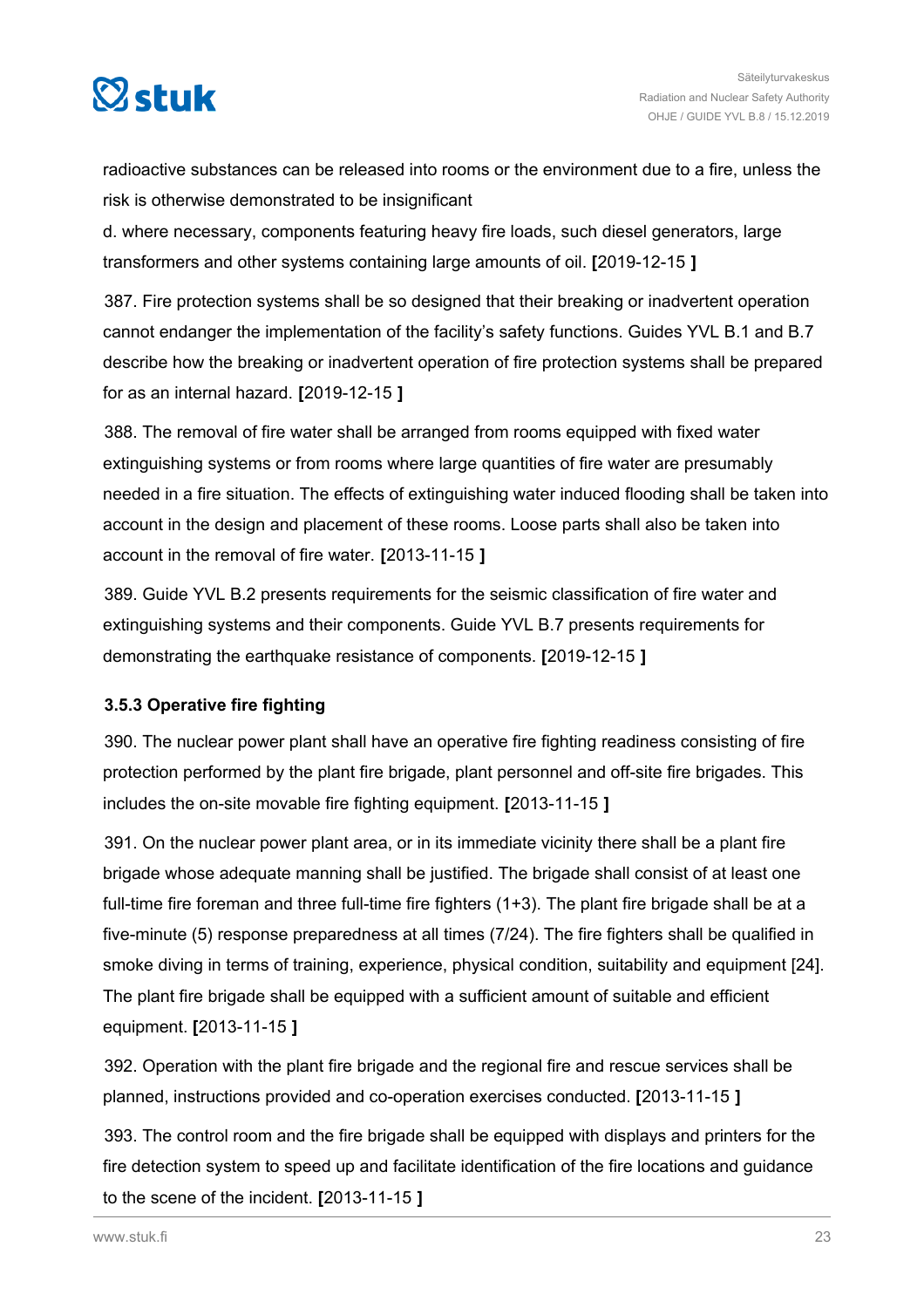radioactive substances can be released into rooms or the environment due to a fire, unless the risk is otherwise demonstrated to be insignificant

d. where necessary, components featuring heavy fire loads, such diesel generators, large transformers and other systems containing large amounts of oil. **[**2019-12-15 **]**

387. Fire protection systems shall be so designed that their breaking or inadvertent operation cannot endanger the implementation of the facility's safety functions. Guides YVL B.1 and B.7 describe how the breaking or inadvertent operation of fire protection systems shall be prepared for as an internal hazard. **[**2019-12-15 **]**

388. The removal of fire water shall be arranged from rooms equipped with fixed water extinguishing systems or from rooms where large quantities of fire water are presumably needed in a fire situation. The effects of extinguishing water induced flooding shall be taken into account in the design and placement of these rooms. Loose parts shall also be taken into account in the removal of fire water. **[**2013-11-15 **]**

389. Guide YVL B.2 presents requirements for the seismic classification of fire water and extinguishing systems and their components. Guide YVL B.7 presents requirements for demonstrating the earthquake resistance of components. **[**2019-12-15 **]**

### 3.5.3 Operative fire fighting

390. The nuclear power plant shall have an operative fire fighting readiness consisting of fire protection performed by the plant fire brigade, plant personnel and off-site fire brigades. This includes the on-site movable fire fighting equipment. **[**2013-11-15 **]**

391. On the nuclear power plant area, or in its immediate vicinity there shall be a plant fire brigade whose adequate manning shall be justified. The brigade shall consist of at least one full-time fire foreman and three full-time fire fighters (1+3). The plant fire brigade shall be at a five-minute (5) response preparedness at all times (7/24). The fire fighters shall be qualified in smoke diving in terms of training, experience, physical condition, suitability and equipment [24]. The plant fire brigade shall be equipped with a sufficient amount of suitable and efficient equipment. **[**2013-11-15 **]**

392. Operation with the plant fire brigade and the regional fire and rescue services shall be planned, instructions provided and co-operation exercises conducted. **[**2013-11-15 **]**

393. The control room and the fire brigade shall be equipped with displays and printers for the fire detection system to speed up and facilitate identification of the fire locations and guidance to the scene of the incident. **[**2013-11-15 **]**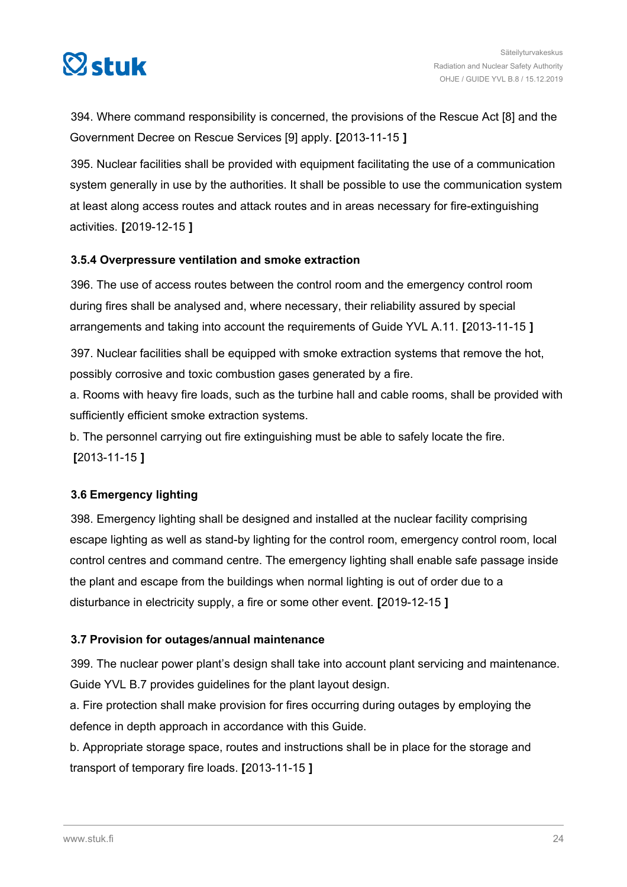394. Where command responsibility is concerned, the provisions of the Rescue Act [8] and the Government Decree on Rescue Services [9] apply. **[**2013-11-15 **]**

395. Nuclear facilities shall be provided with equipment facilitating the use of a communication system generally in use by the authorities. It shall be possible to use the communication system at least along access routes and attack routes and in areas necessary for fire-extinguishing activities. **[**2019-12-15 **]**

#### 3.5.4 Overpressure ventilation and smoke extraction

396. The use of access routes between the control room and the emergency control room during fires shall be analysed and, where necessary, their reliability assured by special arrangements and taking into account the requirements of Guide YVL A.11. **[**2013-11-15 **]**

397. Nuclear facilities shall be equipped with smoke extraction systems that remove the hot, possibly corrosive and toxic combustion gases generated by a fire.

a. Rooms with heavy fire loads, such as the turbine hall and cable rooms, shall be provided with sufficiently efficient smoke extraction systems.

b. The personnel carrying out fire extinguishing must be able to safely locate the fire. **[**2013-11-15 **]**

### 3.6 Emergency lighting

398. Emergency lighting shall be designed and installed at the nuclear facility comprising escape lighting as well as stand-by lighting for the control room, emergency control room, local control centres and command centre. The emergency lighting shall enable safe passage inside the plant and escape from the buildings when normal lighting is out of order due to a disturbance in electricity supply, a fire or some other event. **[**2019-12-15 **]**

### 3.7 Provision for outages/annual maintenance

399. The nuclear power plant's design shall take into account plant servicing and maintenance. Guide YVL B.7 provides guidelines for the plant layout design.

a. Fire protection shall make provision for fires occurring during outages by employing the defence in depth approach in accordance with this Guide.

b. Appropriate storage space, routes and instructions shall be in place for the storage and transport of temporary fire loads. **[**2013-11-15 **]**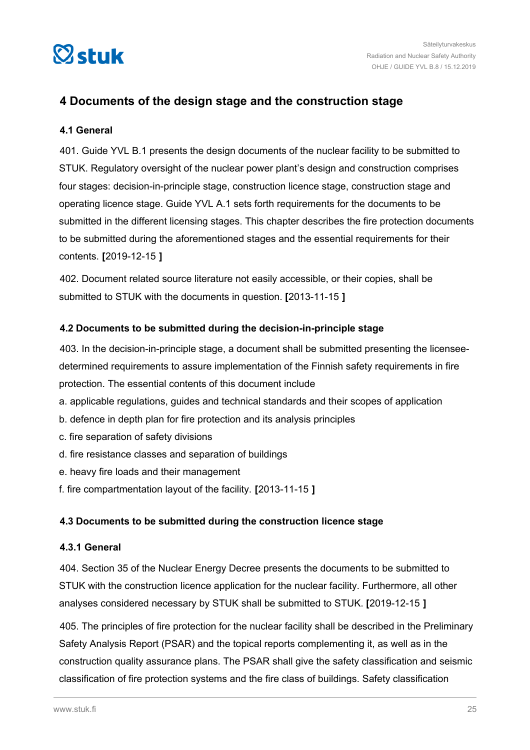# 4 Documents of the design stage and the construction stage

## 4.1 General

401. Guide YVL B.1 presents the design documents of the nuclear facility to be submitted to STUK. Regulatory oversight of the nuclear power plant's design and construction comprises four stages: decision-in-principle stage, construction licence stage, construction stage and operating licence stage. Guide YVL A.1 sets forth requirements for the documents to be submitted in the different licensing stages. This chapter describes the fire protection documents to be submitted during the aforementioned stages and the essential requirements for their contents. **[**2019-12-15 **]**

402. Document related source literature not easily accessible, or their copies, shall be submitted to STUK with the documents in question. **[**2013-11-15 **]**

## 4.2 Documents to be submitted during the decision-in-principle stage

403. In the decision-in-principle stage, a document shall be submitted presenting the licensee-determined requirements to assure implementation of the Finnish safety requirements in fire protection. The essential contents of this document include

a. applicable regulations, guides and technical standards and their scopes of application
b. defence in depth plan for fire protection and its analysis principles
c. fire separation of safety divisions
d. fire resistance classes and separation of buildings
e. heavy fire loads and their management
f. fire compartmentation layout of the facility. **[**2013-11-15 **]**

## 4.3 Documents to be submitted during the construction licence stage

### 4.3.1 General

404. Section 35 of the Nuclear Energy Decree presents the documents to be submitted to STUK with the construction licence application for the nuclear facility. Furthermore, all other analyses considered necessary by STUK shall be submitted to STUK. **[**2019-12-15 **]**

405. The principles of fire protection for the nuclear facility shall be described in the Preliminary Safety Analysis Report (PSAR) and the topical reports complementing it, as well as in the construction quality assurance plans. The PSAR shall give the safety classification and seismic classification of fire protection systems and the fire class of buildings. Safety classification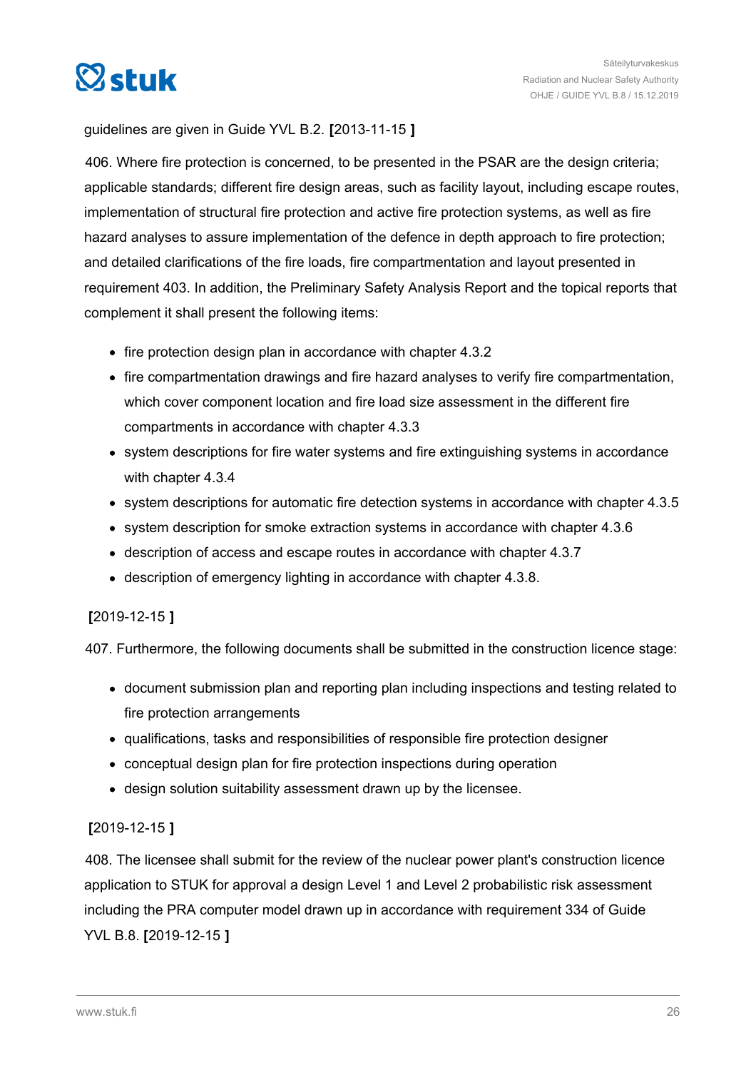guidelines are given in Guide YVL B.2. **[**2013-11-15 **]**

406. Where fire protection is concerned, to be presented in the PSAR are the design criteria; applicable standards; different fire design areas, such as facility layout, including escape routes, implementation of structural fire protection and active fire protection systems, as well as fire hazard analyses to assure implementation of the defence in depth approach to fire protection; and detailed clarifications of the fire loads, fire compartmentation and layout presented in requirement 403. In addition, the Preliminary Safety Analysis Report and the topical reports that complement it shall present the following items:

- fire protection design plan in accordance with chapter 4.3.2
- fire compartmentation drawings and fire hazard analyses to verify fire compartmentation, which cover component location and fire load size assessment in the different fire compartments in accordance with chapter 4.3.3
- system descriptions for fire water systems and fire extinguishing systems in accordance with chapter 4.3.4
- system descriptions for automatic fire detection systems in accordance with chapter 4.3.5
- system description for smoke extraction systems in accordance with chapter 4.3.6
- description of access and escape routes in accordance with chapter 4.3.7
- description of emergency lighting in accordance with chapter 4.3.8.

**[**2019-12-15 **]**

407. Furthermore, the following documents shall be submitted in the construction licence stage:

- document submission plan and reporting plan including inspections and testing related to fire protection arrangements
- qualifications, tasks and responsibilities of responsible fire protection designer
- conceptual design plan for fire protection inspections during operation
- design solution suitability assessment drawn up by the licensee.

**[**2019-12-15 **]**

408. The licensee shall submit for the review of the nuclear power plant's construction licence application to STUK for approval a design Level 1 and Level 2 probabilistic risk assessment including the PRA computer model drawn up in accordance with requirement 334 of Guide YVL B.8. **[**2019-12-15 **]**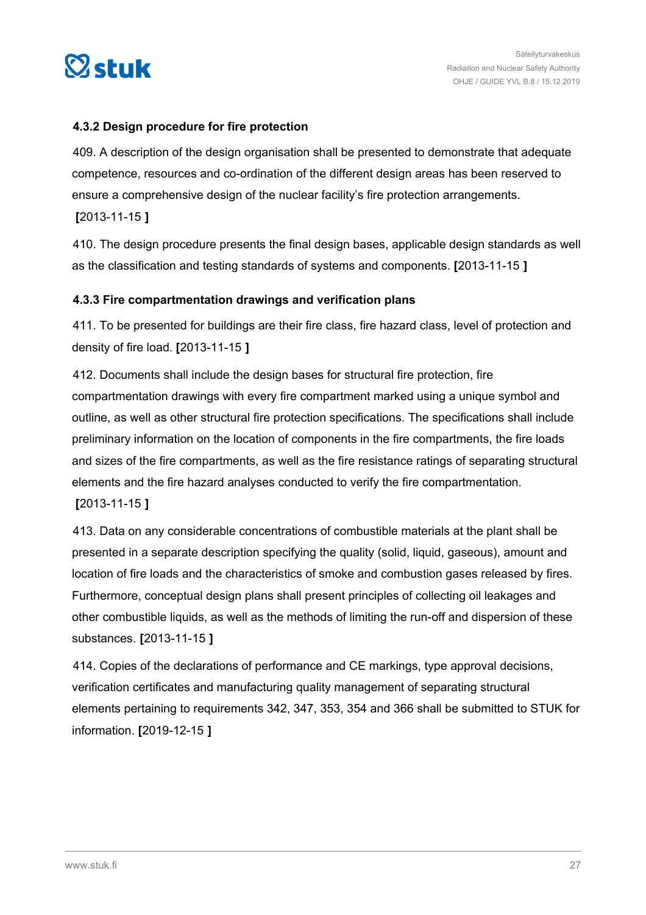### 4.3.2 Design procedure for fire protection

409. A description of the design organisation shall be presented to demonstrate that adequate competence, resources and co-ordination of the different design areas has been reserved to ensure a comprehensive design of the nuclear facility's fire protection arrangements. **[**2013-11-15 **]**

410. The design procedure presents the final design bases, applicable design standards as well as the classification and testing standards of systems and components. **[**2013-11-15 **]**

### 4.3.3 Fire compartmentation drawings and verification plans

411. To be presented for buildings are their fire class, fire hazard class, level of protection and density of fire load. **[**2013-11-15 **]**

412. Documents shall include the design bases for structural fire protection, fire compartmentation drawings with every fire compartment marked using a unique symbol and outline, as well as other structural fire protection specifications. The specifications shall include preliminary information on the location of components in the fire compartments, the fire loads and sizes of the fire compartments, as well as the fire resistance ratings of separating structural elements and the fire hazard analyses conducted to verify the fire compartmentation. **[**2013-11-15 **]**

413. Data on any considerable concentrations of combustible materials at the plant shall be presented in a separate description specifying the quality (solid, liquid, gaseous), amount and location of fire loads and the characteristics of smoke and combustion gases released by fires. Furthermore, conceptual design plans shall present principles of collecting oil leakages and other combustible liquids, as well as the methods of limiting the run-off and dispersion of these substances. **[**2013-11-15 **]**

414. Copies of the declarations of performance and CE markings, type approval decisions, verification certificates and manufacturing quality management of separating structural elements pertaining to requirements 342, 347, 353, 354 and 366 shall be submitted to STUK for information. **[**2019-12-15 **]**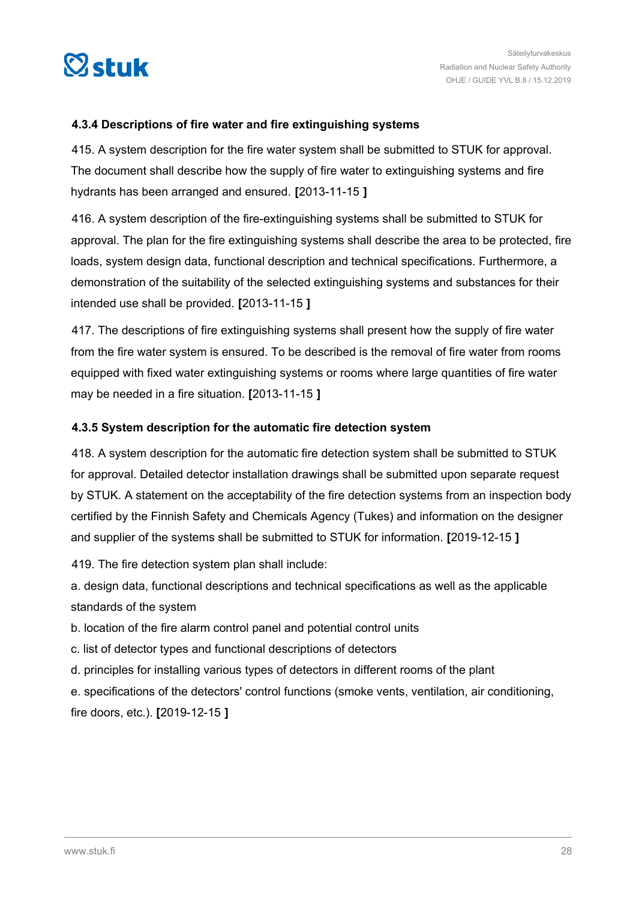### 4.3.4 Descriptions of fire water and fire extinguishing systems

415. A system description for the fire water system shall be submitted to STUK for approval. The document shall describe how the supply of fire water to extinguishing systems and fire hydrants has been arranged and ensured. **[**2013-11-15 **]**

416. A system description of the fire-extinguishing systems shall be submitted to STUK for approval. The plan for the fire extinguishing systems shall describe the area to be protected, fire loads, system design data, functional description and technical specifications. Furthermore, a demonstration of the suitability of the selected extinguishing systems and substances for their intended use shall be provided. **[**2013-11-15 **]**

417. The descriptions of fire extinguishing systems shall present how the supply of fire water from the fire water system is ensured. To be described is the removal of fire water from rooms equipped with fixed water extinguishing systems or rooms where large quantities of fire water may be needed in a fire situation. **[**2013-11-15 **]**

### 4.3.5 System description for the automatic fire detection system

418. A system description for the automatic fire detection system shall be submitted to STUK for approval. Detailed detector installation drawings shall be submitted upon separate request by STUK. A statement on the acceptability of the fire detection systems from an inspection body certified by the Finnish Safety and Chemicals Agency (Tukes) and information on the designer and supplier of the systems shall be submitted to STUK for information. **[**2019-12-15 **]**

419. The fire detection system plan shall include:

a. design data, functional descriptions and technical specifications as well as the applicable standards of the system

b. location of the fire alarm control panel and potential control units

c. list of detector types and functional descriptions of detectors

d. principles for installing various types of detectors in different rooms of the plant

e. specifications of the detectors' control functions (smoke vents, ventilation, air conditioning, fire doors, etc.). **[**2019-12-15 **]**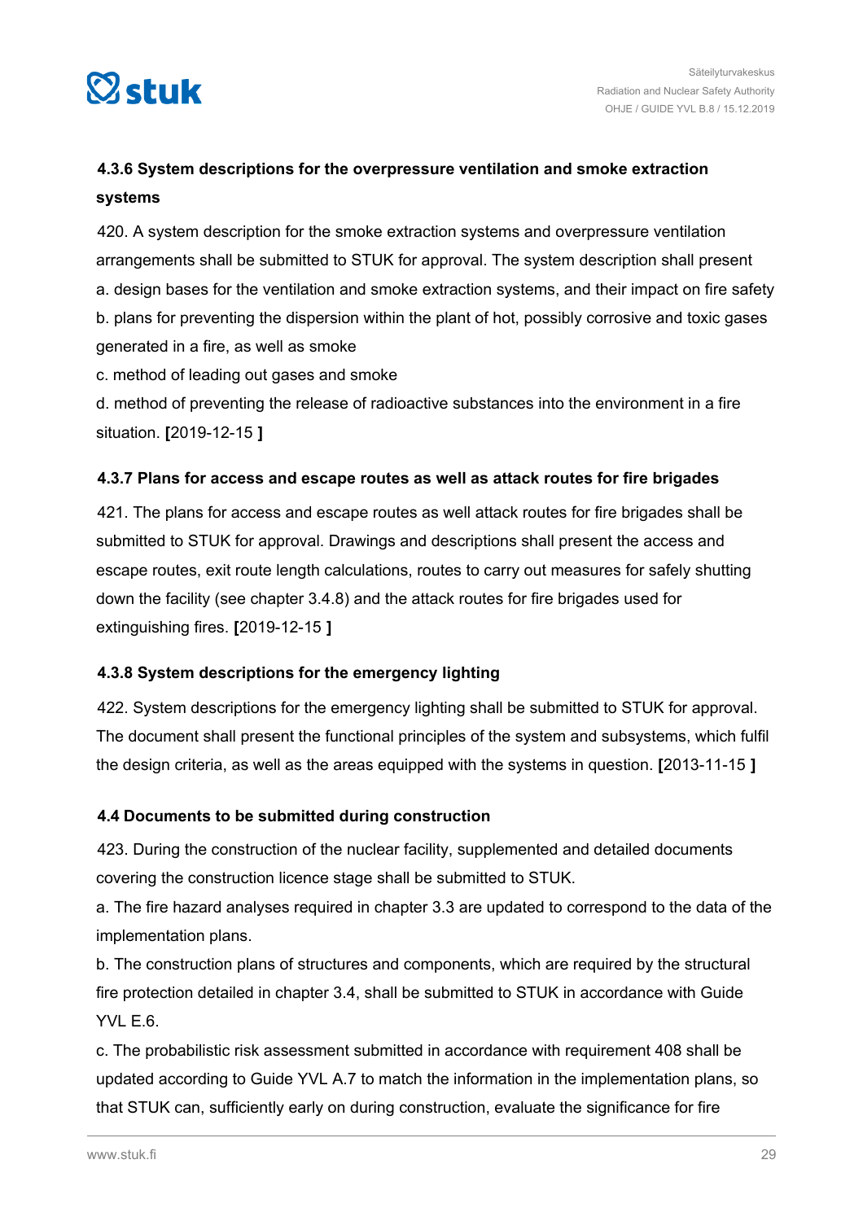### 4.3.6 System descriptions for the overpressure ventilation and smoke extraction systems

420. A system description for the smoke extraction systems and overpressure ventilation arrangements shall be submitted to STUK for approval. The system description shall present

a. design bases for the ventilation and smoke extraction systems, and their impact on fire safety

b. plans for preventing the dispersion within the plant of hot, possibly corrosive and toxic gases generated in a fire, as well as smoke

c. method of leading out gases and smoke

d. method of preventing the release of radioactive substances into the environment in a fire situation. **[**2019-12-15 **]**

### 4.3.7 Plans for access and escape routes as well as attack routes for fire brigades

421. The plans for access and escape routes as well attack routes for fire brigades shall be submitted to STUK for approval. Drawings and descriptions shall present the access and escape routes, exit route length calculations, routes to carry out measures for safely shutting down the facility (see chapter 3.4.8) and the attack routes for fire brigades used for extinguishing fires. **[**2019-12-15 **]**

### 4.3.8 System descriptions for the emergency lighting

422. System descriptions for the emergency lighting shall be submitted to STUK for approval. The document shall present the functional principles of the system and subsystems, which fulfil the design criteria, as well as the areas equipped with the systems in question. **[**2013-11-15 **]**

### 4.4 Documents to be submitted during construction

423. During the construction of the nuclear facility, supplemented and detailed documents covering the construction licence stage shall be submitted to STUK.

a. The fire hazard analyses required in chapter 3.3 are updated to correspond to the data of the implementation plans.

b. The construction plans of structures and components, which are required by the structural fire protection detailed in chapter 3.4, shall be submitted to STUK in accordance with Guide YVL E.6.

c. The probabilistic risk assessment submitted in accordance with requirement 408 shall be updated according to Guide YVL A.7 to match the information in the implementation plans, so that STUK can, sufficiently early on during construction, evaluate the significance for fire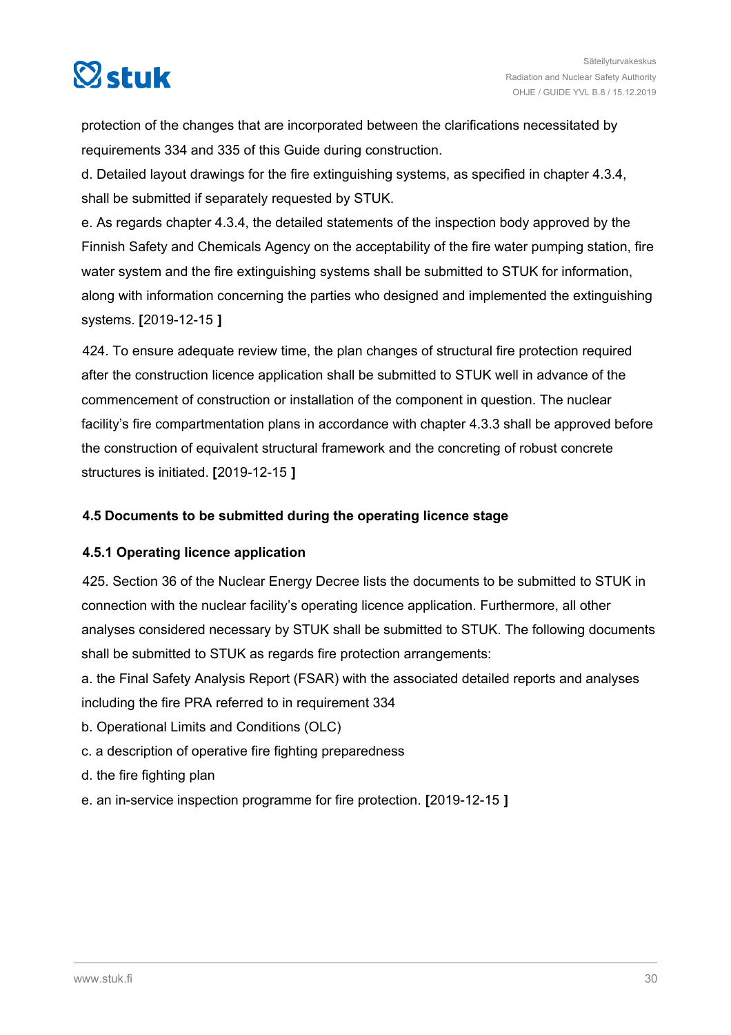protection of the changes that are incorporated between the clarifications necessitated by requirements 334 and 335 of this Guide during construction.

d. Detailed layout drawings for the fire extinguishing systems, as specified in chapter 4.3.4, shall be submitted if separately requested by STUK.

e. As regards chapter 4.3.4, the detailed statements of the inspection body approved by the Finnish Safety and Chemicals Agency on the acceptability of the fire water pumping station, fire water system and the fire extinguishing systems shall be submitted to STUK for information, along with information concerning the parties who designed and implemented the extinguishing systems. **[**2019-12-15 **]**

424. To ensure adequate review time, the plan changes of structural fire protection required after the construction licence application shall be submitted to STUK well in advance of the commencement of construction or installation of the component in question. The nuclear facility's fire compartmentation plans in accordance with chapter 4.3.3 shall be approved before the construction of equivalent structural framework and the concreting of robust concrete structures is initiated. **[**2019-12-15 **]**

## 4.5 Documents to be submitted during the operating licence stage

### 4.5.1 Operating licence application

425. Section 36 of the Nuclear Energy Decree lists the documents to be submitted to STUK in connection with the nuclear facility's operating licence application. Furthermore, all other analyses considered necessary by STUK shall be submitted to STUK. The following documents shall be submitted to STUK as regards fire protection arrangements:

a. the Final Safety Analysis Report (FSAR) with the associated detailed reports and analyses including the fire PRA referred to in requirement 334

b. Operational Limits and Conditions (OLC)

c. a description of operative fire fighting preparedness

d. the fire fighting plan

e. an in-service inspection programme for fire protection. **[**2019-12-15 **]**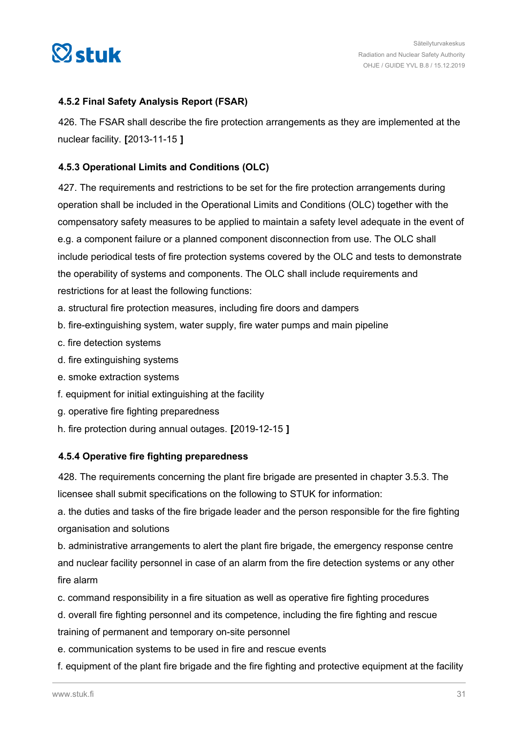### 4.5.2 Final Safety Analysis Report (FSAR)

426. The FSAR shall describe the fire protection arrangements as they are implemented at the nuclear facility. **[**2013-11-15 **]**

### 4.5.3 Operational Limits and Conditions (OLC)

427. The requirements and restrictions to be set for the fire protection arrangements during operation shall be included in the Operational Limits and Conditions (OLC) together with the compensatory safety measures to be applied to maintain a safety level adequate in the event of e.g. a component failure or a planned component disconnection from use. The OLC shall include periodical tests of fire protection systems covered by the OLC and tests to demonstrate the operability of systems and components. The OLC shall include requirements and restrictions for at least the following functions:

a. structural fire protection measures, including fire doors and dampers
b. fire-extinguishing system, water supply, fire water pumps and main pipeline
c. fire detection systems
d. fire extinguishing systems
e. smoke extraction systems
f. equipment for initial extinguishing at the facility
g. operative fire fighting preparedness
h. fire protection during annual outages. **[**2019-12-15 **]**

### 4.5.4 Operative fire fighting preparedness

428. The requirements concerning the plant fire brigade are presented in chapter 3.5.3. The licensee shall submit specifications on the following to STUK for information:

a. the duties and tasks of the fire brigade leader and the person responsible for the fire fighting organisation and solutions
b. administrative arrangements to alert the plant fire brigade, the emergency response centre and nuclear facility personnel in case of an alarm from the fire detection systems or any other fire alarm
c. command responsibility in a fire situation as well as operative fire fighting procedures
d. overall fire fighting personnel and its competence, including the fire fighting and rescue training of permanent and temporary on-site personnel
e. communication systems to be used in fire and rescue events
f. equipment of the plant fire brigade and the fire fighting and protective equipment at the facility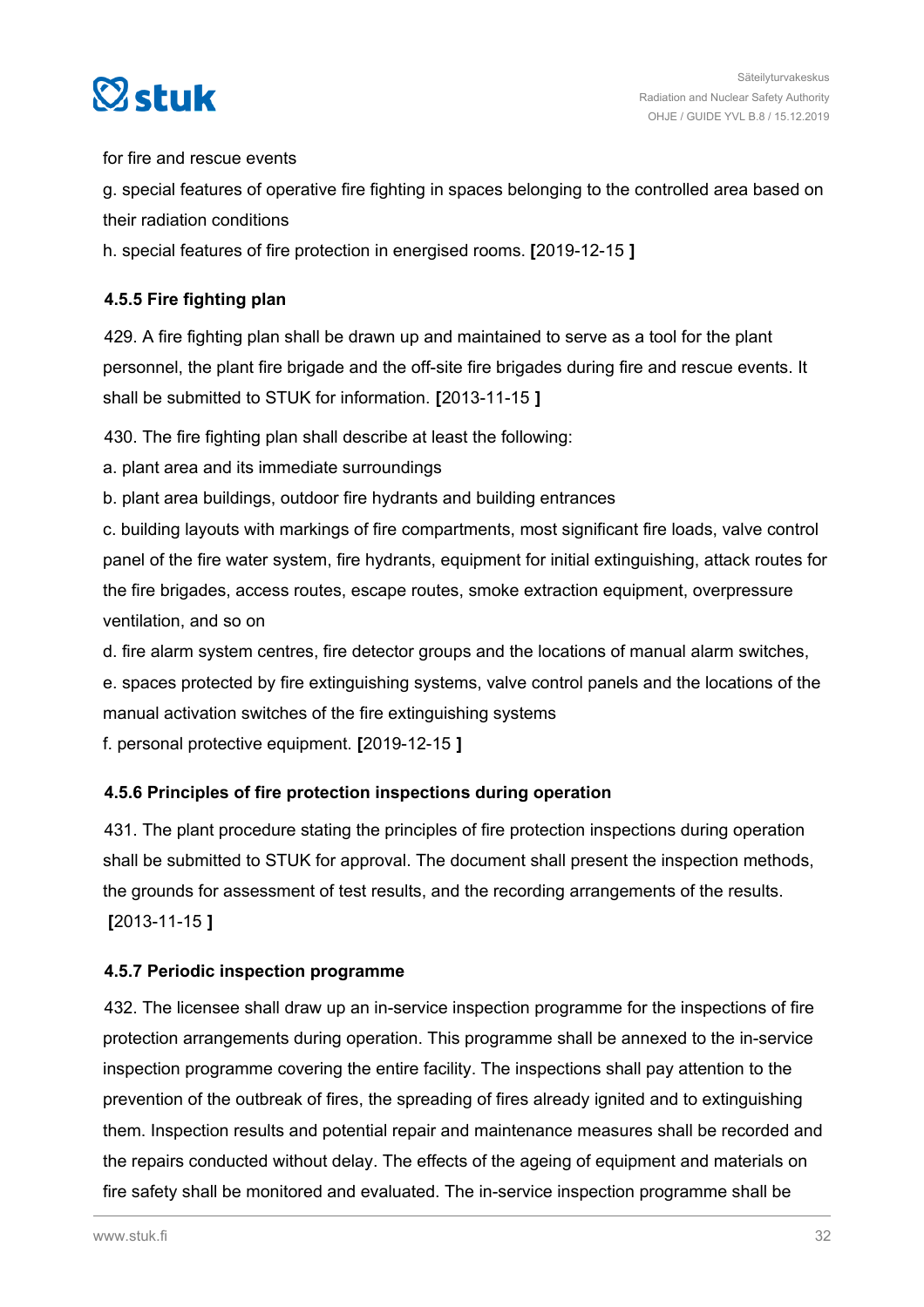for fire and rescue events

g. special features of operative fire fighting in spaces belonging to the controlled area based on their radiation conditions

h. special features of fire protection in energised rooms. **[**2019-12-15 **]**

### 4.5.5 Fire fighting plan

429. A fire fighting plan shall be drawn up and maintained to serve as a tool for the plant personnel, the plant fire brigade and the off-site fire brigades during fire and rescue events. It shall be submitted to STUK for information. **[**2013-11-15 **]**

430. The fire fighting plan shall describe at least the following:

a. plant area and its immediate surroundings

b. plant area buildings, outdoor fire hydrants and building entrances

c. building layouts with markings of fire compartments, most significant fire loads, valve control panel of the fire water system, fire hydrants, equipment for initial extinguishing, attack routes for the fire brigades, access routes, escape routes, smoke extraction equipment, overpressure ventilation, and so on

d. fire alarm system centres, fire detector groups and the locations of manual alarm switches,

e. spaces protected by fire extinguishing systems, valve control panels and the locations of the manual activation switches of the fire extinguishing systems

f. personal protective equipment. **[**2019-12-15 **]**

### 4.5.6 Principles of fire protection inspections during operation

431. The plant procedure stating the principles of fire protection inspections during operation shall be submitted to STUK for approval. The document shall present the inspection methods, the grounds for assessment of test results, and the recording arrangements of the results. **[**2013-11-15 **]**

### 4.5.7 Periodic inspection programme

432. The licensee shall draw up an in-service inspection programme for the inspections of fire protection arrangements during operation. This programme shall be annexed to the in-service inspection programme covering the entire facility. The inspections shall pay attention to the prevention of the outbreak of fires, the spreading of fires already ignited and to extinguishing them. Inspection results and potential repair and maintenance measures shall be recorded and the repairs conducted without delay. The effects of the ageing of equipment and materials on fire safety shall be monitored and evaluated. The in-service inspection programme shall be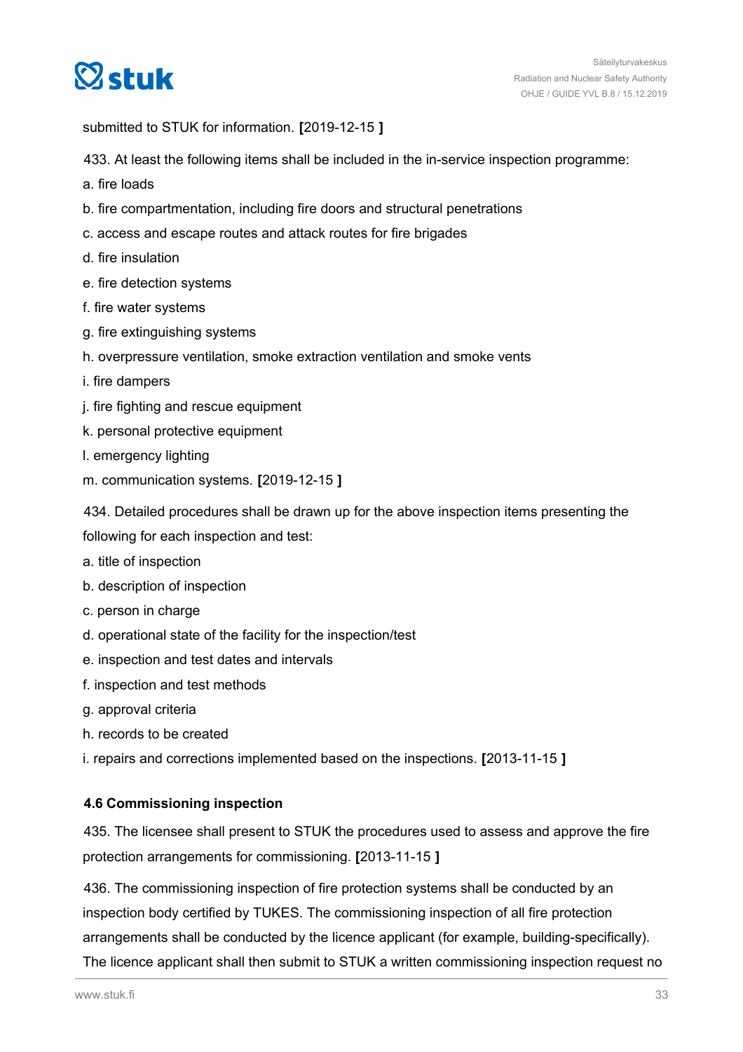submitted to STUK for information. [2019-12-15 ]

433. At least the following items shall be included in the in-service inspection programme:

a. fire loads

b. fire compartmentation, including fire doors and structural penetrations

c. access and escape routes and attack routes for fire brigades

d. fire insulation

e. fire detection systems

f. fire water systems

g. fire extinguishing systems

h. overpressure ventilation, smoke extraction ventilation and smoke vents

i. fire dampers

j. fire fighting and rescue equipment

k. personal protective equipment

l. emergency lighting

m. communication systems. [2019-12-15 ]

434. Detailed procedures shall be drawn up for the above inspection items presenting the following for each inspection and test:

a. title of inspection

b. description of inspection

c. person in charge

d. operational state of the facility for the inspection/test

e. inspection and test dates and intervals

f. inspection and test methods

g. approval criteria

h. records to be created

i. repairs and corrections implemented based on the inspections. [2013-11-15 ]

### 4.6 Commissioning inspection

435. The licensee shall present to STUK the procedures used to assess and approve the fire protection arrangements for commissioning. [2013-11-15 ]

436. The commissioning inspection of fire protection systems shall be conducted by an inspection body certified by TUKES. The commissioning inspection of all fire protection arrangements shall be conducted by the licence applicant (for example, building-specifically). The licence applicant shall then submit to STUK a written commissioning inspection request no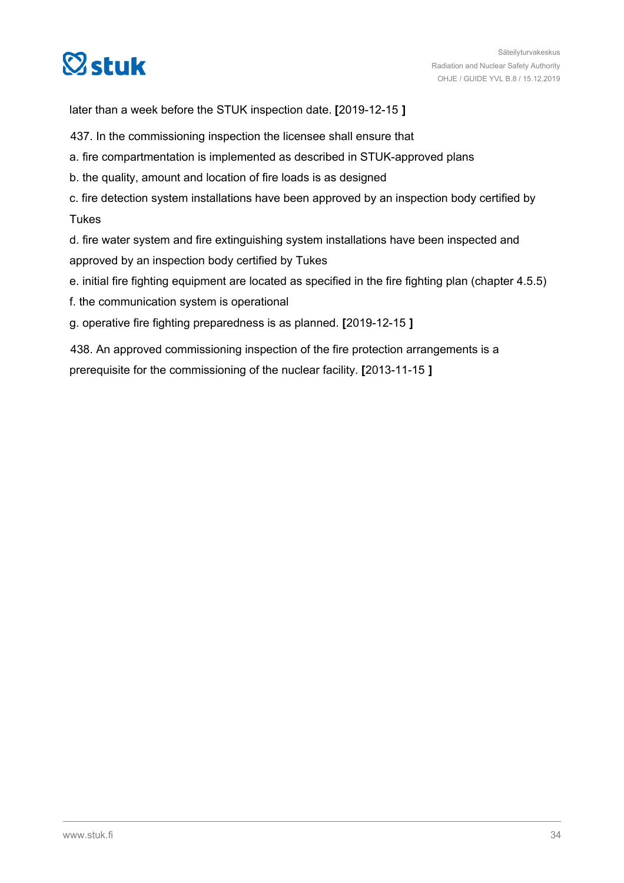later than a week before the STUK inspection date. **[**2019-12-15 **]**

437. In the commissioning inspection the licensee shall ensure that

a. fire compartmentation is implemented as described in STUK-approved plans

b. the quality, amount and location of fire loads is as designed

c. fire detection system installations have been approved by an inspection body certified by Tukes

d. fire water system and fire extinguishing system installations have been inspected and approved by an inspection body certified by Tukes

e. initial fire fighting equipment are located as specified in the fire fighting plan (chapter 4.5.5)

f. the communication system is operational

g. operative fire fighting preparedness is as planned. **[**2019-12-15 **]**

438. An approved commissioning inspection of the fire protection arrangements is a prerequisite for the commissioning of the nuclear facility. **[**2013-11-15 **]**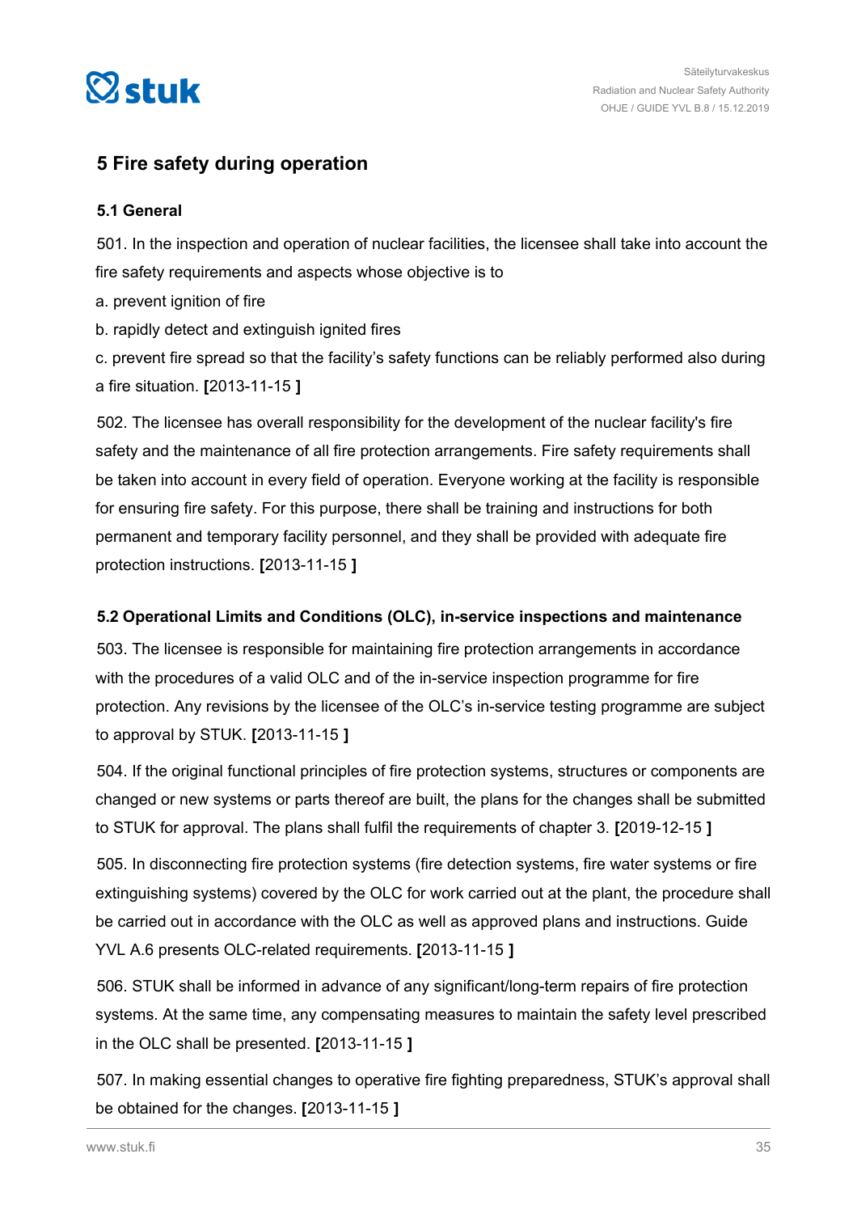## 5 Fire safety during operation

### 5.1 General

501. In the inspection and operation of nuclear facilities, the licensee shall take into account the fire safety requirements and aspects whose objective is to

a. prevent ignition of fire

b. rapidly detect and extinguish ignited fires

c. prevent fire spread so that the facility's safety functions can be reliably performed also during a fire situation. **[**2013-11-15 **]**

502. The licensee has overall responsibility for the development of the nuclear facility's fire safety and the maintenance of all fire protection arrangements. Fire safety requirements shall be taken into account in every field of operation. Everyone working at the facility is responsible for ensuring fire safety. For this purpose, there shall be training and instructions for both permanent and temporary facility personnel, and they shall be provided with adequate fire protection instructions. **[**2013-11-15 **]**

### 5.2 Operational Limits and Conditions (OLC), in-service inspections and maintenance

503. The licensee is responsible for maintaining fire protection arrangements in accordance with the procedures of a valid OLC and of the in-service inspection programme for fire protection. Any revisions by the licensee of the OLC's in-service testing programme are subject to approval by STUK. **[**2013-11-15 **]**

504. If the original functional principles of fire protection systems, structures or components are changed or new systems or parts thereof are built, the plans for the changes shall be submitted to STUK for approval. The plans shall fulfil the requirements of chapter 3. **[**2019-12-15 **]**

505. In disconnecting fire protection systems (fire detection systems, fire water systems or fire extinguishing systems) covered by the OLC for work carried out at the plant, the procedure shall be carried out in accordance with the OLC as well as approved plans and instructions. Guide YVL A.6 presents OLC-related requirements. **[**2013-11-15 **]**

506. STUK shall be informed in advance of any significant/long-term repairs of fire protection systems. At the same time, any compensating measures to maintain the safety level prescribed in the OLC shall be presented. **[**2013-11-15 **]**

507. In making essential changes to operative fire fighting preparedness, STUK's approval shall be obtained for the changes. **[**2013-11-15 **]**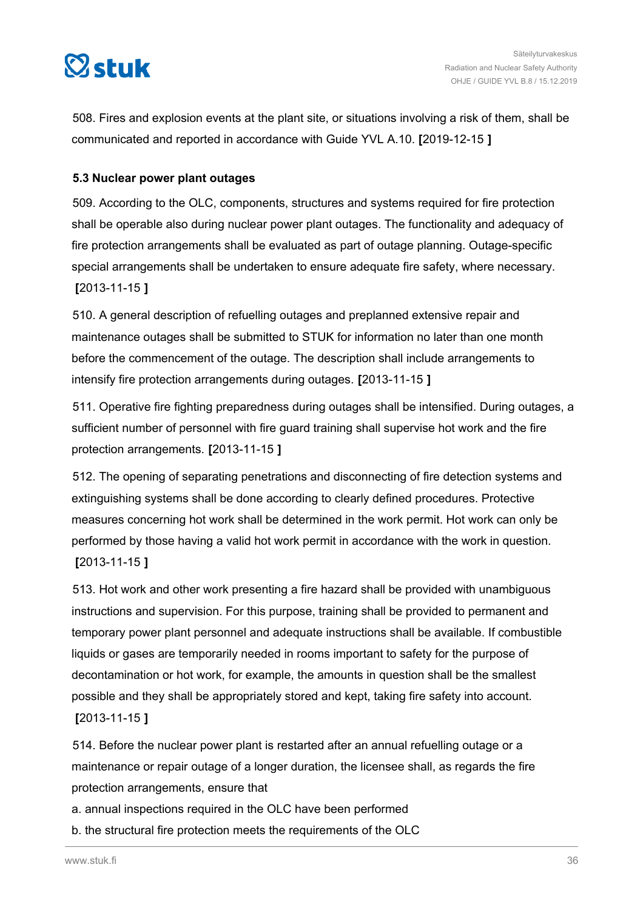508. Fires and explosion events at the plant site, or situations involving a risk of them, shall be communicated and reported in accordance with Guide YVL A.10. **[**2019-12-15 **]**

### 5.3 Nuclear power plant outages

509. According to the OLC, components, structures and systems required for fire protection shall be operable also during nuclear power plant outages. The functionality and adequacy of fire protection arrangements shall be evaluated as part of outage planning. Outage-specific special arrangements shall be undertaken to ensure adequate fire safety, where necessary. **[**2013-11-15 **]**

510. A general description of refuelling outages and preplanned extensive repair and maintenance outages shall be submitted to STUK for information no later than one month before the commencement of the outage. The description shall include arrangements to intensify fire protection arrangements during outages. **[**2013-11-15 **]**

511. Operative fire fighting preparedness during outages shall be intensified. During outages, a sufficient number of personnel with fire guard training shall supervise hot work and the fire protection arrangements. **[**2013-11-15 **]**

512. The opening of separating penetrations and disconnecting of fire detection systems and extinguishing systems shall be done according to clearly defined procedures. Protective measures concerning hot work shall be determined in the work permit. Hot work can only be performed by those having a valid hot work permit in accordance with the work in question. **[**2013-11-15 **]**

513. Hot work and other work presenting a fire hazard shall be provided with unambiguous instructions and supervision. For this purpose, training shall be provided to permanent and temporary power plant personnel and adequate instructions shall be available. If combustible liquids or gases are temporarily needed in rooms important to safety for the purpose of decontamination or hot work, for example, the amounts in question shall be the smallest possible and they shall be appropriately stored and kept, taking fire safety into account. **[**2013-11-15 **]**

514. Before the nuclear power plant is restarted after an annual refuelling outage or a maintenance or repair outage of a longer duration, the licensee shall, as regards the fire protection arrangements, ensure that

a. annual inspections required in the OLC have been performed

b. the structural fire protection meets the requirements of the OLC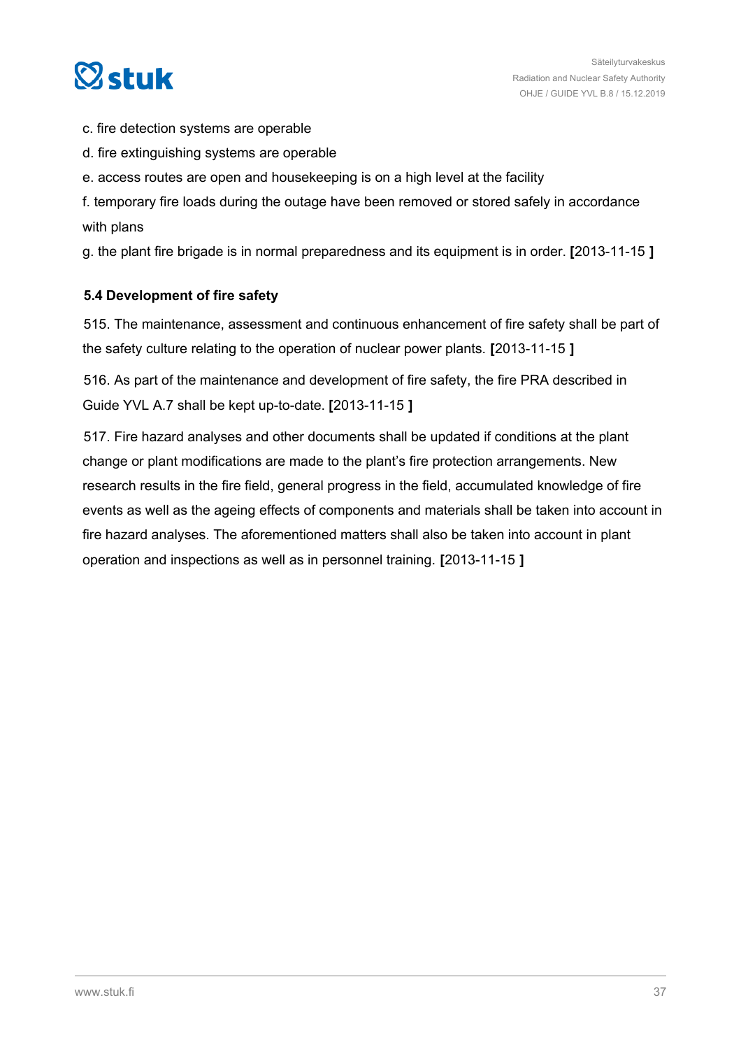c. fire detection systems are operable

d. fire extinguishing systems are operable

e. access routes are open and housekeeping is on a high level at the facility

f. temporary fire loads during the outage have been removed or stored safely in accordance with plans

g. the plant fire brigade is in normal preparedness and its equipment is in order. **[**2013-11-15 **]**

### 5.4 Development of fire safety

515. The maintenance, assessment and continuous enhancement of fire safety shall be part of the safety culture relating to the operation of nuclear power plants. **[**2013-11-15 **]**

516. As part of the maintenance and development of fire safety, the fire PRA described in Guide YVL A.7 shall be kept up-to-date. **[**2013-11-15 **]**

517. Fire hazard analyses and other documents shall be updated if conditions at the plant change or plant modifications are made to the plant's fire protection arrangements. New research results in the fire field, general progress in the field, accumulated knowledge of fire events as well as the ageing effects of components and materials shall be taken into account in fire hazard analyses. The aforementioned matters shall also be taken into account in plant operation and inspections as well as in personnel training. **[**2013-11-15 **]**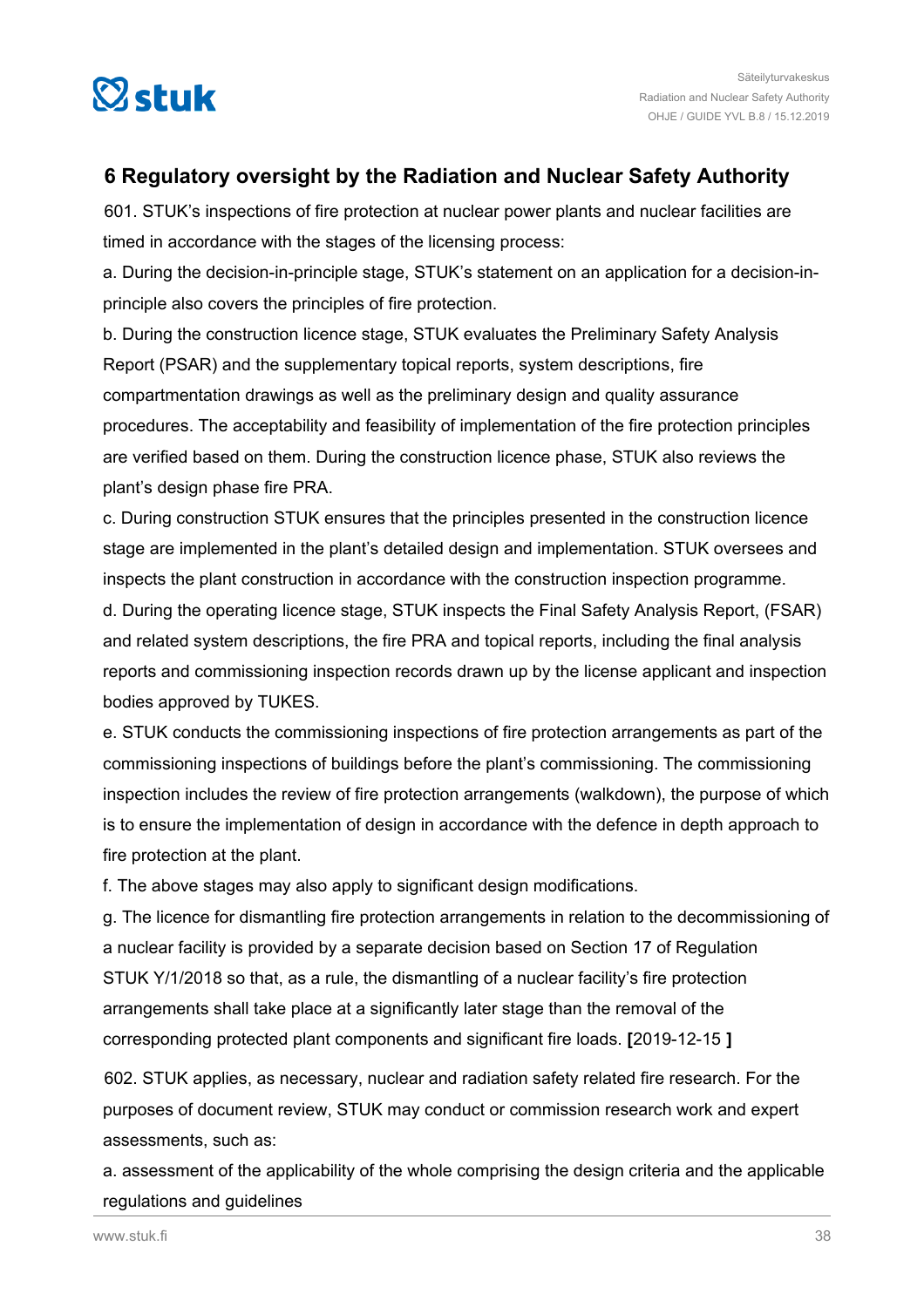## 6 Regulatory oversight by the Radiation and Nuclear Safety Authority

601. STUK's inspections of fire protection at nuclear power plants and nuclear facilities are timed in accordance with the stages of the licensing process:

a. During the decision-in-principle stage, STUK's statement on an application for a decision-in-principle also covers the principles of fire protection.

b. During the construction licence stage, STUK evaluates the Preliminary Safety Analysis Report (PSAR) and the supplementary topical reports, system descriptions, fire compartmentation drawings as well as the preliminary design and quality assurance procedures. The acceptability and feasibility of implementation of the fire protection principles are verified based on them. During the construction licence phase, STUK also reviews the plant's design phase fire PRA.

c. During construction STUK ensures that the principles presented in the construction licence stage are implemented in the plant's detailed design and implementation. STUK oversees and inspects the plant construction in accordance with the construction inspection programme.

d. During the operating licence stage, STUK inspects the Final Safety Analysis Report, (FSAR) and related system descriptions, the fire PRA and topical reports, including the final analysis reports and commissioning inspection records drawn up by the license applicant and inspection bodies approved by TUKES.

e. STUK conducts the commissioning inspections of fire protection arrangements as part of the commissioning inspections of buildings before the plant's commissioning. The commissioning inspection includes the review of fire protection arrangements (walkdown), the purpose of which is to ensure the implementation of design in accordance with the defence in depth approach to fire protection at the plant.

f. The above stages may also apply to significant design modifications.

g. The licence for dismantling fire protection arrangements in relation to the decommissioning of a nuclear facility is provided by a separate decision based on Section 17 of Regulation STUK Y/1/2018 so that, as a rule, the dismantling of a nuclear facility's fire protection arrangements shall take place at a significantly later stage than the removal of the corresponding protected plant components and significant fire loads. **[**2019-12-15 **]**

602. STUK applies, as necessary, nuclear and radiation safety related fire research. For the purposes of document review, STUK may conduct or commission research work and expert assessments, such as:

a. assessment of the applicability of the whole comprising the design criteria and the applicable regulations and guidelines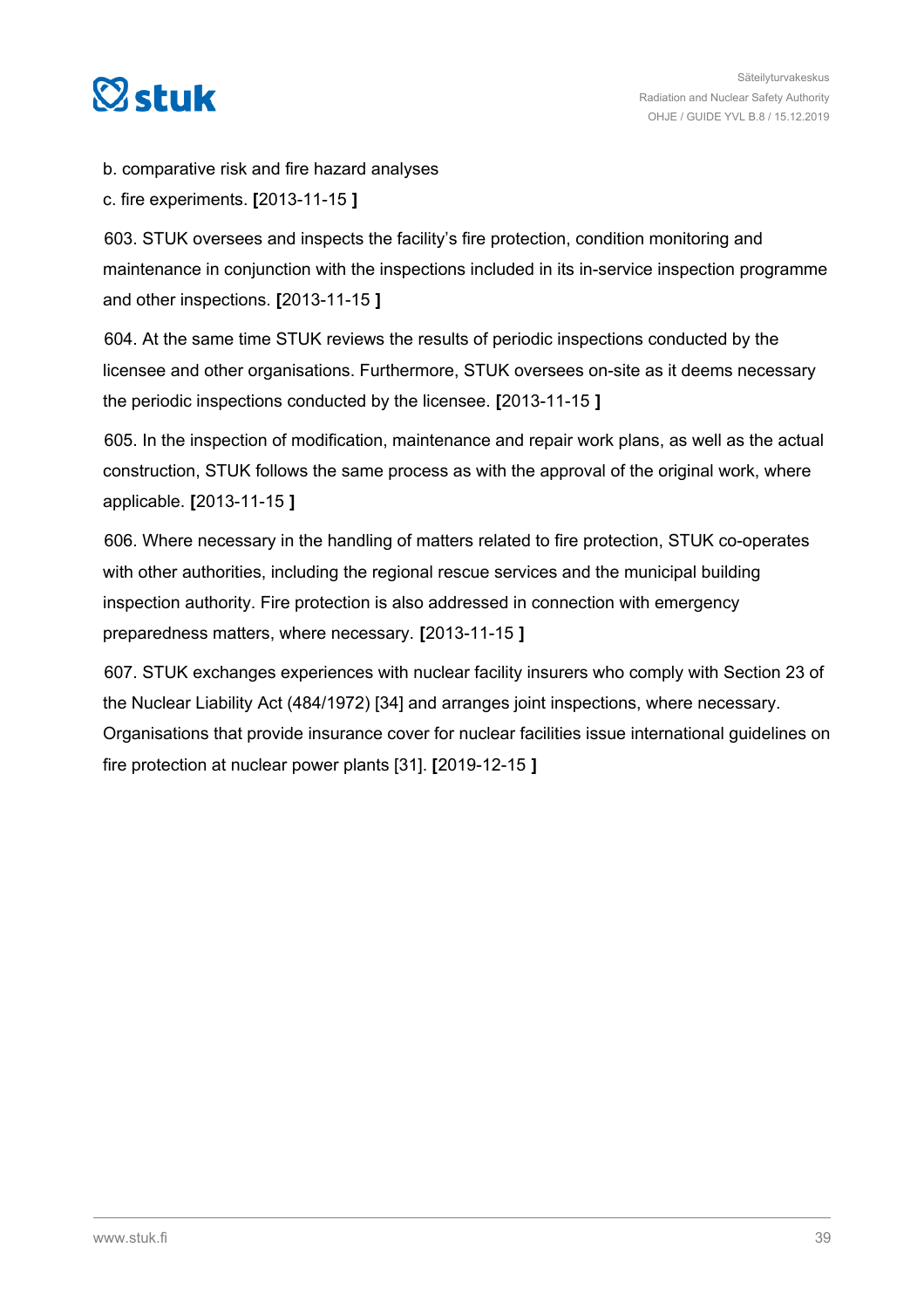b. comparative risk and fire hazard analyses

c. fire experiments. **[**2013-11-15 **]**

603. STUK oversees and inspects the facility’s fire protection, condition monitoring and maintenance in conjunction with the inspections included in its in-service inspection programme and other inspections. **[**2013-11-15 **]**

604. At the same time STUK reviews the results of periodic inspections conducted by the licensee and other organisations. Furthermore, STUK oversees on-site as it deems necessary the periodic inspections conducted by the licensee. **[**2013-11-15 **]**

605. In the inspection of modification, maintenance and repair work plans, as well as the actual construction, STUK follows the same process as with the approval of the original work, where applicable. **[**2013-11-15 **]**

606. Where necessary in the handling of matters related to fire protection, STUK co-operates with other authorities, including the regional rescue services and the municipal building inspection authority. Fire protection is also addressed in connection with emergency preparedness matters, where necessary. **[**2013-11-15 **]**

607. STUK exchanges experiences with nuclear facility insurers who comply with Section 23 of the Nuclear Liability Act (484/1972) [34] and arranges joint inspections, where necessary. Organisations that provide insurance cover for nuclear facilities issue international guidelines on fire protection at nuclear power plants [31]. **[**2019-12-15 **]**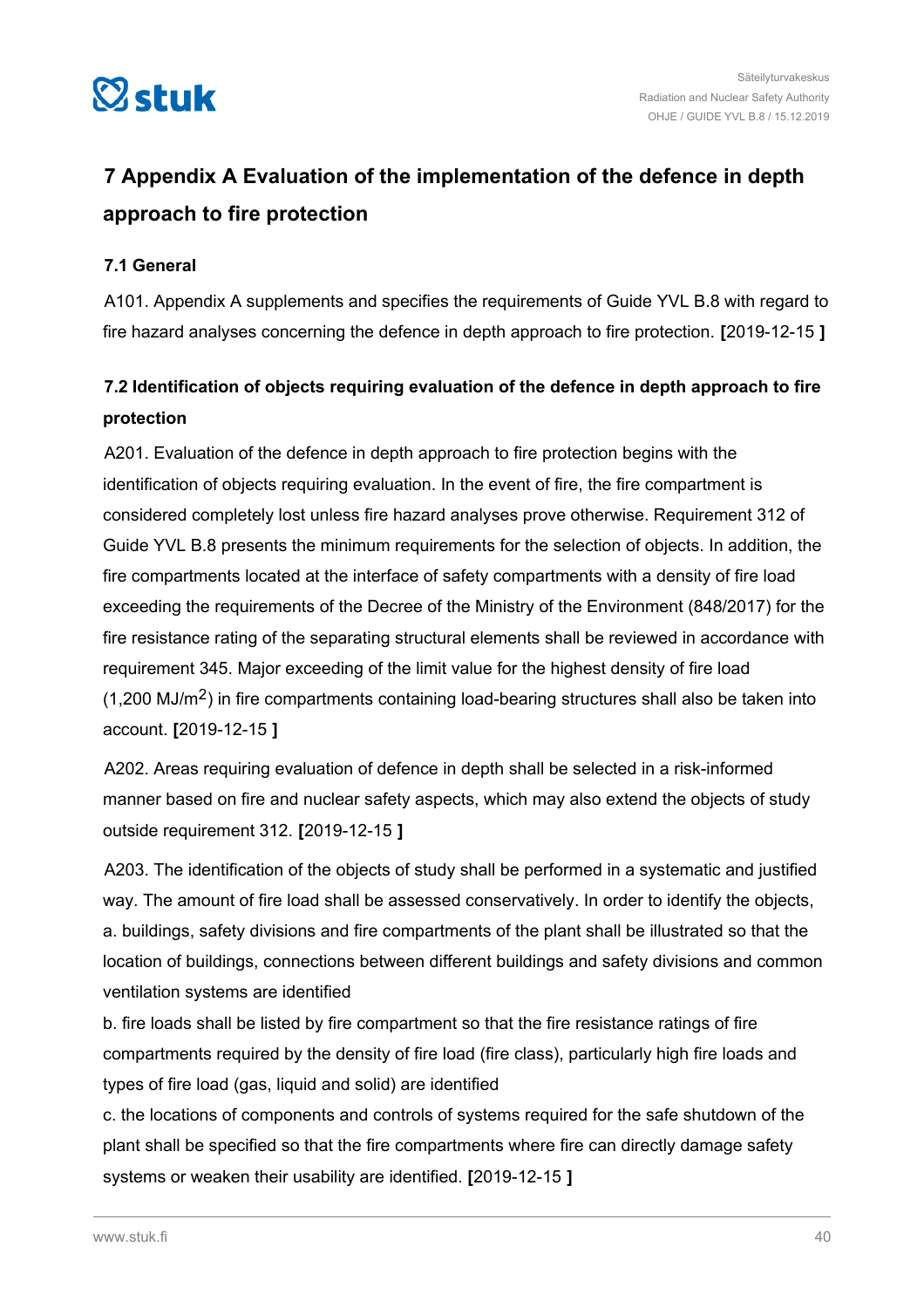# 7 Appendix A Evaluation of the implementation of the defence in depth approach to fire protection

## 7.1 General

A101. Appendix A supplements and specifies the requirements of Guide YVL B.8 with regard to fire hazard analyses concerning the defence in depth approach to fire protection. **[**2019-12-15 **]**

## 7.2 Identification of objects requiring evaluation of the defence in depth approach to fire protection

A201. Evaluation of the defence in depth approach to fire protection begins with the identification of objects requiring evaluation. In the event of fire, the fire compartment is considered completely lost unless fire hazard analyses prove otherwise. Requirement 312 of Guide YVL B.8 presents the minimum requirements for the selection of objects. In addition, the fire compartments located at the interface of safety compartments with a density of fire load exceeding the requirements of the Decree of the Ministry of the Environment (848/2017) for the fire resistance rating of the separating structural elements shall be reviewed in accordance with requirement 345. Major exceeding of the limit value for the highest density of fire load (1,200 MJ/$m^2$) in fire compartments containing load-bearing structures shall also be taken into account. **[**2019-12-15 **]**

A202. Areas requiring evaluation of defence in depth shall be selected in a risk-informed manner based on fire and nuclear safety aspects, which may also extend the objects of study outside requirement 312. **[**2019-12-15 **]**

A203. The identification of the objects of study shall be performed in a systematic and justified way. The amount of fire load shall be assessed conservatively. In order to identify the objects,

a. buildings, safety divisions and fire compartments of the plant shall be illustrated so that the location of buildings, connections between different buildings and safety divisions and common ventilation systems are identified

b. fire loads shall be listed by fire compartment so that the fire resistance ratings of fire compartments required by the density of fire load (fire class), particularly high fire loads and types of fire load (gas, liquid and solid) are identified

c. the locations of components and controls of systems required for the safe shutdown of the plant shall be specified so that the fire compartments where fire can directly damage safety systems or weaken their usability are identified. **[**2019-12-15 **]**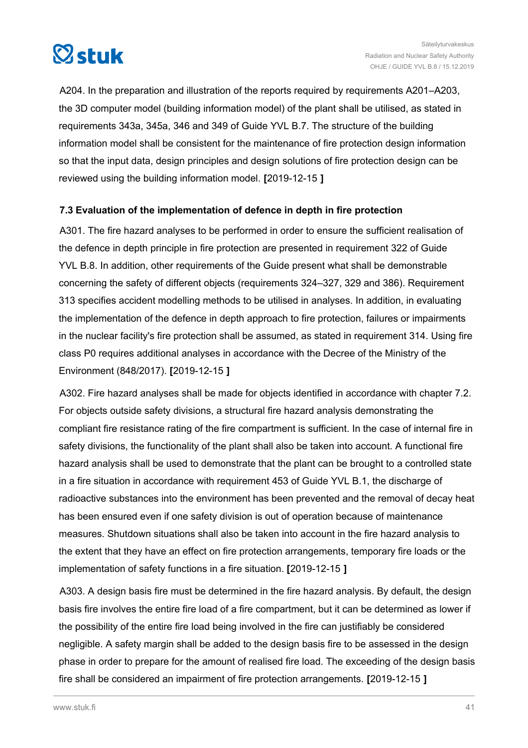A204. In the preparation and illustration of the reports required by requirements A201–A203, the 3D computer model (building information model) of the plant shall be utilised, as stated in requirements 343a, 345a, 346 and 349 of Guide YVL B.7. The structure of the building information model shall be consistent for the maintenance of fire protection design information so that the input data, design principles and design solutions of fire protection design can be reviewed using the building information model. **[**2019-12-15 **]**

### 7.3 Evaluation of the implementation of defence in depth in fire protection

A301. The fire hazard analyses to be performed in order to ensure the sufficient realisation of the defence in depth principle in fire protection are presented in requirement 322 of Guide YVL B.8. In addition, other requirements of the Guide present what shall be demonstrable concerning the safety of different objects (requirements 324–327, 329 and 386). Requirement 313 specifies accident modelling methods to be utilised in analyses. In addition, in evaluating the implementation of the defence in depth approach to fire protection, failures or impairments in the nuclear facility's fire protection shall be assumed, as stated in requirement 314. Using fire class P0 requires additional analyses in accordance with the Decree of the Ministry of the Environment (848/2017). **[**2019-12-15 **]**

A302. Fire hazard analyses shall be made for objects identified in accordance with chapter 7.2. For objects outside safety divisions, a structural fire hazard analysis demonstrating the compliant fire resistance rating of the fire compartment is sufficient. In the case of internal fire in safety divisions, the functionality of the plant shall also be taken into account. A functional fire hazard analysis shall be used to demonstrate that the plant can be brought to a controlled state in a fire situation in accordance with requirement 453 of Guide YVL B.1, the discharge of radioactive substances into the environment has been prevented and the removal of decay heat has been ensured even if one safety division is out of operation because of maintenance measures. Shutdown situations shall also be taken into account in the fire hazard analysis to the extent that they have an effect on fire protection arrangements, temporary fire loads or the implementation of safety functions in a fire situation. **[**2019-12-15 **]**

A303. A design basis fire must be determined in the fire hazard analysis. By default, the design basis fire involves the entire fire load of a fire compartment, but it can be determined as lower if the possibility of the entire fire load being involved in the fire can justifiably be considered negligible. A safety margin shall be added to the design basis fire to be assessed in the design phase in order to prepare for the amount of realised fire load. The exceeding of the design basis fire shall be considered an impairment of fire protection arrangements. **[**2019-12-15 **]**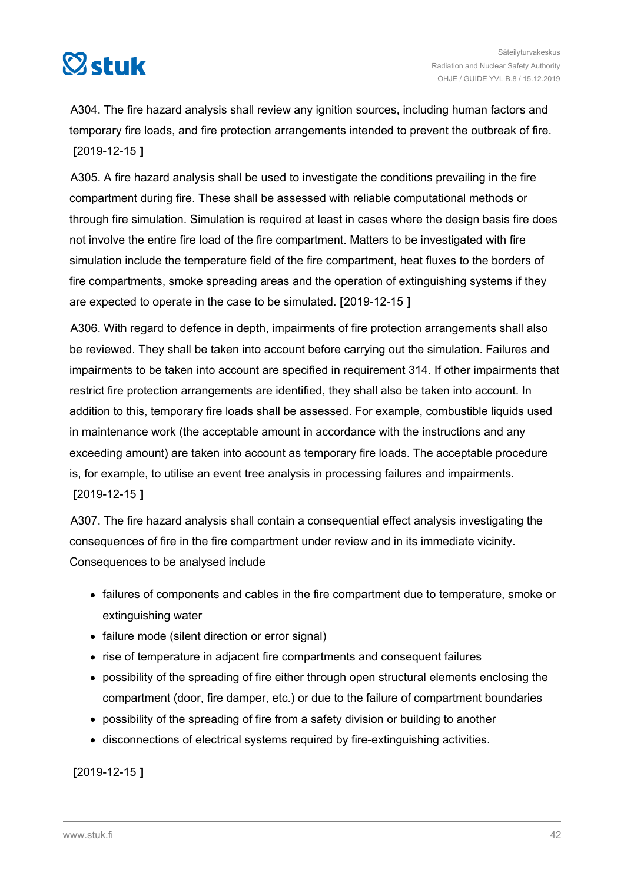A304. The fire hazard analysis shall review any ignition sources, including human factors and temporary fire loads, and fire protection arrangements intended to prevent the outbreak of fire. **[**2019-12-15 **]**

A305. A fire hazard analysis shall be used to investigate the conditions prevailing in the fire compartment during fire. These shall be assessed with reliable computational methods or through fire simulation. Simulation is required at least in cases where the design basis fire does not involve the entire fire load of the fire compartment. Matters to be investigated with fire simulation include the temperature field of the fire compartment, heat fluxes to the borders of fire compartments, smoke spreading areas and the operation of extinguishing systems if they are expected to operate in the case to be simulated. **[**2019-12-15 **]**

A306. With regard to defence in depth, impairments of fire protection arrangements shall also be reviewed. They shall be taken into account before carrying out the simulation. Failures and impairments to be taken into account are specified in requirement 314. If other impairments that restrict fire protection arrangements are identified, they shall also be taken into account. In addition to this, temporary fire loads shall be assessed. For example, combustible liquids used in maintenance work (the acceptable amount in accordance with the instructions and any exceeding amount) are taken into account as temporary fire loads. The acceptable procedure is, for example, to utilise an event tree analysis in processing failures and impairments. **[**2019-12-15 **]**

A307. The fire hazard analysis shall contain a consequential effect analysis investigating the consequences of fire in the fire compartment under review and in its immediate vicinity. Consequences to be analysed include

- failures of components and cables in the fire compartment due to temperature, smoke or extinguishing water
- failure mode (silent direction or error signal)
- rise of temperature in adjacent fire compartments and consequent failures
- possibility of the spreading of fire either through open structural elements enclosing the compartment (door, fire damper, etc.) or due to the failure of compartment boundaries
- possibility of the spreading of fire from a safety division or building to another
- disconnections of electrical systems required by fire-extinguishing activities.

**[**2019-12-15 **]**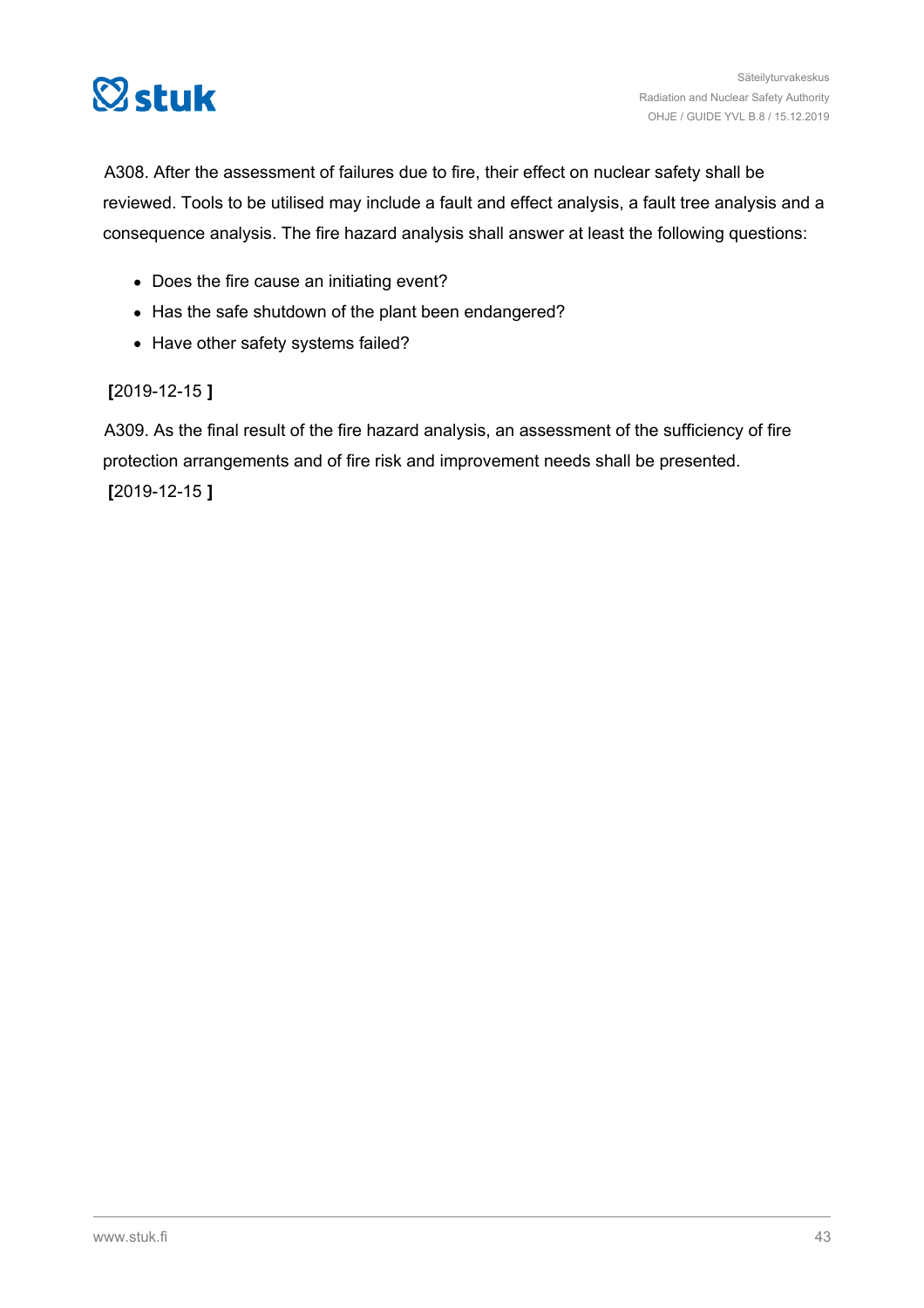A308. After the assessment of failures due to fire, their effect on nuclear safety shall be reviewed. Tools to be utilised may include a fault and effect analysis, a fault tree analysis and a consequence analysis. The fire hazard analysis shall answer at least the following questions:

- Does the fire cause an initiating event?
- Has the safe shutdown of the plant been endangered?
- Have other safety systems failed?

**[**2019-12-15 **]**

A309. As the final result of the fire hazard analysis, an assessment of the sufficiency of fire protection arrangements and of fire risk and improvement needs shall be presented.
**[**2019-12-15 **]**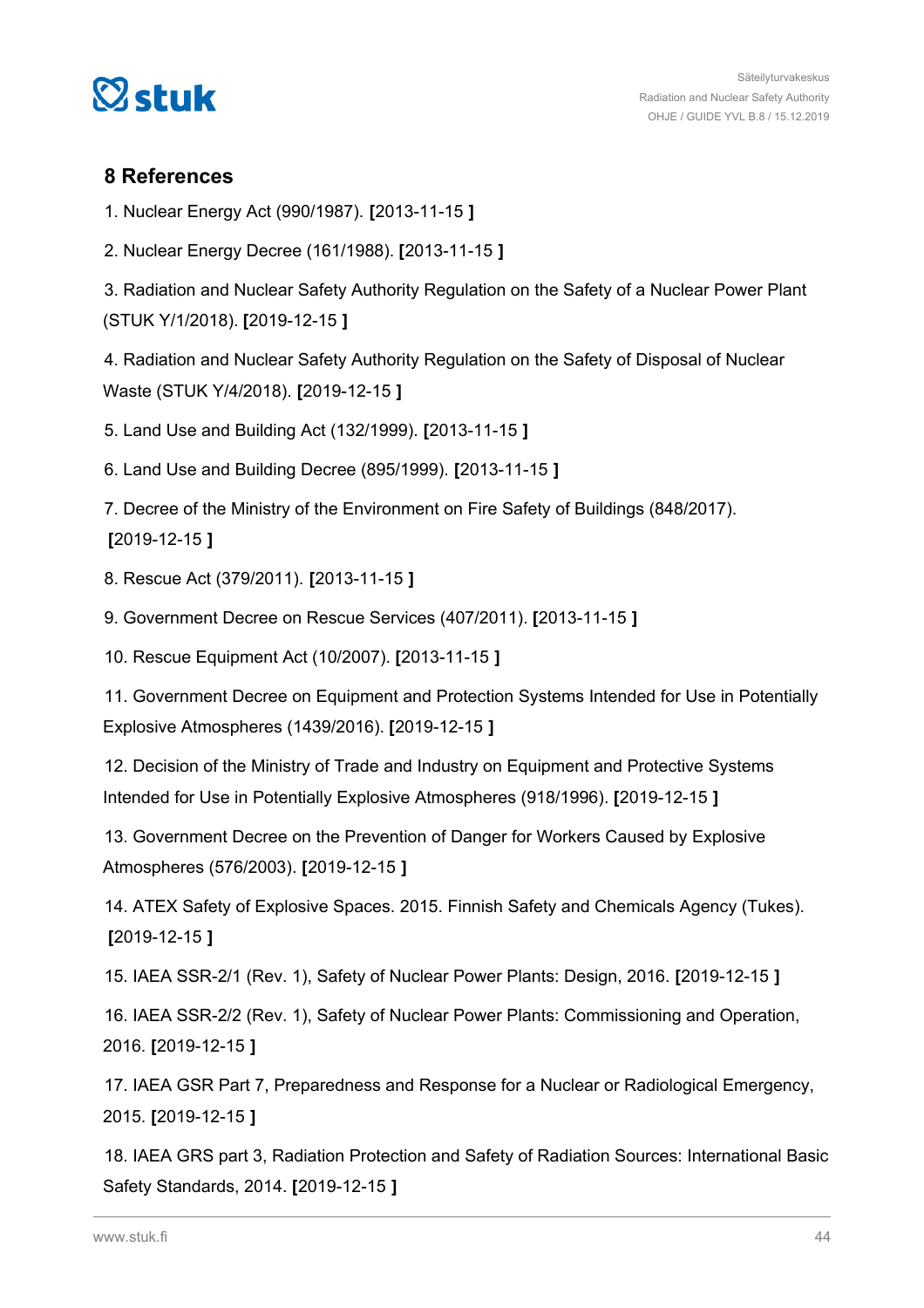## 8 References

1. Nuclear Energy Act (990/1987). [2013-11-15 ]

2. Nuclear Energy Decree (161/1988). [2013-11-15 ]

3. Radiation and Nuclear Safety Authority Regulation on the Safety of a Nuclear Power Plant (STUK Y/1/2018). [2019-12-15 ]

4. Radiation and Nuclear Safety Authority Regulation on the Safety of Disposal of Nuclear Waste (STUK Y/4/2018). [2019-12-15 ]

5. Land Use and Building Act (132/1999). [2013-11-15 ]

6. Land Use and Building Decree (895/1999). [2013-11-15 ]

7. Decree of the Ministry of the Environment on Fire Safety of Buildings (848/2017). [2019-12-15 ]

8. Rescue Act (379/2011). [2013-11-15 ]

9. Government Decree on Rescue Services (407/2011). [2013-11-15 ]

10. Rescue Equipment Act (10/2007). [2013-11-15 ]

11. Government Decree on Equipment and Protection Systems Intended for Use in Potentially Explosive Atmospheres (1439/2016). [2019-12-15 ]

12. Decision of the Ministry of Trade and Industry on Equipment and Protective Systems Intended for Use in Potentially Explosive Atmospheres (918/1996). [2019-12-15 ]

13. Government Decree on the Prevention of Danger for Workers Caused by Explosive Atmospheres (576/2003). [2019-12-15 ]

14. ATEX Safety of Explosive Spaces. 2015. Finnish Safety and Chemicals Agency (Tukes). [2019-12-15 ]

15. IAEA SSR-2/1 (Rev. 1), Safety of Nuclear Power Plants: Design, 2016. [2019-12-15 ]

16. IAEA SSR-2/2 (Rev. 1), Safety of Nuclear Power Plants: Commissioning and Operation, 2016. [2019-12-15 ]

17. IAEA GSR Part 7, Preparedness and Response for a Nuclear or Radiological Emergency, 2015. [2019-12-15 ]

18. IAEA GRS part 3, Radiation Protection and Safety of Radiation Sources: International Basic Safety Standards, 2014. [2019-12-15 ]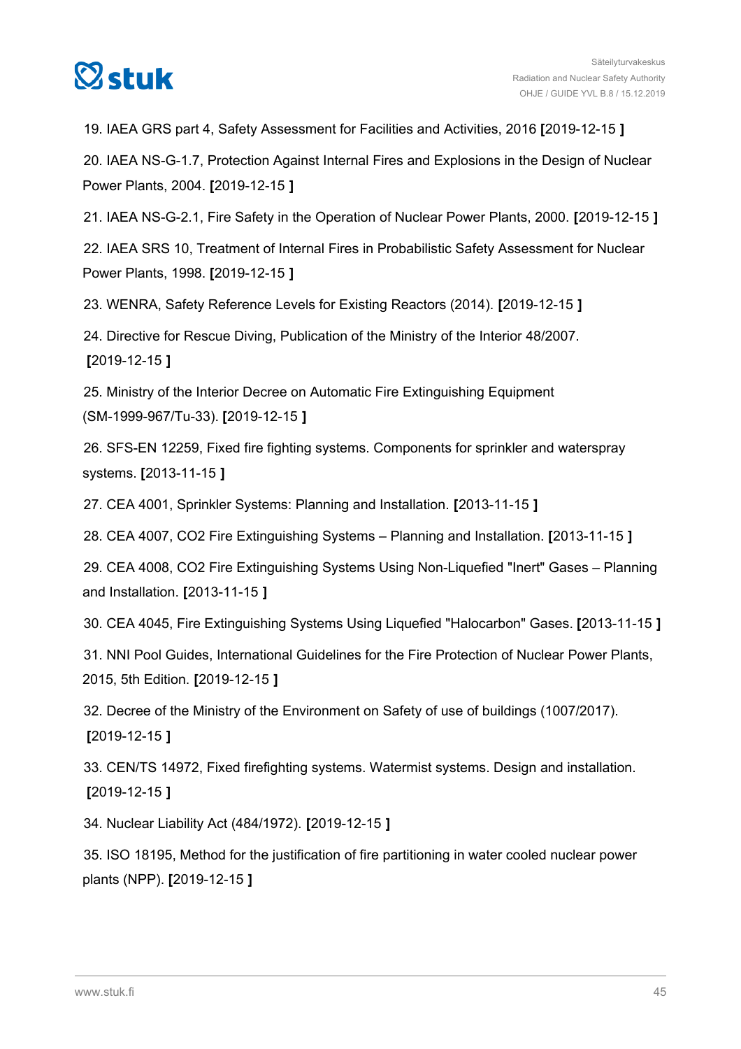19. IAEA GRS part 4, Safety Assessment for Facilities and Activities, 2016 **[**2019-12-15 **]**

20. IAEA NS-G-1.7, Protection Against Internal Fires and Explosions in the Design of Nuclear Power Plants, 2004. **[**2019-12-15 **]**

21. IAEA NS-G-2.1, Fire Safety in the Operation of Nuclear Power Plants, 2000. **[**2019-12-15 **]**

22. IAEA SRS 10, Treatment of Internal Fires in Probabilistic Safety Assessment for Nuclear Power Plants, 1998. **[**2019-12-15 **]**

23. WENRA, Safety Reference Levels for Existing Reactors (2014). **[**2019-12-15 **]**

24. Directive for Rescue Diving, Publication of the Ministry of the Interior 48/2007. **[**2019-12-15 **]**

25. Ministry of the Interior Decree on Automatic Fire Extinguishing Equipment (SM-1999-967/Tu-33). **[**2019-12-15 **]**

26. SFS-EN 12259, Fixed fire fighting systems. Components for sprinkler and waterspray systems. **[**2013-11-15 **]**

27. CEA 4001, Sprinkler Systems: Planning and Installation. **[**2013-11-15 **]**

28. CEA 4007, CO2 Fire Extinguishing Systems – Planning and Installation. **[**2013-11-15 **]**

29. CEA 4008, CO2 Fire Extinguishing Systems Using Non-Liquefied "Inert" Gases – Planning and Installation. **[**2013-11-15 **]**

30. CEA 4045, Fire Extinguishing Systems Using Liquefied "Halocarbon" Gases. **[**2013-11-15 **]**

31. NNI Pool Guides, International Guidelines for the Fire Protection of Nuclear Power Plants, 2015, 5th Edition. **[**2019-12-15 **]**

32. Decree of the Ministry of the Environment on Safety of use of buildings (1007/2017). **[**2019-12-15 **]**

33. CEN/TS 14972, Fixed firefighting systems. Watermist systems. Design and installation. **[**2019-12-15 **]**

34. Nuclear Liability Act (484/1972). **[**2019-12-15 **]**

35. ISO 18195, Method for the justification of fire partitioning in water cooled nuclear power plants (NPP). **[**2019-12-15 **]**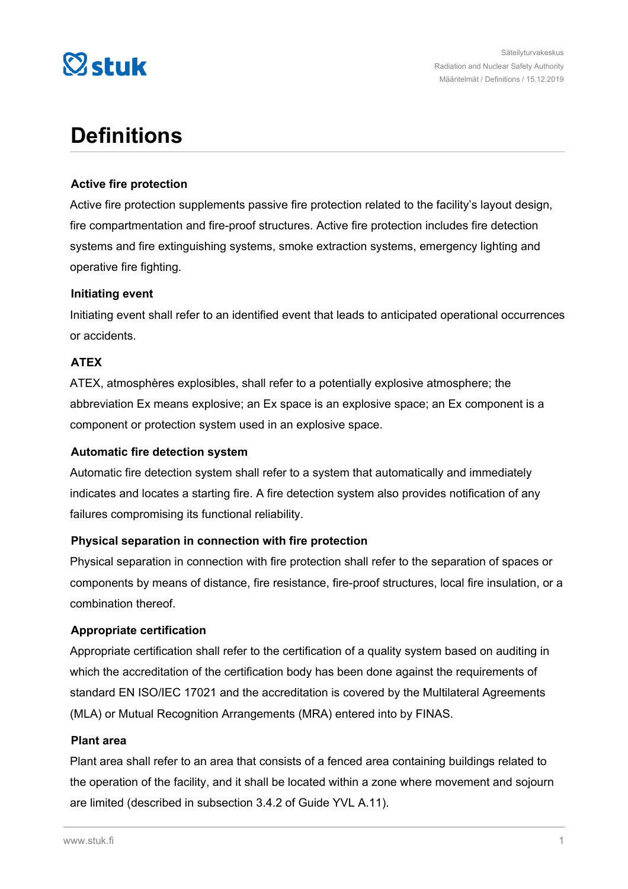# Definitions

### Active fire protection

Active fire protection supplements passive fire protection related to the facility's layout design, fire compartmentation and fire-proof structures. Active fire protection includes fire detection systems and fire extinguishing systems, smoke extraction systems, emergency lighting and operative fire fighting.

### Initiating event

Initiating event shall refer to an identified event that leads to anticipated operational occurrences or accidents.

### ATEX

ATEX, atmosphères explosibles, shall refer to a potentially explosive atmosphere; the abbreviation Ex means explosive; an Ex space is an explosive space; an Ex component is a component or protection system used in an explosive space.

### Automatic fire detection system

Automatic fire detection system shall refer to a system that automatically and immediately indicates and locates a starting fire. A fire detection system also provides notification of any failures compromising its functional reliability.

### Physical separation in connection with fire protection

Physical separation in connection with fire protection shall refer to the separation of spaces or components by means of distance, fire resistance, fire-proof structures, local fire insulation, or a combination thereof.

### Appropriate certification

Appropriate certification shall refer to the certification of a quality system based on auditing in which the accreditation of the certification body has been done against the requirements of standard EN ISO/IEC 17021 and the accreditation is covered by the Multilateral Agreements (MLA) or Mutual Recognition Arrangements (MRA) entered into by FINAS.

### Plant area

Plant area shall refer to an area that consists of a fenced area containing buildings related to the operation of the facility, and it shall be located within a zone where movement and sojourn are limited (described in subsection 3.4.2 of Guide YVL A.11).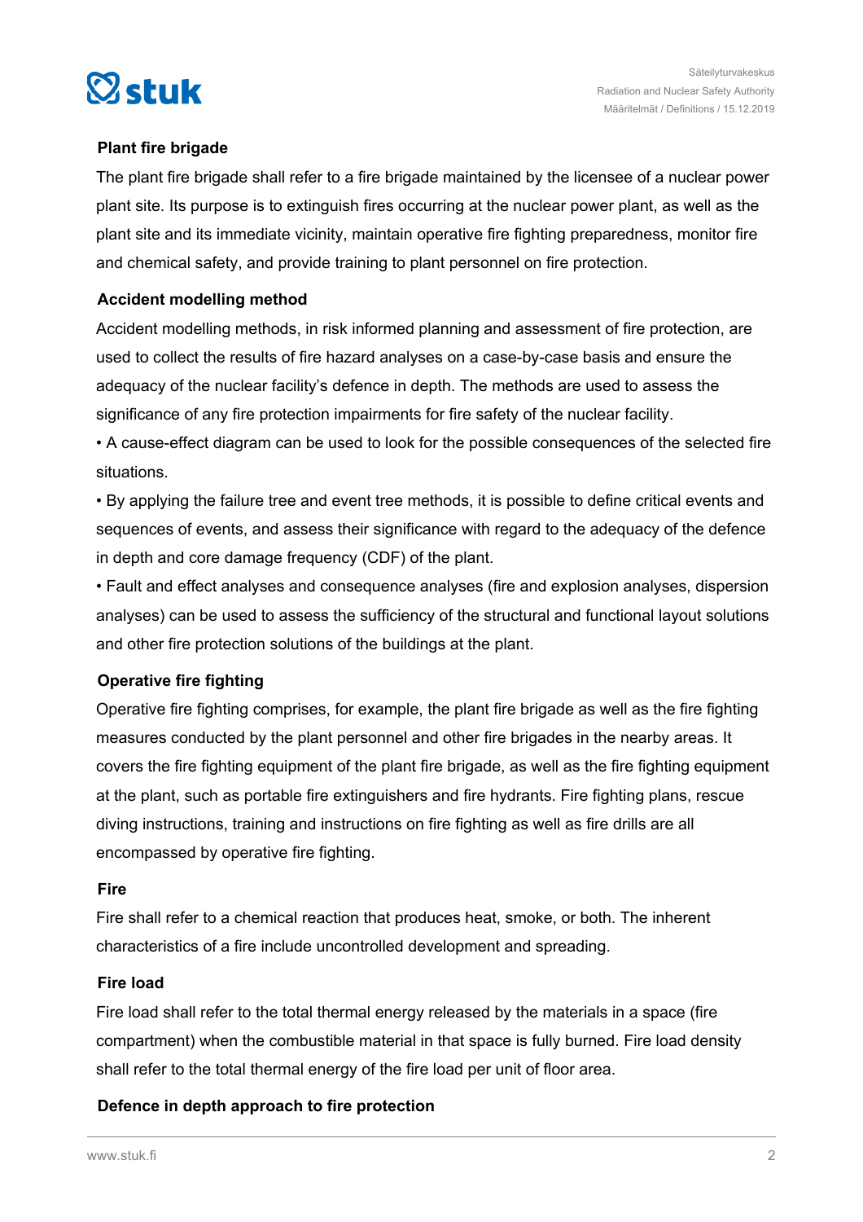### Plant fire brigade

The plant fire brigade shall refer to a fire brigade maintained by the licensee of a nuclear power plant site. Its purpose is to extinguish fires occurring at the nuclear power plant, as well as the plant site and its immediate vicinity, maintain operative fire fighting preparedness, monitor fire and chemical safety, and provide training to plant personnel on fire protection.

### Accident modelling method

Accident modelling methods, in risk informed planning and assessment of fire protection, are used to collect the results of fire hazard analyses on a case-by-case basis and ensure the adequacy of the nuclear facility's defence in depth. The methods are used to assess the significance of any fire protection impairments for fire safety of the nuclear facility.

- A cause-effect diagram can be used to look for the possible consequences of the selected fire situations.
- By applying the failure tree and event tree methods, it is possible to define critical events and sequences of events, and assess their significance with regard to the adequacy of the defence in depth and core damage frequency (CDF) of the plant.
- Fault and effect analyses and consequence analyses (fire and explosion analyses, dispersion analyses) can be used to assess the sufficiency of the structural and functional layout solutions and other fire protection solutions of the buildings at the plant.

### Operative fire fighting

Operative fire fighting comprises, for example, the plant fire brigade as well as the fire fighting measures conducted by the plant personnel and other fire brigades in the nearby areas. It covers the fire fighting equipment of the plant fire brigade, as well as the fire fighting equipment at the plant, such as portable fire extinguishers and fire hydrants. Fire fighting plans, rescue diving instructions, training and instructions on fire fighting as well as fire drills are all encompassed by operative fire fighting.

### Fire

Fire shall refer to a chemical reaction that produces heat, smoke, or both. The inherent characteristics of a fire include uncontrolled development and spreading.

### Fire load

Fire load shall refer to the total thermal energy released by the materials in a space (fire compartment) when the combustible material in that space is fully burned. Fire load density shall refer to the total thermal energy of the fire load per unit of floor area.

### Defence in depth approach to fire protection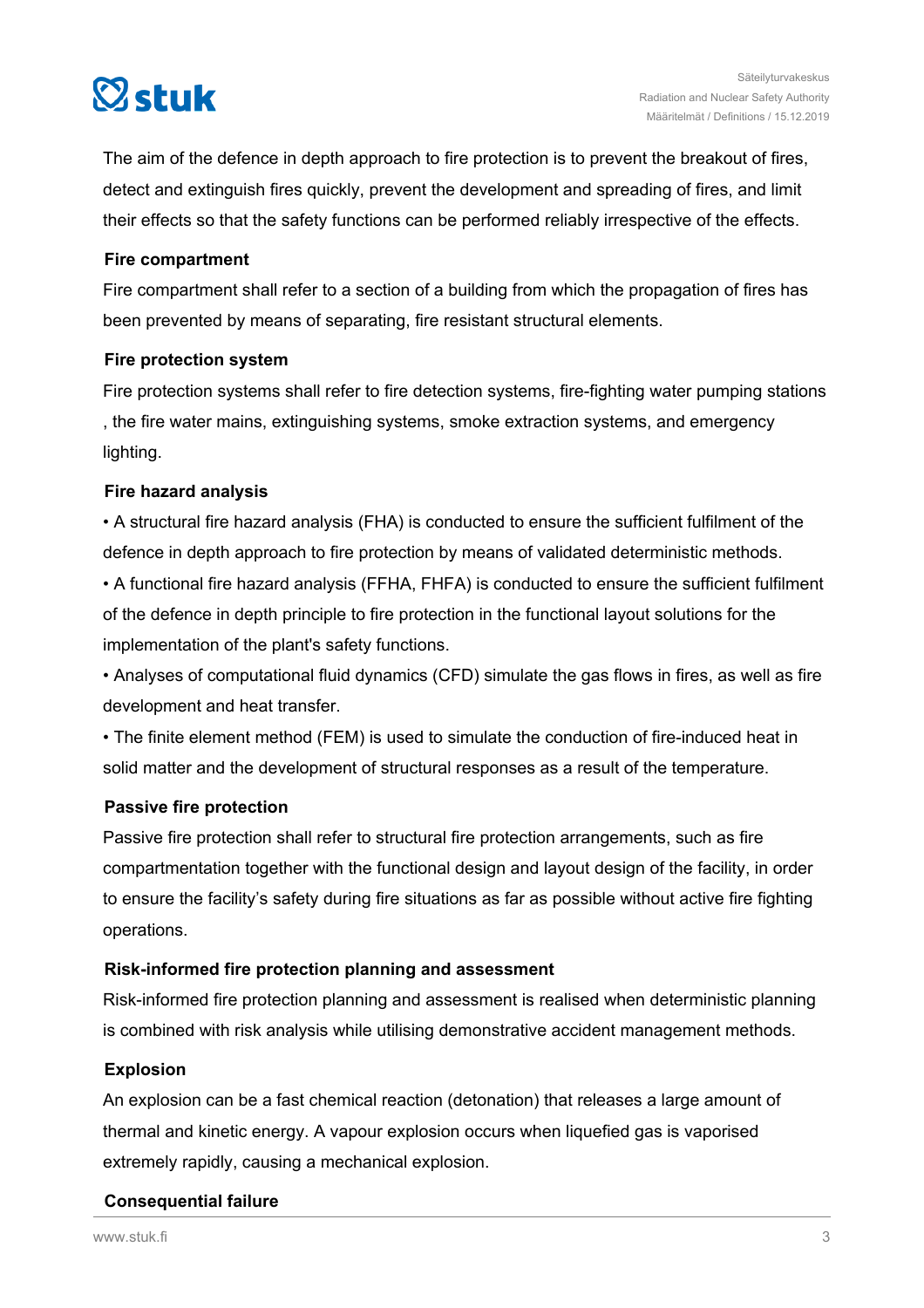The aim of the defence in depth approach to fire protection is to prevent the breakout of fires, detect and extinguish fires quickly, prevent the development and spreading of fires, and limit their effects so that the safety functions can be performed reliably irrespective of the effects.

**Fire compartment**

Fire compartment shall refer to a section of a building from which the propagation of fires has been prevented by means of separating, fire resistant structural elements.

**Fire protection system**

Fire protection systems shall refer to fire detection systems, fire-fighting water pumping stations , the fire water mains, extinguishing systems, smoke extraction systems, and emergency lighting.

**Fire hazard analysis**

- A structural fire hazard analysis (FHA) is conducted to ensure the sufficient fulfilment of the defence in depth approach to fire protection by means of validated deterministic methods.
- A functional fire hazard analysis (FFHA, FHFA) is conducted to ensure the sufficient fulfilment of the defence in depth principle to fire protection in the functional layout solutions for the implementation of the plant's safety functions.
- Analyses of computational fluid dynamics (CFD) simulate the gas flows in fires, as well as fire development and heat transfer.
- The finite element method (FEM) is used to simulate the conduction of fire-induced heat in solid matter and the development of structural responses as a result of the temperature.

**Passive fire protection**

Passive fire protection shall refer to structural fire protection arrangements, such as fire compartmentation together with the functional design and layout design of the facility, in order to ensure the facility's safety during fire situations as far as possible without active fire fighting operations.

**Risk-informed fire protection planning and assessment**

Risk-informed fire protection planning and assessment is realised when deterministic planning is combined with risk analysis while utilising demonstrative accident management methods.

**Explosion**

An explosion can be a fast chemical reaction (detonation) that releases a large amount of thermal and kinetic energy. A vapour explosion occurs when liquefied gas is vaporised extremely rapidly, causing a mechanical explosion.

**Consequential failure**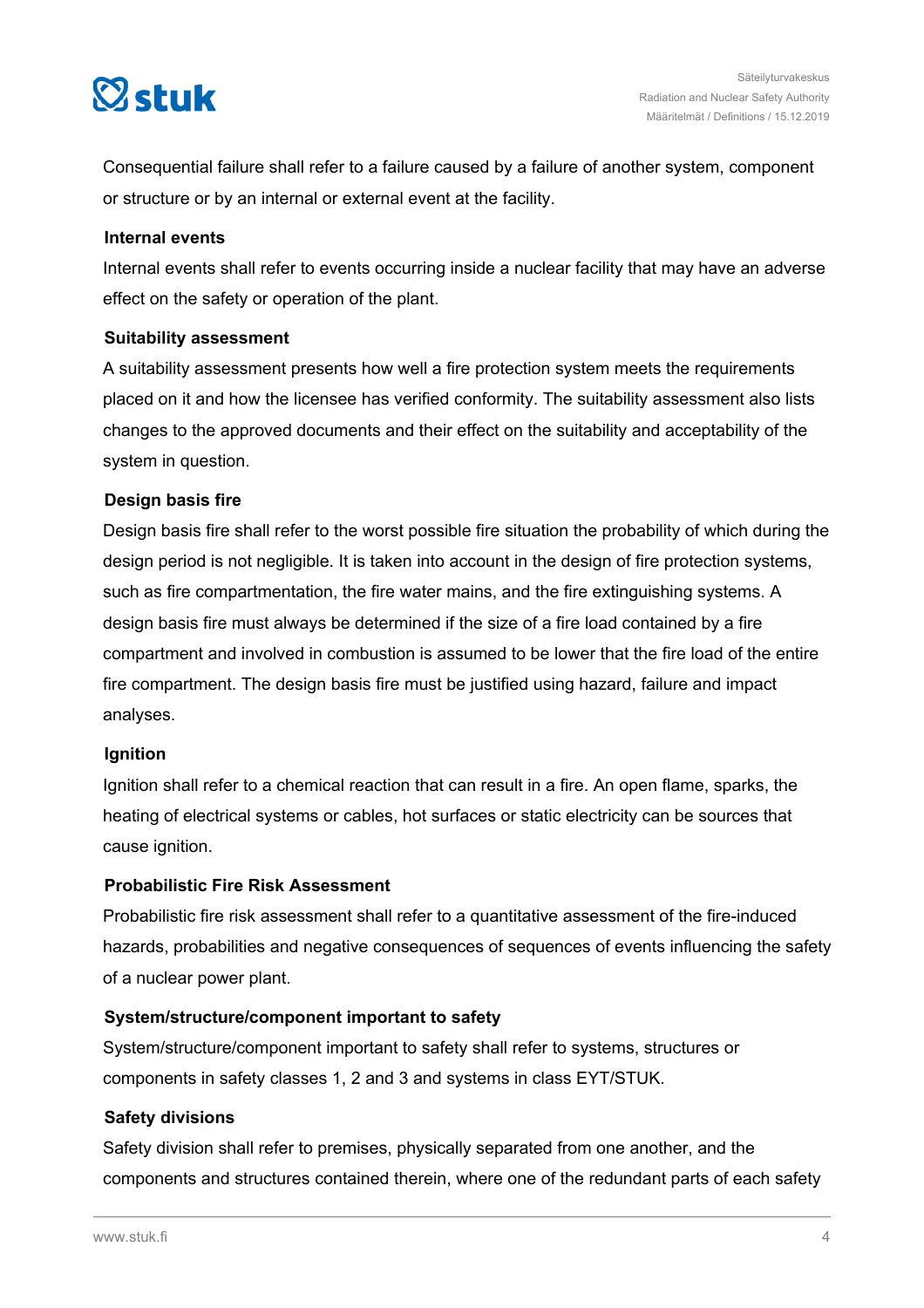Consequential failure shall refer to a failure caused by a failure of another system, component or structure or by an internal or external event at the facility.

#### Internal events

Internal events shall refer to events occurring inside a nuclear facility that may have an adverse effect on the safety or operation of the plant.

#### Suitability assessment

A suitability assessment presents how well a fire protection system meets the requirements placed on it and how the licensee has verified conformity. The suitability assessment also lists changes to the approved documents and their effect on the suitability and acceptability of the system in question.

#### Design basis fire

Design basis fire shall refer to the worst possible fire situation the probability of which during the design period is not negligible. It is taken into account in the design of fire protection systems, such as fire compartmentation, the fire water mains, and the fire extinguishing systems. A design basis fire must always be determined if the size of a fire load contained by a fire compartment and involved in combustion is assumed to be lower that the fire load of the entire fire compartment. The design basis fire must be justified using hazard, failure and impact analyses.

#### Ignition

Ignition shall refer to a chemical reaction that can result in a fire. An open flame, sparks, the heating of electrical systems or cables, hot surfaces or static electricity can be sources that cause ignition.

#### Probabilistic Fire Risk Assessment

Probabilistic fire risk assessment shall refer to a quantitative assessment of the fire-induced hazards, probabilities and negative consequences of sequences of events influencing the safety of a nuclear power plant.

#### System/structure/component important to safety

System/structure/component important to safety shall refer to systems, structures or components in safety classes 1, 2 and 3 and systems in class EYT/STUK.

#### Safety divisions

Safety division shall refer to premises, physically separated from one another, and the components and structures contained therein, where one of the redundant parts of each safety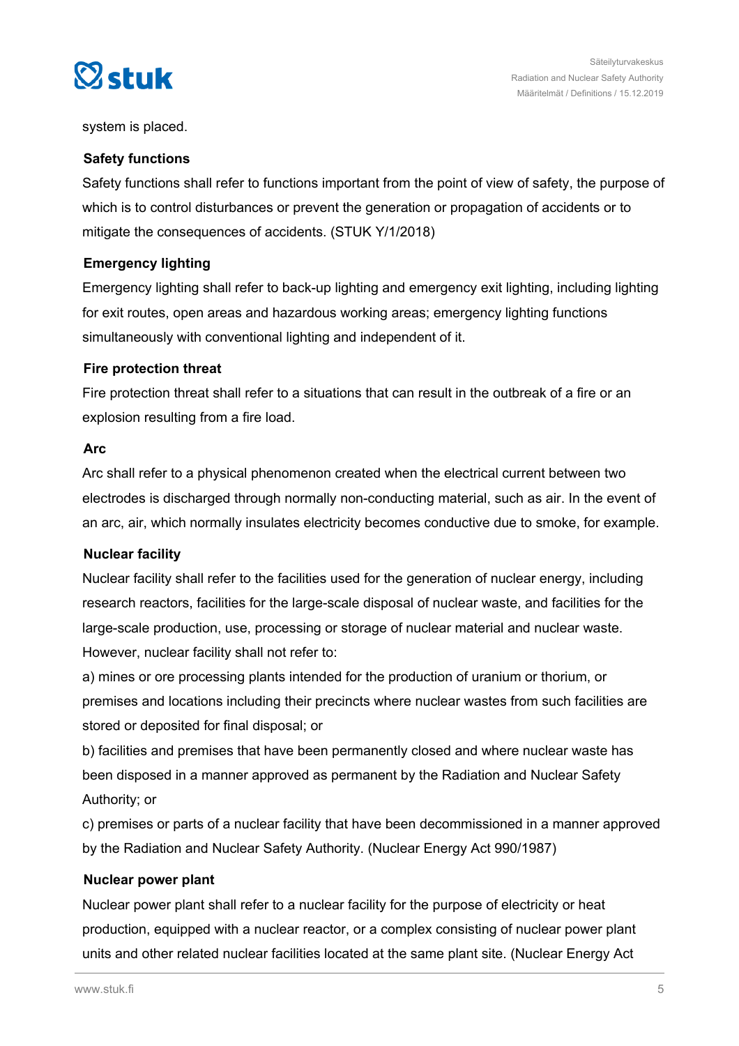system is placed.

### Safety functions

Safety functions shall refer to functions important from the point of view of safety, the purpose of which is to control disturbances or prevent the generation or propagation of accidents or to mitigate the consequences of accidents. (STUK Y/1/2018)

### Emergency lighting

Emergency lighting shall refer to back-up lighting and emergency exit lighting, including lighting for exit routes, open areas and hazardous working areas; emergency lighting functions simultaneously with conventional lighting and independent of it.

### Fire protection threat

Fire protection threat shall refer to a situations that can result in the outbreak of a fire or an explosion resulting from a fire load.

### Arc

Arc shall refer to a physical phenomenon created when the electrical current between two electrodes is discharged through normally non-conducting material, such as air. In the event of an arc, air, which normally insulates electricity becomes conductive due to smoke, for example.

### Nuclear facility

Nuclear facility shall refer to the facilities used for the generation of nuclear energy, including research reactors, facilities for the large-scale disposal of nuclear waste, and facilities for the large-scale production, use, processing or storage of nuclear material and nuclear waste. However, nuclear facility shall not refer to:

a) mines or ore processing plants intended for the production of uranium or thorium, or premises and locations including their precincts where nuclear wastes from such facilities are stored or deposited for final disposal; or

b) facilities and premises that have been permanently closed and where nuclear waste has been disposed in a manner approved as permanent by the Radiation and Nuclear Safety Authority; or

c) premises or parts of a nuclear facility that have been decommissioned in a manner approved by the Radiation and Nuclear Safety Authority. (Nuclear Energy Act 990/1987)

### Nuclear power plant

Nuclear power plant shall refer to a nuclear facility for the purpose of electricity or heat production, equipped with a nuclear reactor, or a complex consisting of nuclear power plant units and other related nuclear facilities located at the same plant site. (Nuclear Energy Act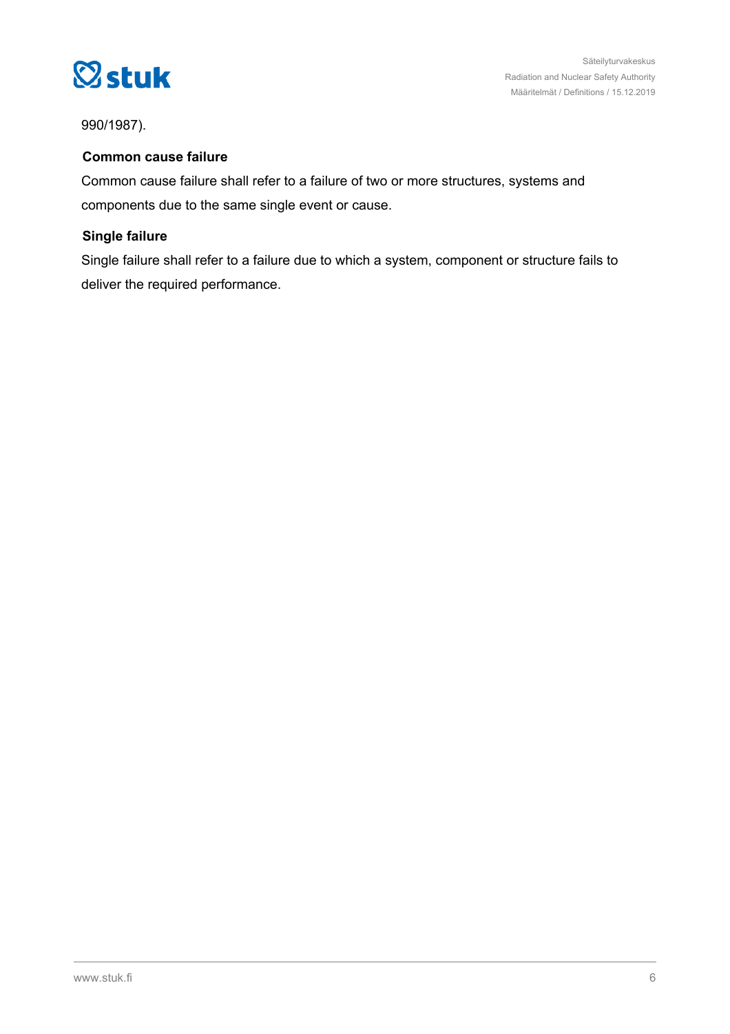990/1987).

### Common cause failure

Common cause failure shall refer to a failure of two or more structures, systems and components due to the same single event or cause.

### Single failure

Single failure shall refer to a failure due to which a system, component or structure fails to deliver the required performance.